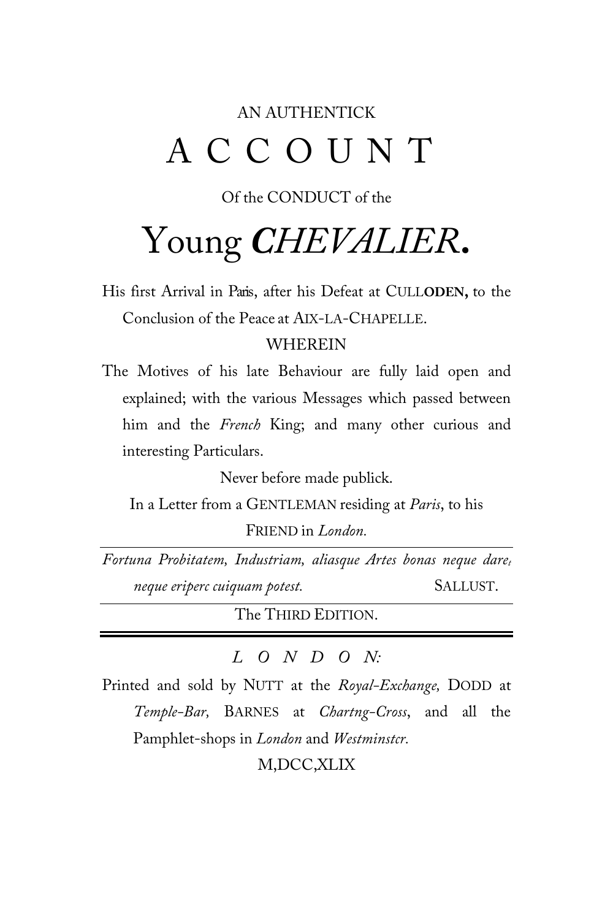AN AUTHENTICK

# A C C O U N T

Of the CONDUCT of the

# Young *CHEVALIER*.

His first Arrival in Paris, after his Defeat at CULLODEN, to the Conclusion of the Peace at AIX-LA-CHAPELLE.

WHEREIN

The Motives of his late Behaviour are fully laid open and explained; with the various Messages which passed between him and the *French* King; and many other curious and interesting Particulars.

Never before made publick.

In a Letter from a GENTLEMAN residing at *Paris*, to his FRIEND in *London*.

---

*Fortuna Probitatem, Industriam, aliasque Artes bonas neque dare, neque eriperc cuiquam potest.* SALLUST.

---

The THIRD EDITION.

---

*L O N D O N:*

Printed and sold by NUTT at the *Royal-Exchange,* DODD at *Temple-Bar,* BARNES at *Chartng-Cross*, and all the Pamphlet-shops in *London* and *Westminstcr.*

M,DCC,XLIX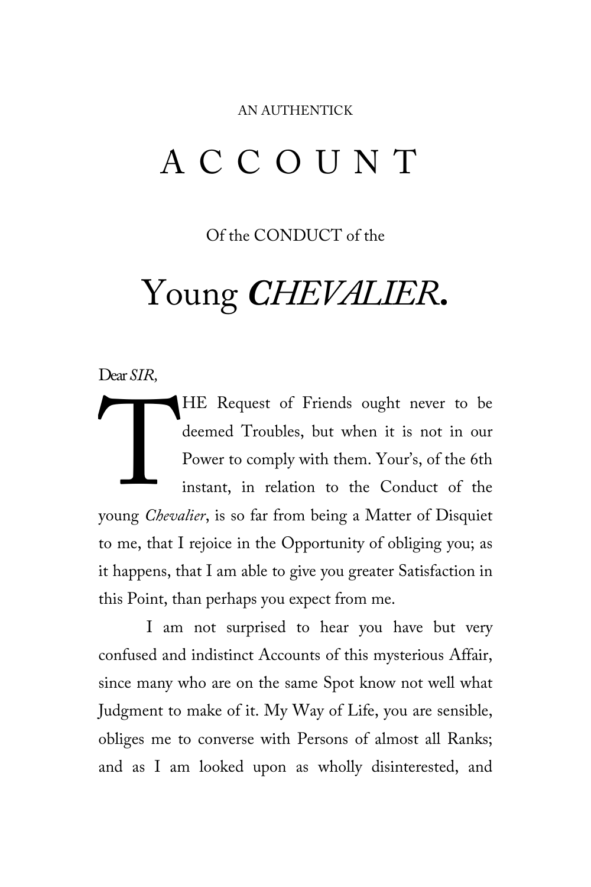AN AUTHENTICK

# A C C O U N T

Of the CONDUCT of the

# Young *CHEVALIER*.

Dear *SIR*,

THE Request of Friends ought never to be deemed Troubles, but when it is not in our Power to comply with them. Your's, of the 6th instant, in relation to the Conduct of the young *Chevalier*, is so far from being a Matter of Disquiet to me, that I rejoice in the Opportunity of obliging you; as it happens, that I am able to give you greater Satisfaction in this Point, than perhaps you expect from me.

I am not surprised to hear you have but very confused and indistinct Accounts of this mysterious Affair, since many who are on the same Spot know not well what Judgment to make of it. My Way of Life, you are sensible, obliges me to converse with Persons of almost all Ranks; and as I am looked upon as wholly disinterested, and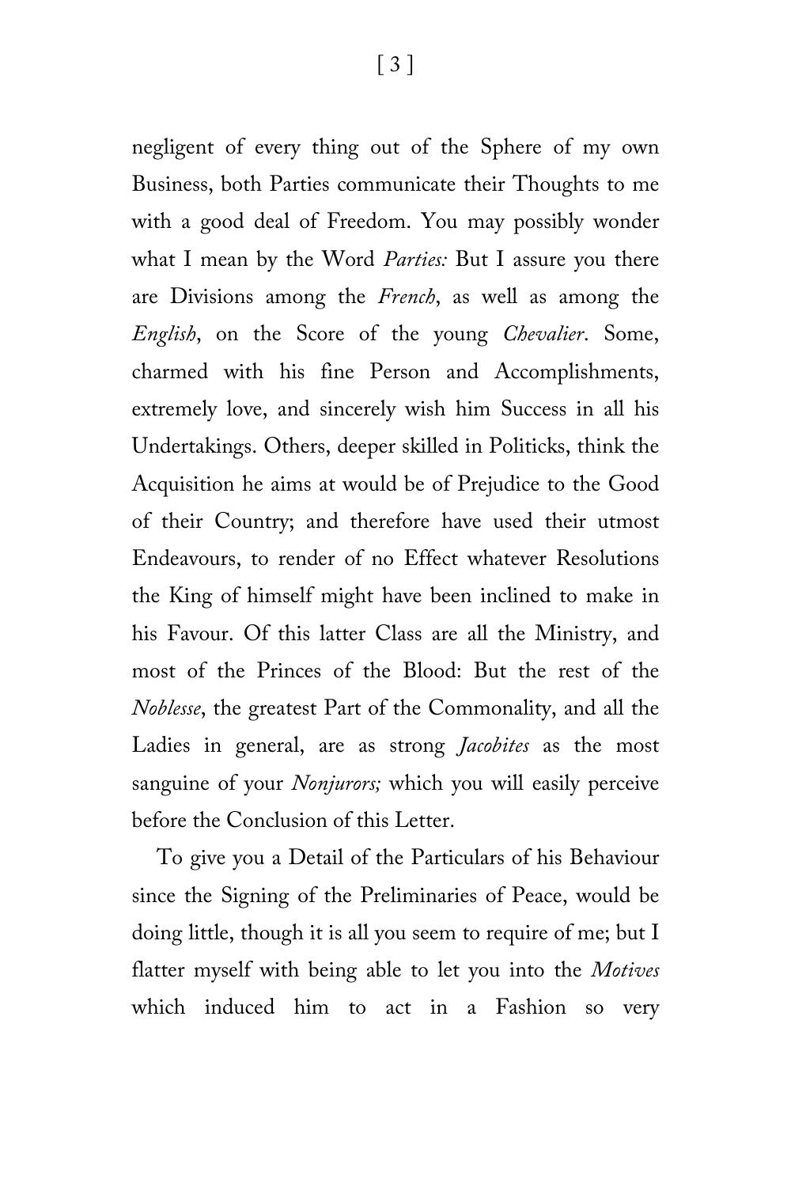negligent of every thing out of the Sphere of my own Business, both Parties communicate their Thoughts to me with a good deal of Freedom. You may possibly wonder what I mean by the Word *Parties:* But I assure you there are Divisions among the *French*, as well as among the *English*, on the Score of the young *Chevalier*. Some, charmed with his fine Person and Accomplishments, extremely love, and sincerely wish him Success in all his Undertakings. Others, deeper skilled in Politicks, think the Acquisition he aims at would be of Prejudice to the Good of their Country; and therefore have used their utmost Endeavours, to render of no Effect whatever Resolutions the King of himself might have been inclined to make in his Favour. Of this latter Class are all the Ministry, and most of the Princes of the Blood: But the rest of the *Noblesse*, the greatest Part of the Commonality, and all the Ladies in general, are as strong *Jacobites* as the most sanguine of your *Nonjurors;* which you will easily perceive before the Conclusion of this Letter.

To give you a Detail of the Particulars of his Behaviour since the Signing of the Preliminaries of Peace, would be doing little, though it is all you seem to require of me; but I flatter myself with being able to let you into the *Motives* which induced him to act in a Fashion so very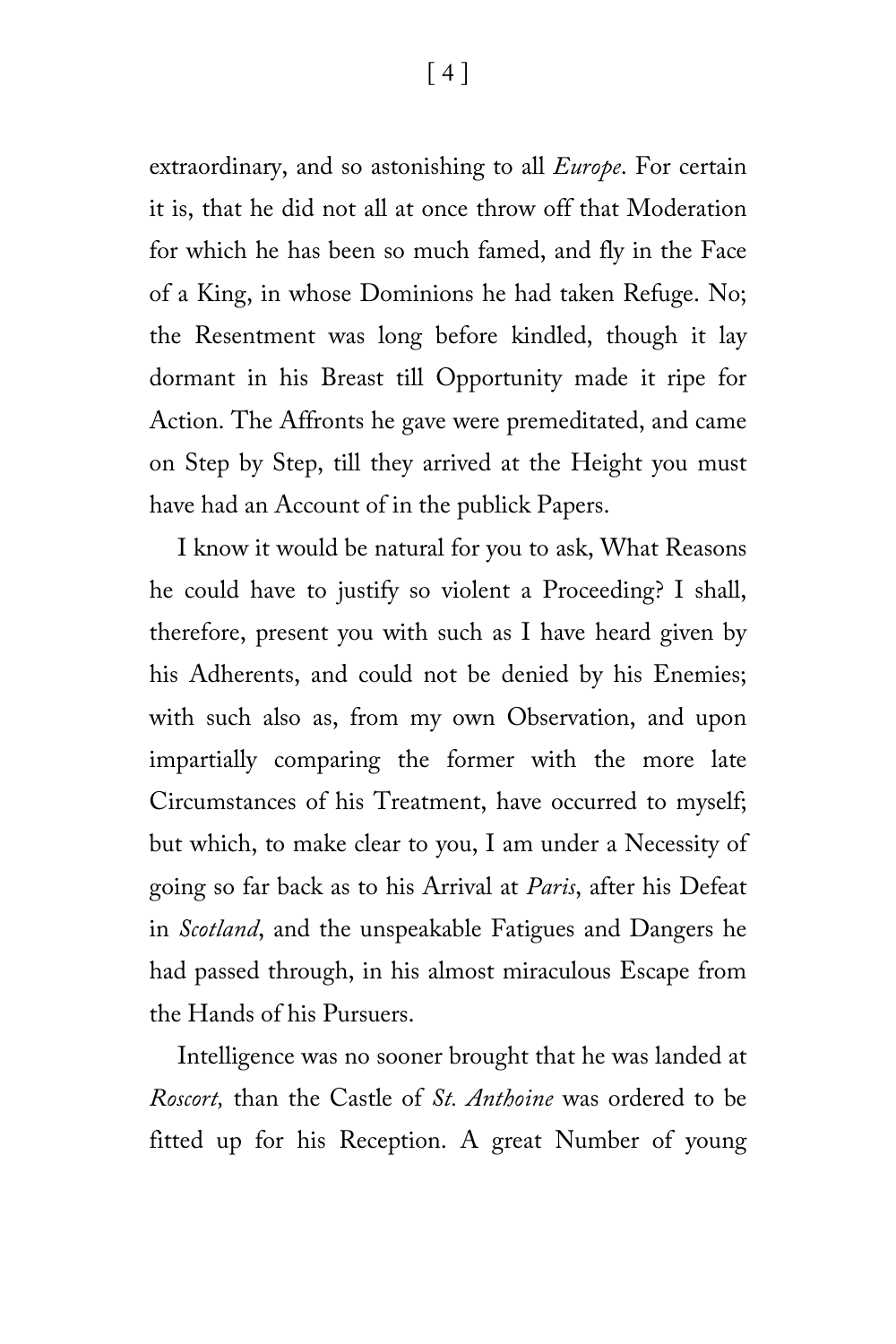extraordinary, and so astonishing to all *Europe*. For certain it is, that he did not all at once throw off that Moderation for which he has been so much famed, and fly in the Face of a King, in whose Dominions he had taken Refuge. No; the Resentment was long before kindled, though it lay dormant in his Breast till Opportunity made it ripe for Action. The Affronts he gave were premeditated, and came on Step by Step, till they arrived at the Height you must have had an Account of in the publick Papers.

I know it would be natural for you to ask, What Reasons he could have to justify so violent a Proceeding? I shall, therefore, present you with such as I have heard given by his Adherents, and could not be denied by his Enemies; with such also as, from my own Observation, and upon impartially comparing the former with the more late Circumstances of his Treatment, have occurred to myself; but which, to make clear to you, I am under a Necessity of going so far back as to his Arrival at *Paris*, after his Defeat in *Scotland*, and the unspeakable Fatigues and Dangers he had passed through, in his almost miraculous Escape from the Hands of his Pursuers.

Intelligence was no sooner brought that he was landed at *Roscort,* than the Castle of *St. Anthoine* was ordered to be fitted up for his Reception. A great Number of young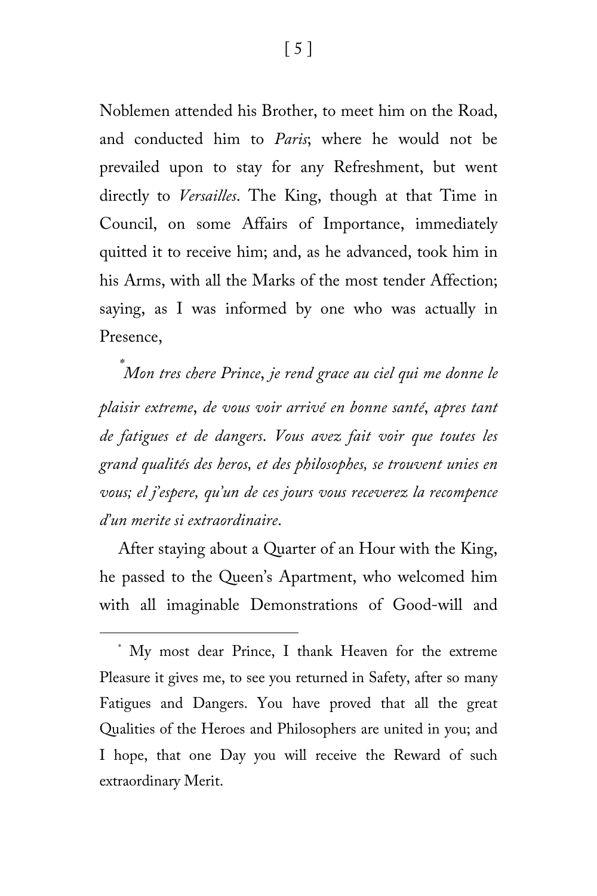Noblemen attended his Brother, to meet him on the Road, and conducted him to *Paris*; where he would not be prevailed upon to stay for any Refreshment, but went directly to *Versailles*. The King, though at that Time in Council, on some Affairs of Importance, immediately quitted it to receive him; and, as he advanced, took him in his Arms, with all the Marks of the most tender Affection; saying, as I was informed by one who was actually in Presence,

[*] *Mon tres chere Prince, je rend grace au ciel qui me donne le plaisir extreme, de vous voir arrivé en bonne santé, apres tant de fatigues et de dangers. Vous avez fait voir que toutes les grand qualités des heros, et des philosophes, se trouvent unies en vous; el j'espere, qu'un de ces jours vous receverez la recompence d'un merite si extraordinaire.*

After staying about a Quarter of an Hour with the King, he passed to the Queen's Apartment, who welcomed him with all imaginable Demonstrations of Good-will and

---

[*] My most dear Prince, I thank Heaven for the extreme Pleasure it gives me, to see you returned in Safety, after so many Fatigues and Dangers. You have proved that all the great Qualities of the Heroes and Philosophers are united in you; and I hope, that one Day you will receive the Reward of such extraordinary Merit.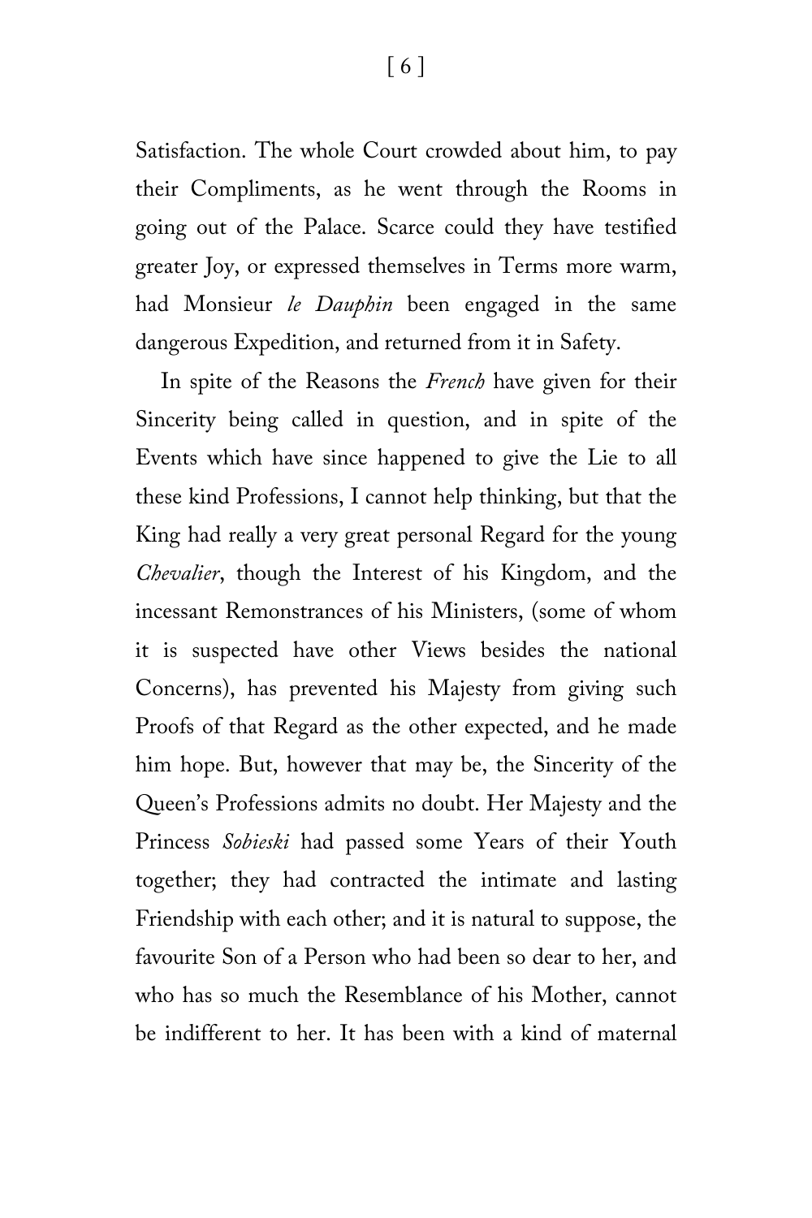Satisfaction. The whole Court crowded about him, to pay their Compliments, as he went through the Rooms in going out of the Palace. Scarce could they have testified greater Joy, or expressed themselves in Terms more warm, had Monsieur *le Dauphin* been engaged in the same dangerous Expedition, and returned from it in Safety.

In spite of the Reasons the *French* have given for their Sincerity being called in question, and in spite of the Events which have since happened to give the Lie to all these kind Professions, I cannot help thinking, but that the King had really a very great personal Regard for the young *Chevalier*, though the Interest of his Kingdom, and the incessant Remonstrances of his Ministers, (some of whom it is suspected have other Views besides the national Concerns), has prevented his Majesty from giving such Proofs of that Regard as the other expected, and he made him hope. But, however that may be, the Sincerity of the Queen's Professions admits no doubt. Her Majesty and the Princess *Sobieski* had passed some Years of their Youth together; they had contracted the intimate and lasting Friendship with each other; and it is natural to suppose, the favourite Son of a Person who had been so dear to her, and who has so much the Resemblance of his Mother, cannot be indifferent to her. It has been with a kind of maternal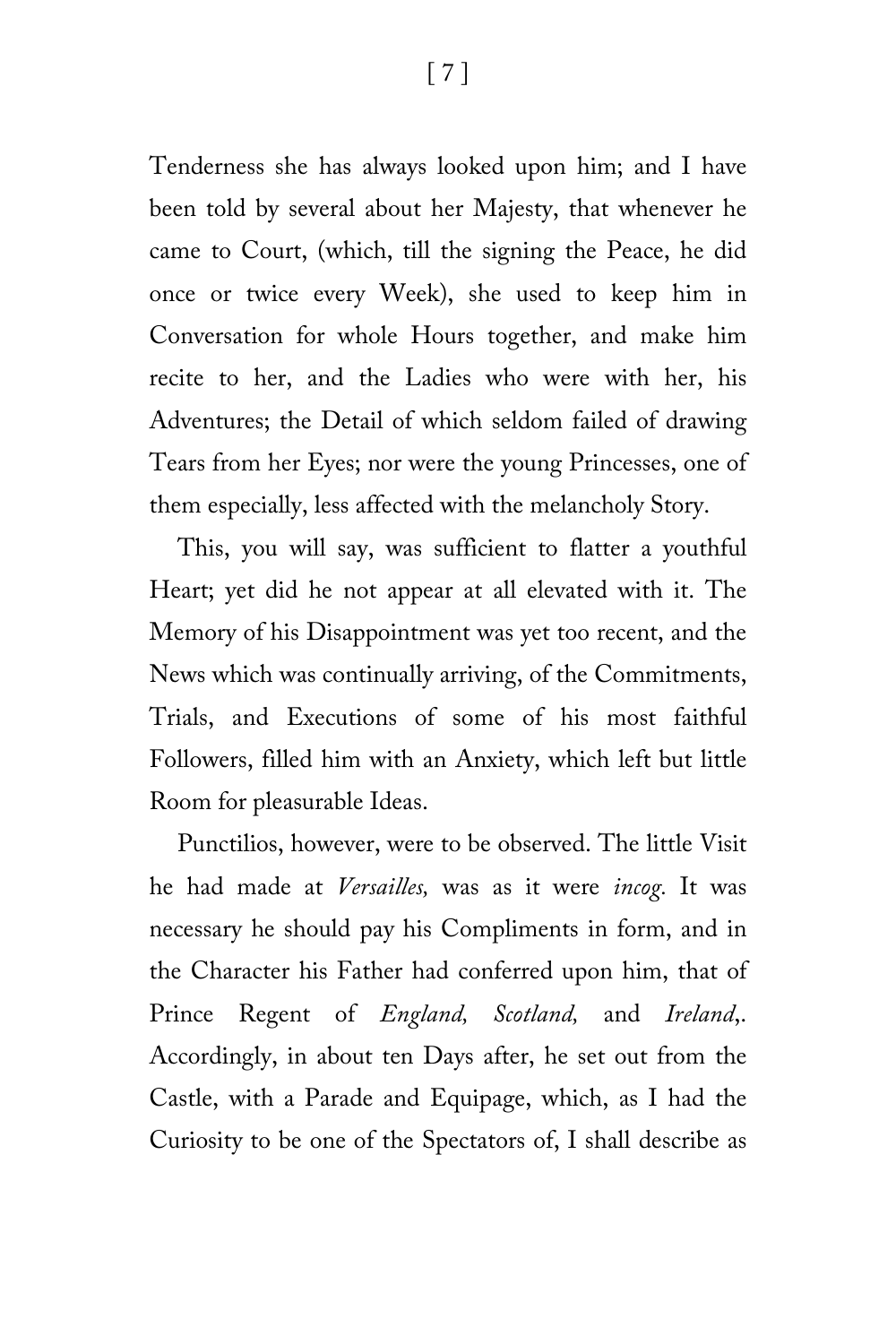Tenderness she has always looked upon him; and I have been told by several about her Majesty, that whenever he came to Court, (which, till the signing the Peace, he did once or twice every Week), she used to keep him in Conversation for whole Hours together, and make him recite to her, and the Ladies who were with her, his Adventures; the Detail of which seldom failed of drawing Tears from her Eyes; nor were the young Princesses, one of them especially, less affected with the melancholy Story.

This, you will say, was sufficient to flatter a youthful Heart; yet did he not appear at all elevated with it. The Memory of his Disappointment was yet too recent, and the News which was continually arriving, of the Commitments, Trials, and Executions of some of his most faithful Followers, filled him with an Anxiety, which left but little Room for pleasurable Ideas.

Punctilios, however, were to be observed. The little Visit he had made at *Versailles,* was as it were *incog.* It was necessary he should pay his Compliments in form, and in the Character his Father had conferred upon him, that of Prince Regent of *England, Scotland,* and *Ireland*,. Accordingly, in about ten Days after, he set out from the Castle, with a Parade and Equipage, which, as I had the Curiosity to be one of the Spectators of, I shall describe as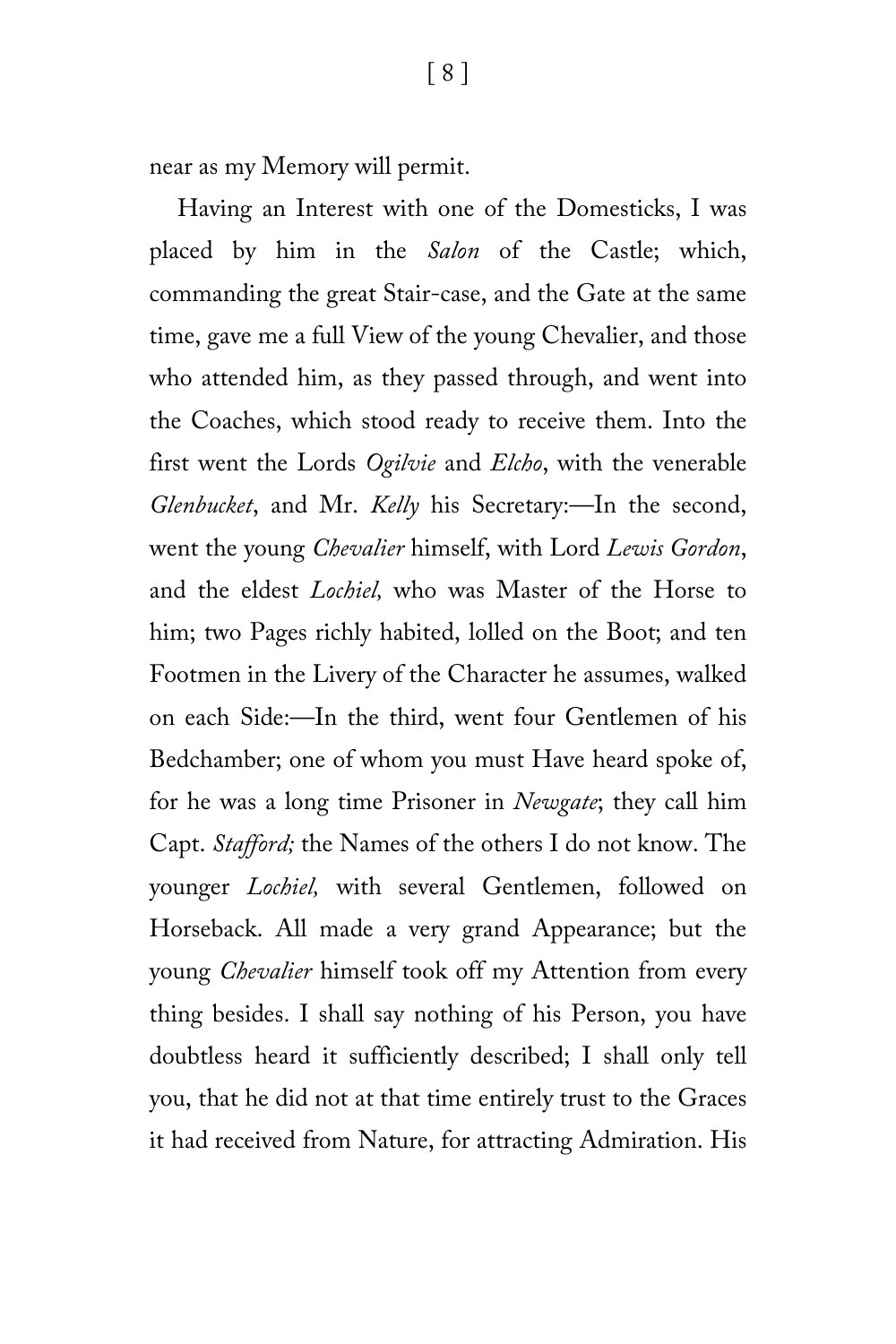near as my Memory will permit.

Having an Interest with one of the Domesticks, I was placed by him in the *Salon* of the Castle; which, commanding the great Stair-case, and the Gate at the same time, gave me a full View of the young Chevalier, and those who attended him, as they passed through, and went into the Coaches, which stood ready to receive them. Into the first went the Lords *Ogilvie* and *Elcho*, with the venerable *Glenbucket*, and Mr. *Kelly* his Secretary:—In the second, went the young *Chevalier* himself, with Lord *Lewis Gordon*, and the eldest *Lochiel,* who was Master of the Horse to him; two Pages richly habited, lolled on the Boot; and ten Footmen in the Livery of the Character he assumes, walked on each Side:—In the third, went four Gentlemen of his Bedchamber; one of whom you must Have heard spoke of, for he was a long time Prisoner in *Newgate*; they call him Capt. *Stafford;* the Names of the others I do not know. The younger *Lochiel,* with several Gentlemen, followed on Horseback. All made a very grand Appearance; but the young *Chevalier* himself took off my Attention from every thing besides. I shall say nothing of his Person, you have doubtless heard it sufficiently described; I shall only tell you, that he did not at that time entirely trust to the Graces it had received from Nature, for attracting Admiration. His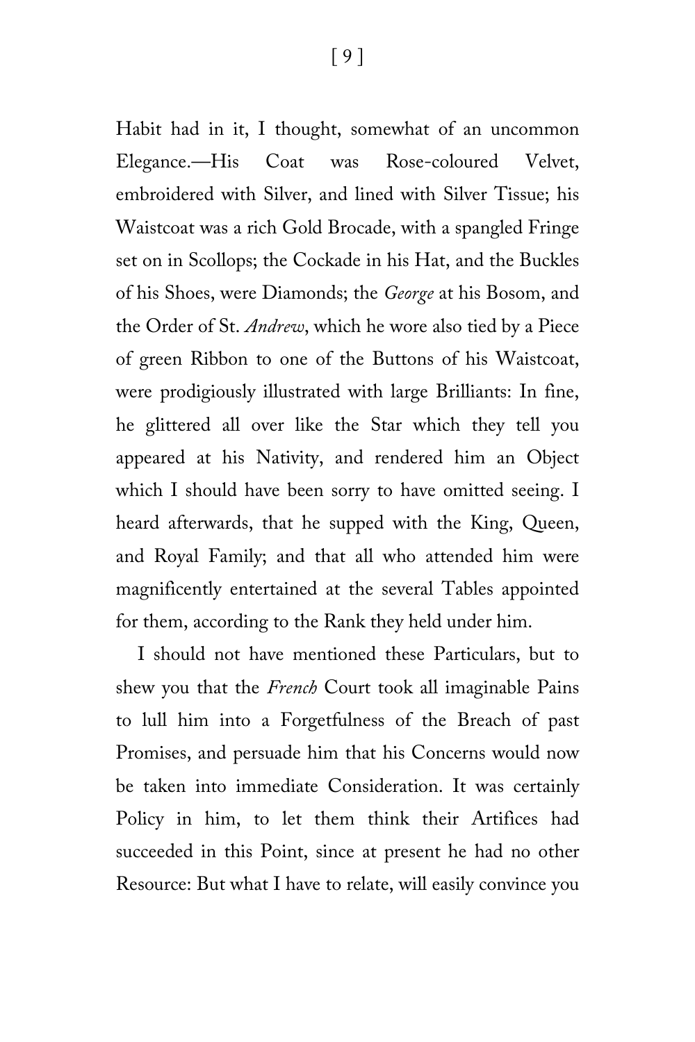Habit had in it, I thought, somewhat of an uncommon Elegance.—His Coat was Rose-coloured Velvet, embroidered with Silver, and lined with Silver Tissue; his Waistcoat was a rich Gold Brocade, with a spangled Fringe set on in Scollops; the Cockade in his Hat, and the Buckles of his Shoes, were Diamonds; the *George* at his Bosom, and the Order of St. *Andrew*, which he wore also tied by a Piece of green Ribbon to one of the Buttons of his Waistcoat, were prodigiously illustrated with large Brilliants: In fine, he glittered all over like the Star which they tell you appeared at his Nativity, and rendered him an Object which I should have been sorry to have omitted seeing. I heard afterwards, that he supped with the King, Queen, and Royal Family; and that all who attended him were magnificently entertained at the several Tables appointed for them, according to the Rank they held under him.

I should not have mentioned these Particulars, but to shew you that the *French* Court took all imaginable Pains to lull him into a Forgetfulness of the Breach of past Promises, and persuade him that his Concerns would now be taken into immediate Consideration. It was certainly Policy in him, to let them think their Artifices had succeeded in this Point, since at present he had no other Resource: But what I have to relate, will easily convince you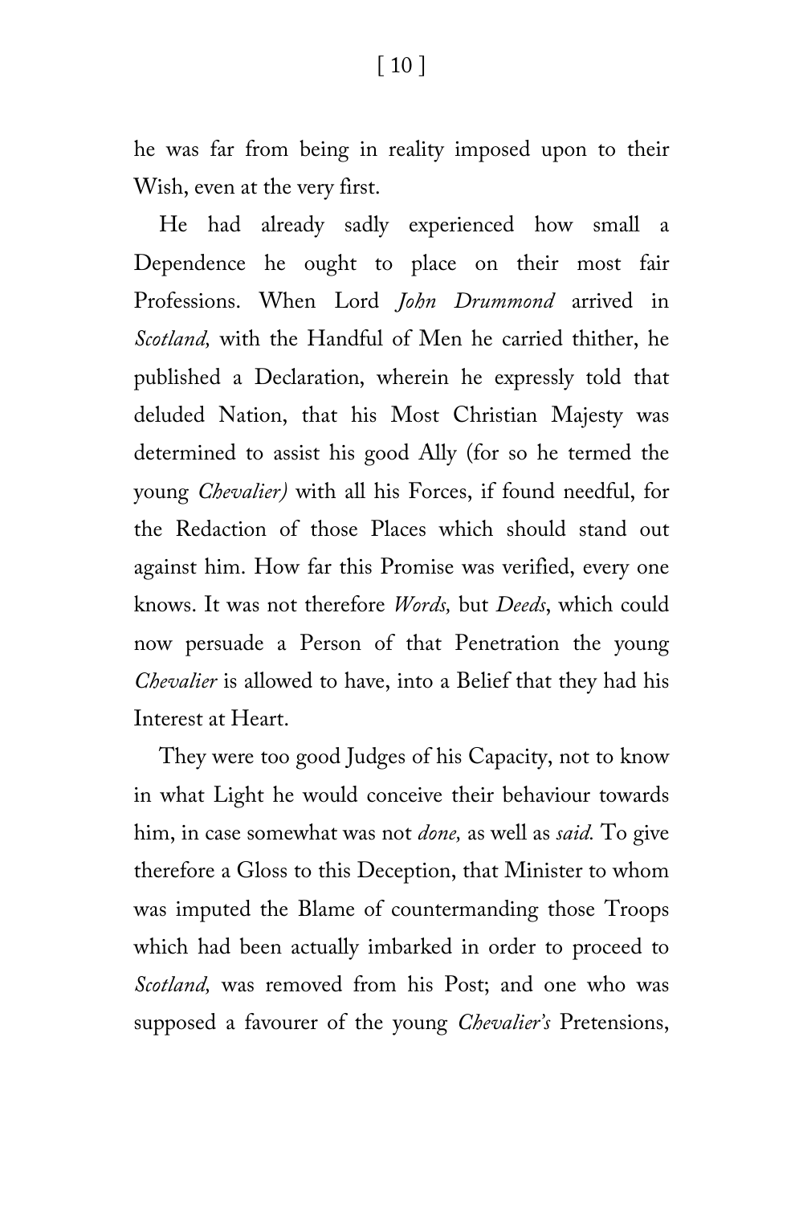he was far from being in reality imposed upon to their Wish, even at the very first.

He had already sadly experienced how small a Dependence he ought to place on their most fair Professions. When Lord *John Drummond* arrived in *Scotland,* with the Handful of Men he carried thither, he published a Declaration, wherein he expressly told that deluded Nation, that his Most Christian Majesty was determined to assist his good Ally (for so he termed the young *Chevalier)* with all his Forces, if found needful, for the Redaction of those Places which should stand out against him. How far this Promise was verified, every one knows. It was not therefore *Words,* but *Deeds*, which could now persuade a Person of that Penetration the young *Chevalier* is allowed to have, into a Belief that they had his Interest at Heart.

They were too good Judges of his Capacity, not to know in what Light he would conceive their behaviour towards him, in case somewhat was not *done,* as well as *said.* To give therefore a Gloss to this Deception, that Minister to whom was imputed the Blame of countermanding those Troops which had been actually imbarked in order to proceed to *Scotland,* was removed from his Post; and one who was supposed a favourer of the young *Chevalier's* Pretensions,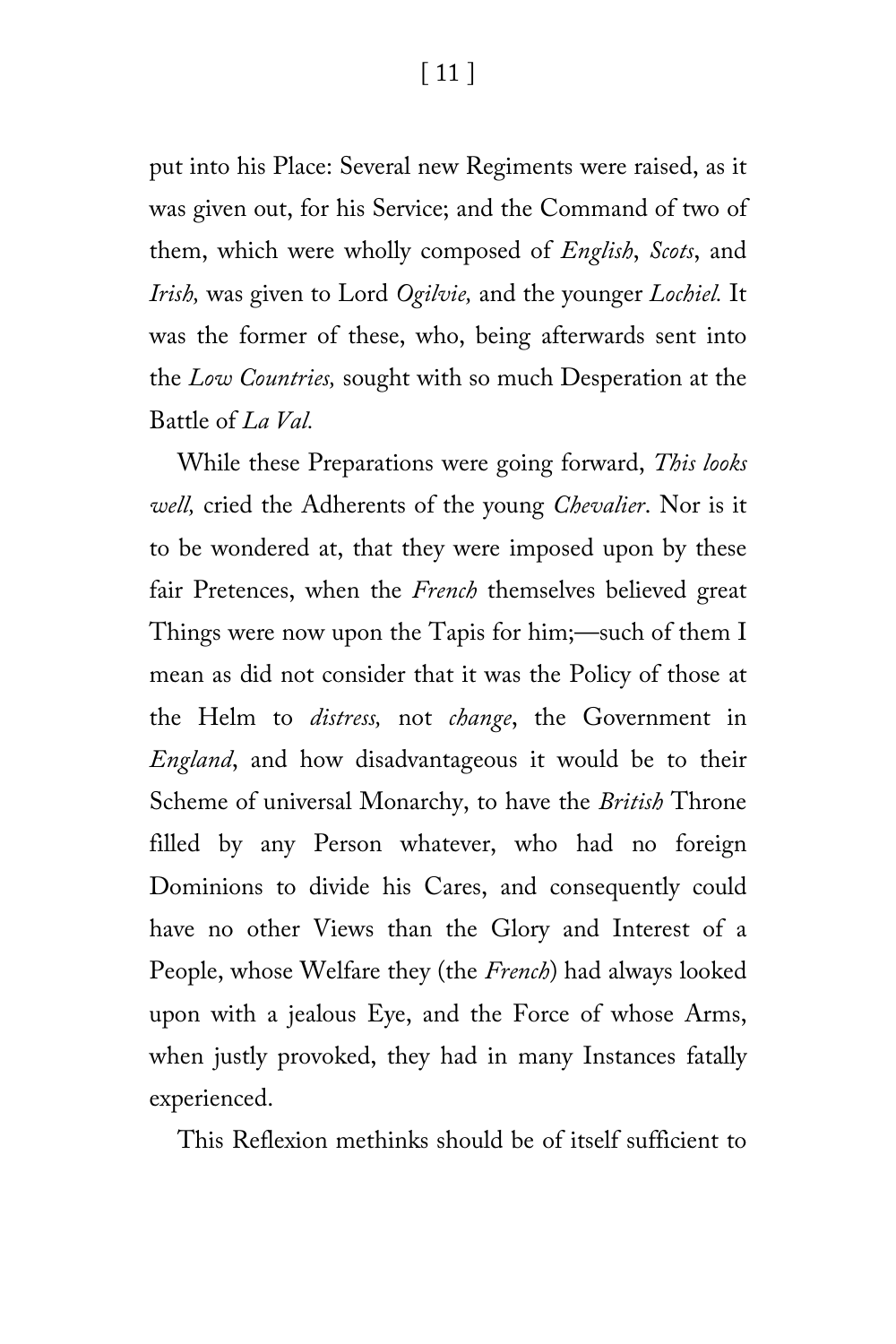put into his Place: Several new Regiments were raised, as it was given out, for his Service; and the Command of two of them, which were wholly composed of *English*, *Scots*, and *Irish,* was given to Lord *Ogilvie,* and the younger *Lochiel.* It was the former of these, who, being afterwards sent into the *Low Countries,* sought with so much Desperation at the Battle of *La Val.*

While these Preparations were going forward, *This looks well,* cried the Adherents of the young *Chevalier*. Nor is it to be wondered at, that they were imposed upon by these fair Pretences, when the *French* themselves believed great Things were now upon the Tapis for him;—such of them I mean as did not consider that it was the Policy of those at the Helm to *distress,* not *change*, the Government in *England*, and how disadvantageous it would be to their Scheme of universal Monarchy, to have the *British* Throne filled by any Person whatever, who had no foreign Dominions to divide his Cares, and consequently could have no other Views than the Glory and Interest of a People, whose Welfare they (the *French*) had always looked upon with a jealous Eye, and the Force of whose Arms, when justly provoked, they had in many Instances fatally experienced.

This Reflexion methinks should be of itself sufficient to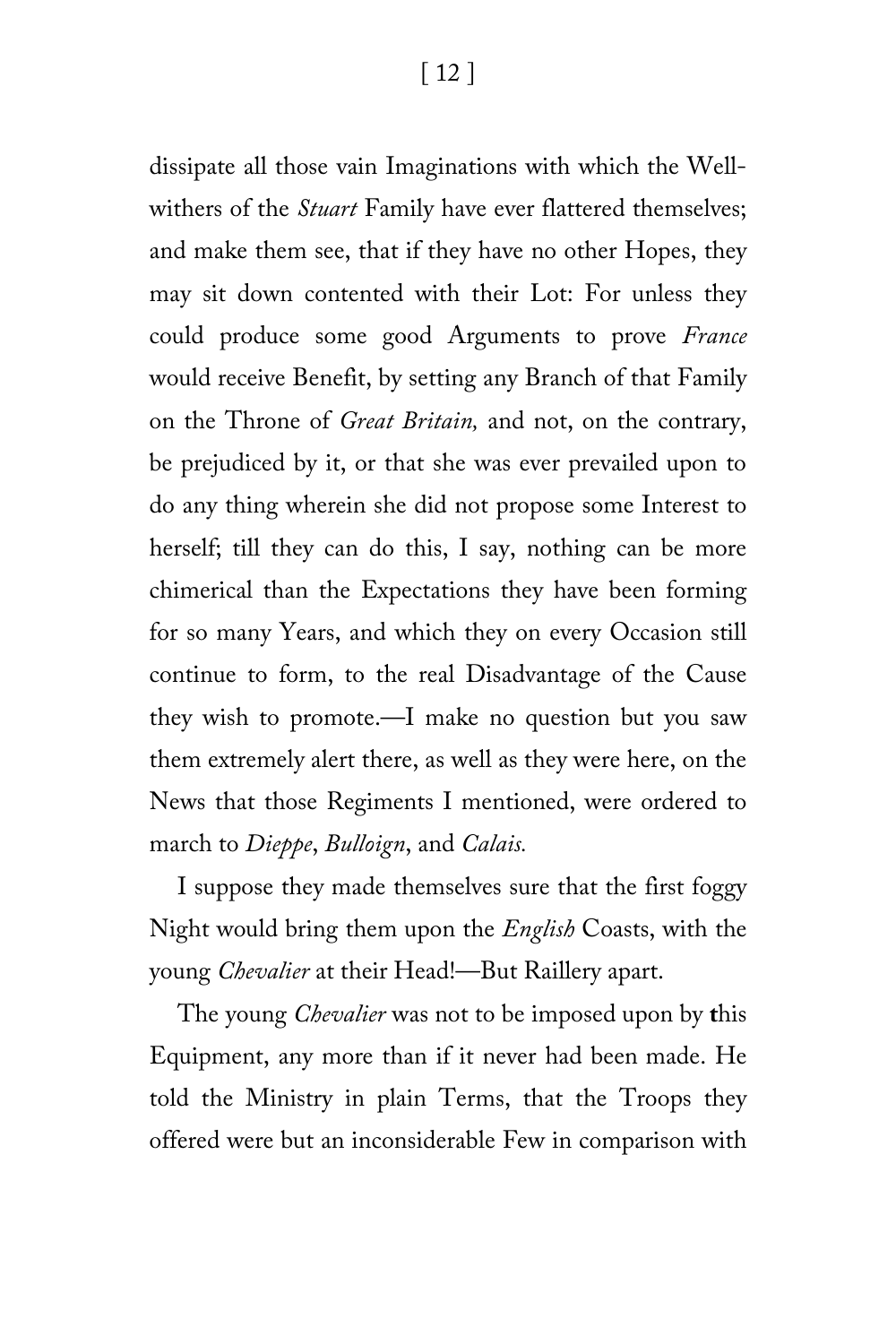dissipate all those vain Imaginations with which the Well-withers of the *Stuart* Family have ever flattered themselves; and make them see, that if they have no other Hopes, they may sit down contented with their Lot: For unless they could produce some good Arguments to prove *France* would receive Benefit, by setting any Branch of that Family on the Throne of *Great Britain,* and not, on the contrary, be prejudiced by it, or that she was ever prevailed upon to do any thing wherein she did not propose some Interest to herself; till they can do this, I say, nothing can be more chimerical than the Expectations they have been forming for so many Years, and which they on every Occasion still continue to form, to the real Disadvantage of the Cause they wish to promote.—I make no question but you saw them extremely alert there, as well as they were here, on the News that those Regiments I mentioned, were ordered to march to *Dieppe*, *Bulloign*, and *Calais.*

I suppose they made themselves sure that the first foggy Night would bring them upon the *English* Coasts, with the young *Chevalier* at their Head!—But Raillery apart.

The young *Chevalier* was not to be imposed upon by this Equipment, any more than if it never had been made. He told the Ministry in plain Terms, that the Troops they offered were but an inconsiderable Few in comparison with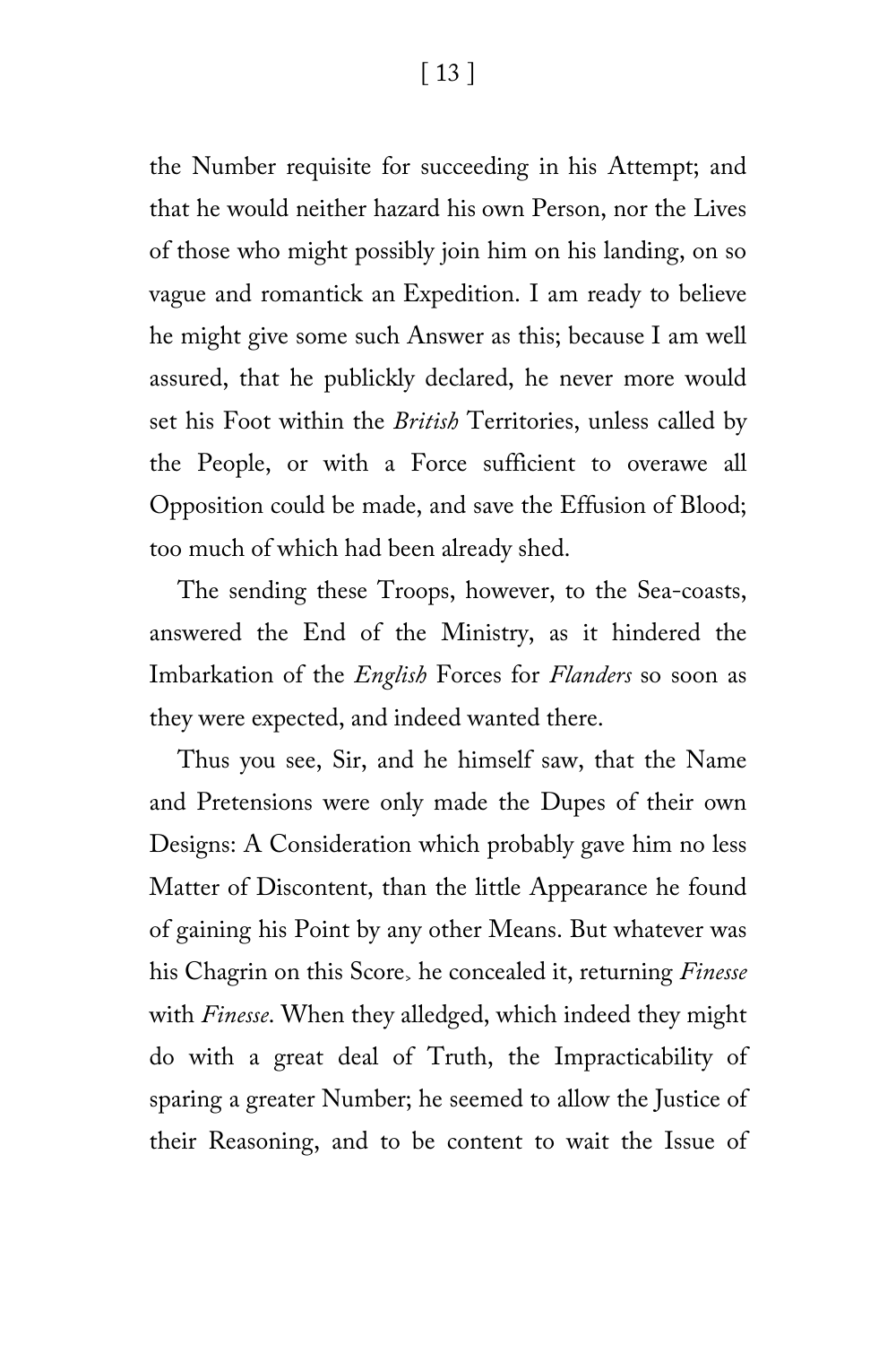the Number requisite for succeeding in his Attempt; and that he would neither hazard his own Person, nor the Lives of those who might possibly join him on his landing, on so vague and romantick an Expedition. I am ready to believe he might give some such Answer as this; because I am well assured, that he publickly declared, he never more would set his Foot within the *British* Territories, unless called by the People, or with a Force sufficient to overawe all Opposition could be made, and save the Effusion of Blood; too much of which had been already shed.

The sending these Troops, however, to the Sea-coasts, answered the End of the Ministry, as it hindered the Imbarkation of the *English* Forces for *Flanders* so soon as they were expected, and indeed wanted there.

Thus you see, Sir, and he himself saw, that the Name and Pretensions were only made the Dupes of their own Designs: A Consideration which probably gave him no less Matter of Discontent, than the little Appearance he found of gaining his Point by any other Means. But whatever was his Chagrin on this Score, he concealed it, returning *Finesse* with *Finesse*. When they alledged, which indeed they might do with a great deal of Truth, the Impracticability of sparing a greater Number; he seemed to allow the Justice of their Reasoning, and to be content to wait the Issue of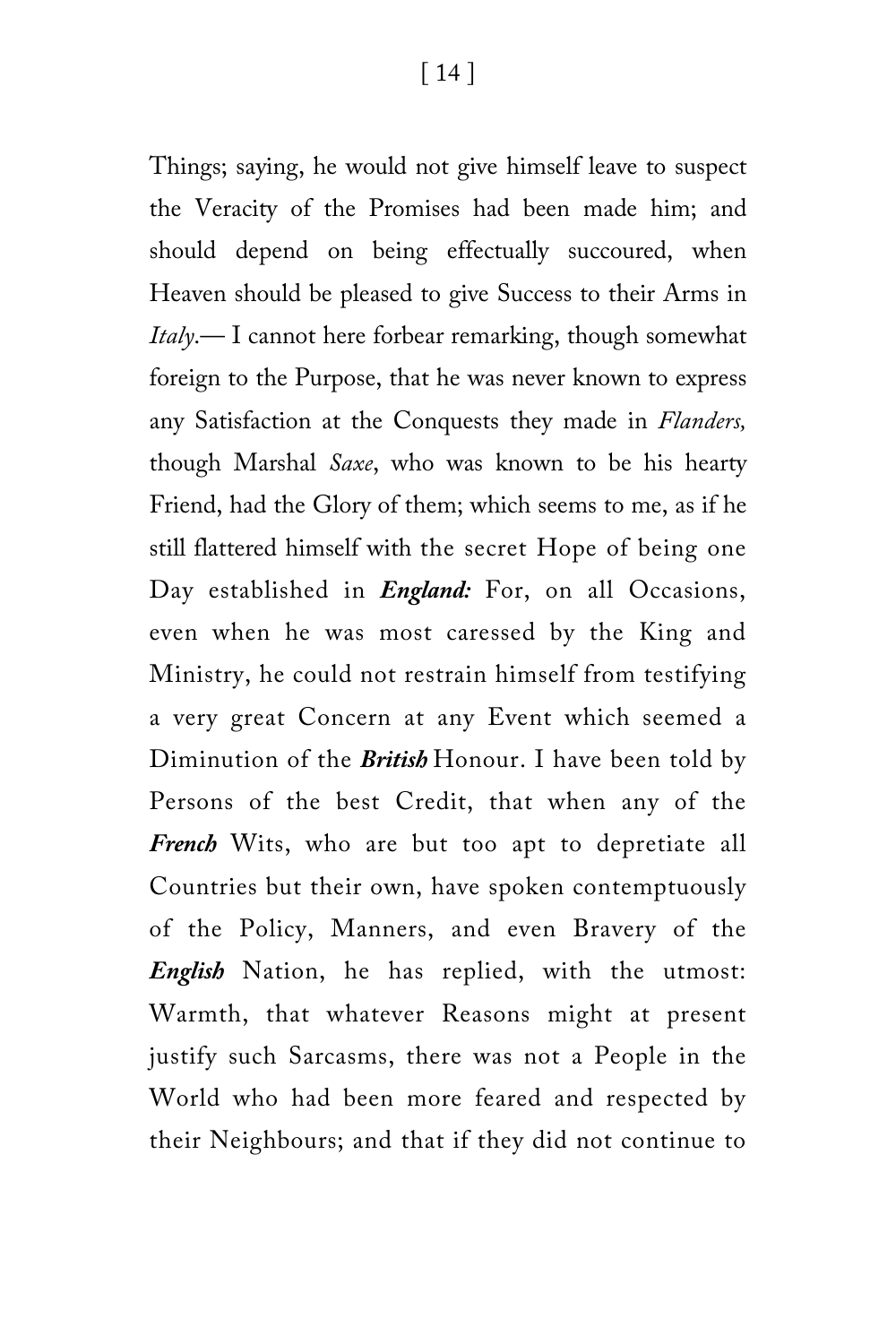Things; saying, he would not give himself leave to suspect the Veracity of the Promises had been made him; and should depend on being effectually succoured, when Heaven should be pleased to give Success to their Arms in *Italy*.— I cannot here forbear remarking, though somewhat foreign to the Purpose, that he was never known to express any Satisfaction at the Conquests they made in *Flanders,* though Marshal *Saxe*, who was known to be his hearty Friend, had the Glory of them; which seems to me, as if he still flattered himself with the secret Hope of being one Day established in ***England:*** For, on all Occasions, even when he was most caressed by the King and Ministry, he could not restrain himself from testifying a very great Concern at any Event which seemed a Diminution of the ***British*** Honour. I have been told by Persons of the best Credit, that when any of the ***French*** Wits, who are but too apt to depretiate all Countries but their own, have spoken contemptuously of the Policy, Manners, and even Bravery of the ***English*** Nation, he has replied, with the utmost: Warmth, that whatever Reasons might at present justify such Sarcasms, there was not a People in the World who had been more feared and respected by their Neighbours; and that if they did not continue to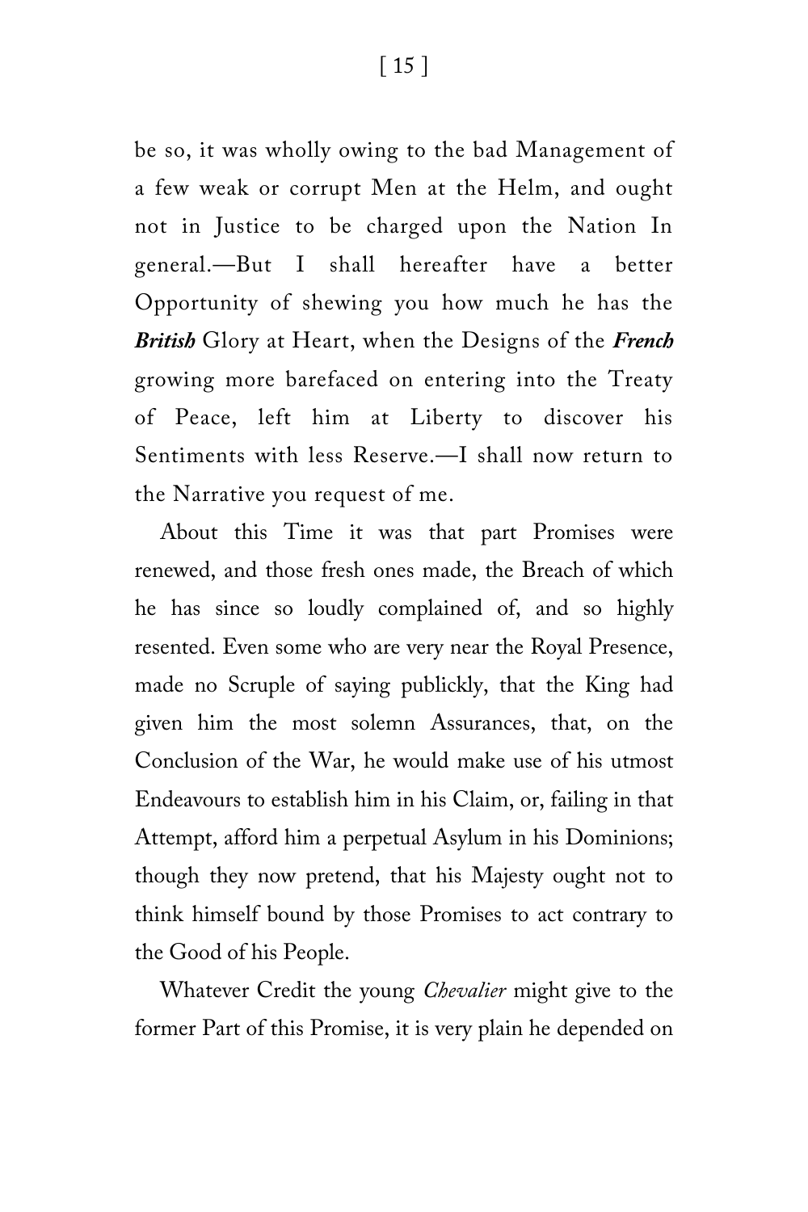be so, it was wholly owing to the bad Management of a few weak or corrupt Men at the Helm, and ought not in Justice to be charged upon the Nation In general.—But I shall hereafter have a better Opportunity of shewing you how much he has the ***British*** Glory at Heart, when the Designs of the ***French*** growing more barefaced on entering into the Treaty of Peace, left him at Liberty to discover his Sentiments with less Reserve.—I shall now return to the Narrative you request of me.

About this Time it was that part Promises were renewed, and those fresh ones made, the Breach of which he has since so loudly complained of, and so highly resented. Even some who are very near the Royal Presence, made no Scruple of saying publickly, that the King had given him the most solemn Assurances, that, on the Conclusion of the War, he would make use of his utmost Endeavours to establish him in his Claim, or, failing in that Attempt, afford him a perpetual Asylum in his Dominions; though they now pretend, that his Majesty ought not to think himself bound by those Promises to act contrary to the Good of his People.

Whatever Credit the young *Chevalier* might give to the former Part of this Promise, it is very plain he depended on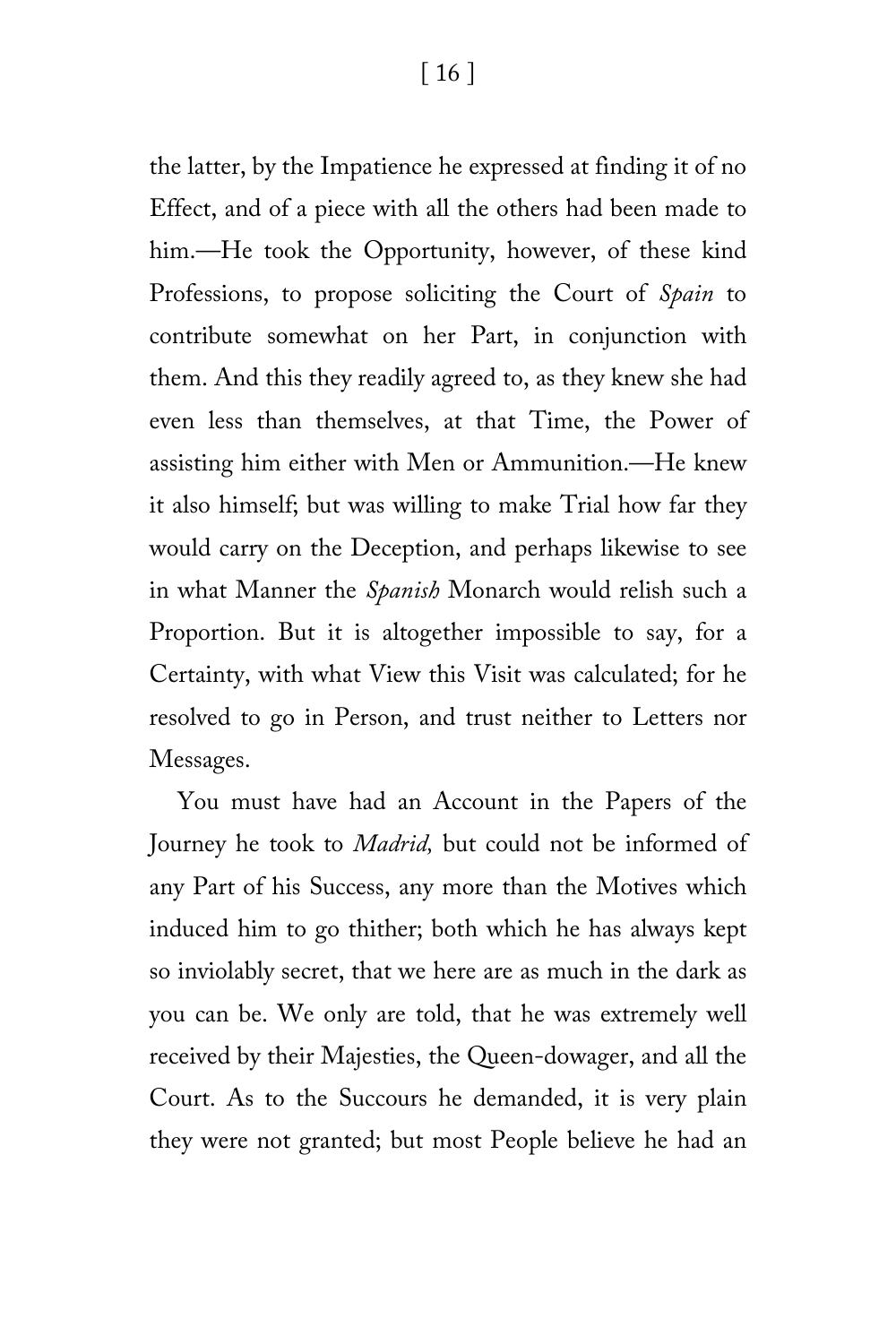the latter, by the Impatience he expressed at finding it of no Effect, and of a piece with all the others had been made to him.—He took the Opportunity, however, of these kind Professions, to propose soliciting the Court of *Spain* to contribute somewhat on her Part, in conjunction with them. And this they readily agreed to, as they knew she had even less than themselves, at that Time, the Power of assisting him either with Men or Ammunition.—He knew it also himself; but was willing to make Trial how far they would carry on the Deception, and perhaps likewise to see in what Manner the *Spanish* Monarch would relish such a Proportion. But it is altogether impossible to say, for a Certainty, with what View this Visit was calculated; for he resolved to go in Person, and trust neither to Letters nor Messages.

You must have had an Account in the Papers of the Journey he took to *Madrid,* but could not be informed of any Part of his Success, any more than the Motives which induced him to go thither; both which he has always kept so inviolably secret, that we here are as much in the dark as you can be. We only are told, that he was extremely well received by their Majesties, the Queen-dowager, and all the Court. As to the Succours he demanded, it is very plain they were not granted; but most People believe he had an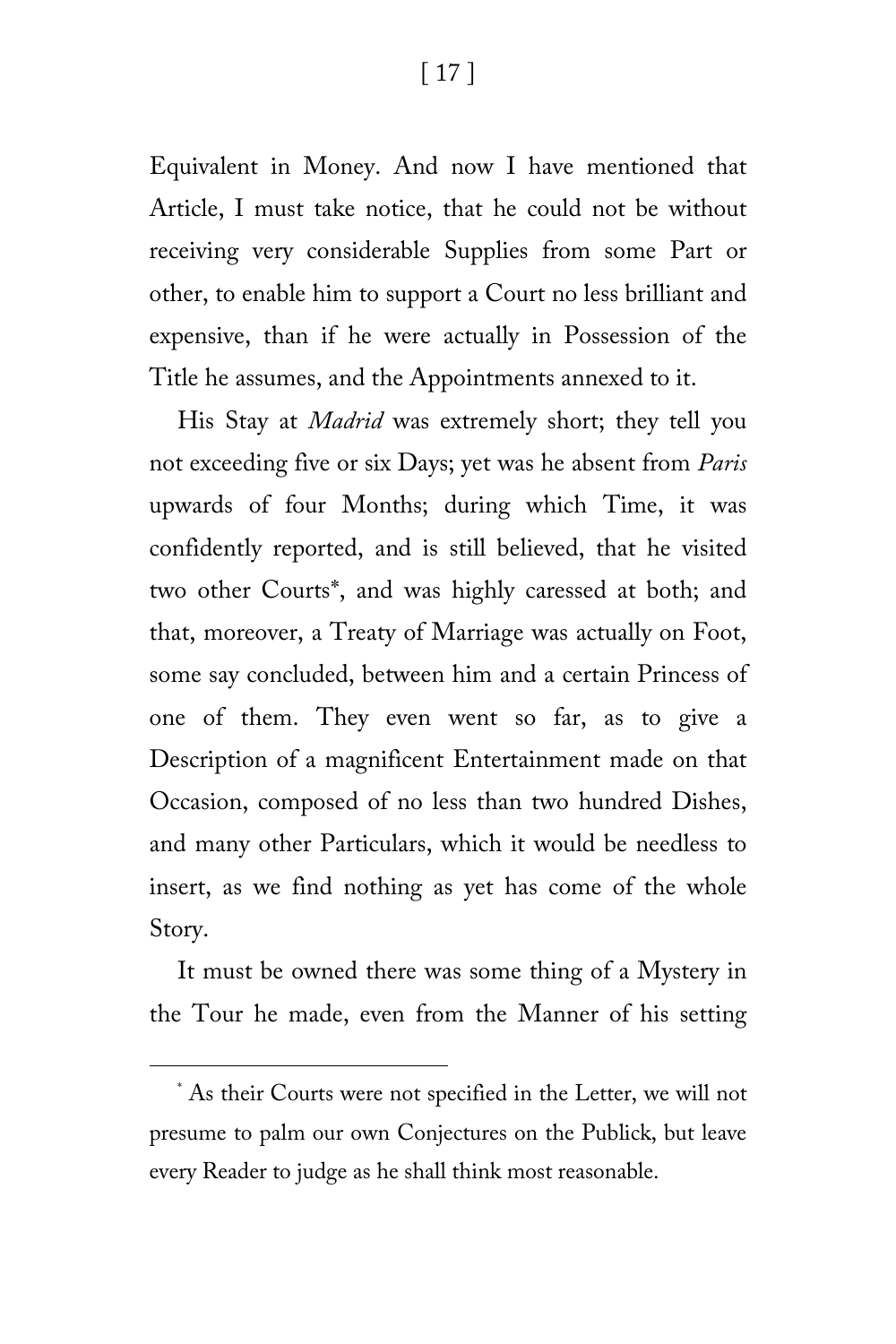Equivalent in Money. And now I have mentioned that Article, I must take notice, that he could not be without receiving very considerable Supplies from some Part or other, to enable him to support a Court no less brilliant and expensive, than if he were actually in Possession of the Title he assumes, and the Appointments annexed to it.

His Stay at *Madrid* was extremely short; they tell you not exceeding five or six Days; yet was he absent from *Paris* upwards of four Months; during which Time, it was confidently reported, and is still believed, that he visited two other Courts*, and was highly caressed at both; and that, moreover, a Treaty of Marriage was actually on Foot, some say concluded, between him and a certain Princess of one of them. They even went so far, as to give a Description of a magnificent Entertainment made on that Occasion, composed of no less than two hundred Dishes, and many other Particulars, which it would be needless to insert, as we find nothing as yet has come of the whole Story.

It must be owned there was some thing of a Mystery in the Tour he made, even from the Manner of his setting

---

* As their Courts were not specified in the Letter, we will not presume to palm our own Conjectures on the Publick, but leave every Reader to judge as he shall think most reasonable.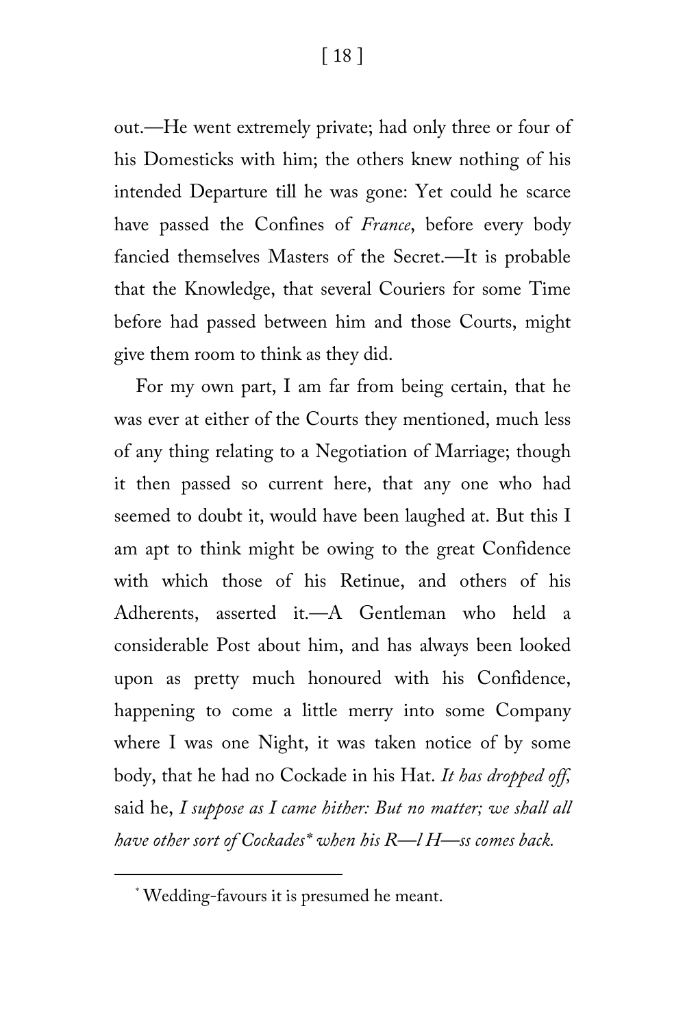out.—He went extremely private; had only three or four of his Domesticks with him; the others knew nothing of his intended Departure till he was gone: Yet could he scarce have passed the Confines of *France*, before every body fancied themselves Masters of the Secret.—It is probable that the Knowledge, that several Couriers for some Time before had passed between him and those Courts, might give them room to think as they did.

For my own part, I am far from being certain, that he was ever at either of the Courts they mentioned, much less of any thing relating to a Negotiation of Marriage; though it then passed so current here, that any one who had seemed to doubt it, would have been laughed at. But this I am apt to think might be owing to the great Confidence with which those of his Retinue, and others of his Adherents, asserted it.—A Gentleman who held a considerable Post about him, and has always been looked upon as pretty much honoured with his Confidence, happening to come a little merry into some Company where I was one Night, it was taken notice of by some body, that he had no Cockade in his Hat. *It has dropped off,* said he, *I suppose as I came hither: But no matter; we shall all have other sort of Cockades\* when his R—l H—ss comes back.*

---

\* Wedding-favours it is presumed he meant.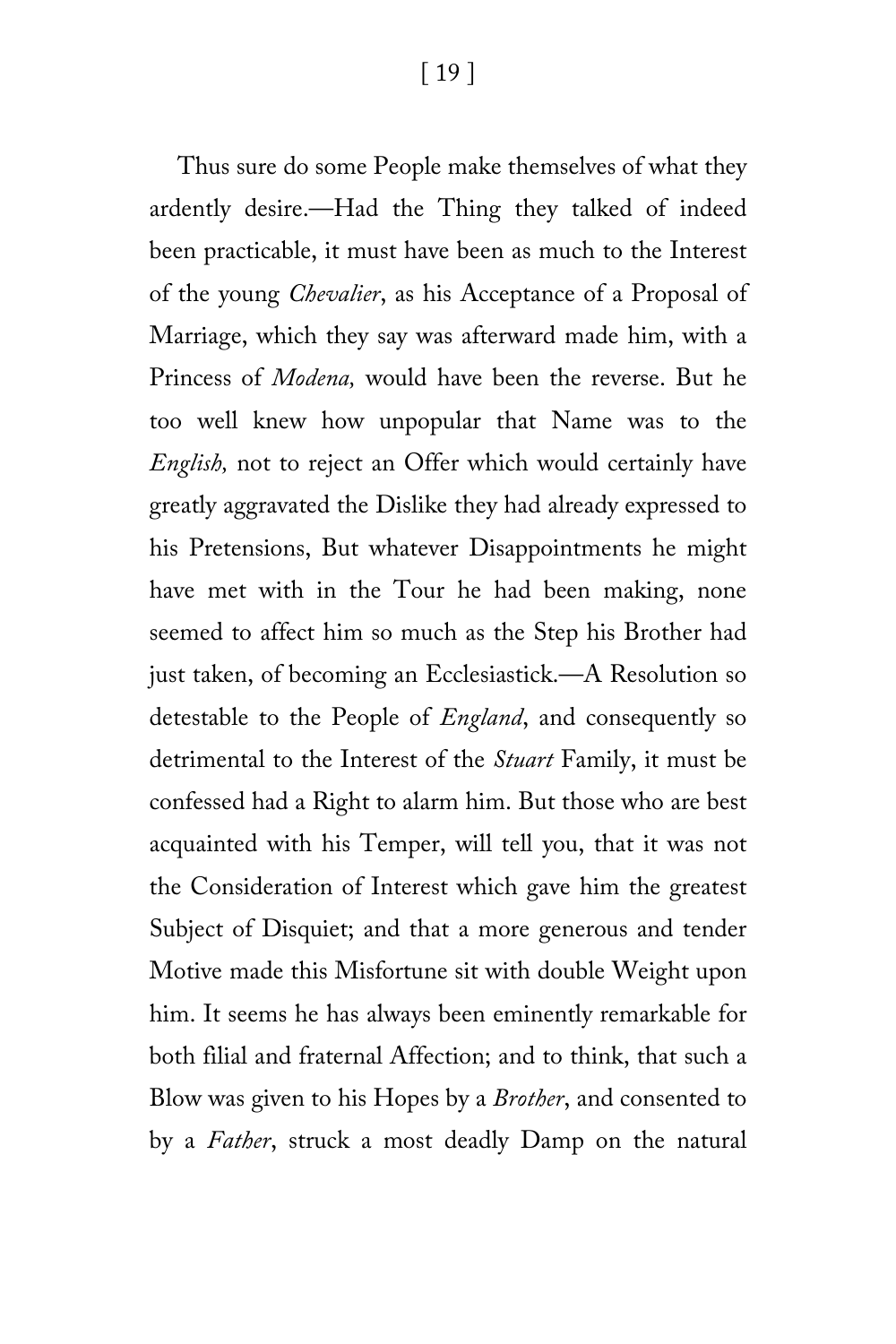Thus sure do some People make themselves of what they ardently desire.—Had the Thing they talked of indeed been practicable, it must have been as much to the Interest of the young *Chevalier*, as his Acceptance of a Proposal of Marriage, which they say was afterward made him, with a Princess of *Modena,* would have been the reverse. But he too well knew how unpopular that Name was to the *English,* not to reject an Offer which would certainly have greatly aggravated the Dislike they had already expressed to his Pretensions, But whatever Disappointments he might have met with in the Tour he had been making, none seemed to affect him so much as the Step his Brother had just taken, of becoming an Ecclesiastick.—A Resolution so detestable to the People of *England*, and consequently so detrimental to the Interest of the *Stuart* Family, it must be confessed had a Right to alarm him. But those who are best acquainted with his Temper, will tell you, that it was not the Consideration of Interest which gave him the greatest Subject of Disquiet; and that a more generous and tender Motive made this Misfortune sit with double Weight upon him. It seems he has always been eminently remarkable for both filial and fraternal Affection; and to think, that such a Blow was given to his Hopes by a *Brother*, and consented to by a *Father*, struck a most deadly Damp on the natural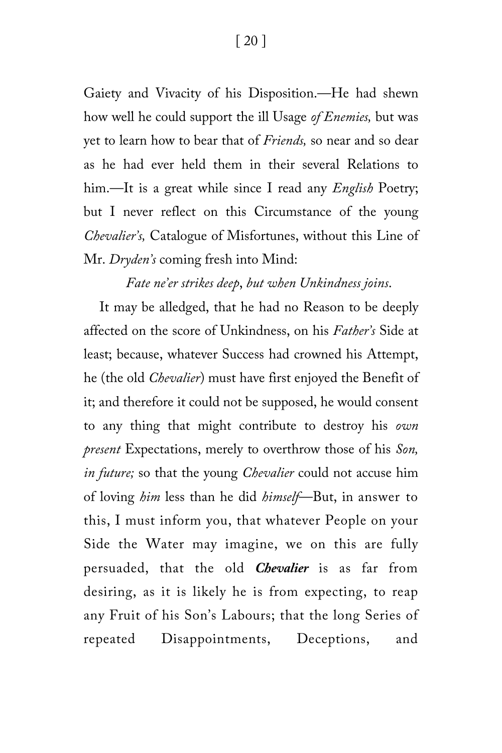Gaiety and Vivacity of his Disposition.—He had shewn how well he could support the ill Usage *of Enemies,* but was yet to learn how to bear that of *Friends,* so near and so dear as he had ever held them in their several Relations to him.—It is a great while since I read any *English* Poetry; but I never reflect on this Circumstance of the young *Chevalier's,* Catalogue of Misfortunes, without this Line of Mr. *Dryden's* coming fresh into Mind:

*Fate ne'er strikes deep, but when Unkindness joins.*

It may be alledged, that he had no Reason to be deeply affected on the score of Unkindness, on his *Father's* Side at least; because, whatever Success had crowned his Attempt, he (the old *Chevalier*) must have first enjoyed the Benefit of it; and therefore it could not be supposed, he would consent to any thing that might contribute to destroy his *own present* Expectations, merely to overthrow those of his *Son, in future;* so that the young *Chevalier* could not accuse him of loving *him* less than he did *himself*—But, in answer to this, I must inform you, that whatever People on your Side the Water may imagine, we on this are fully persuaded, that the old ***Chevalier*** is as far from desiring, as it is likely he is from expecting, to reap any Fruit of his Son's Labours; that the long Series of repeated Disappointments, Deceptions, and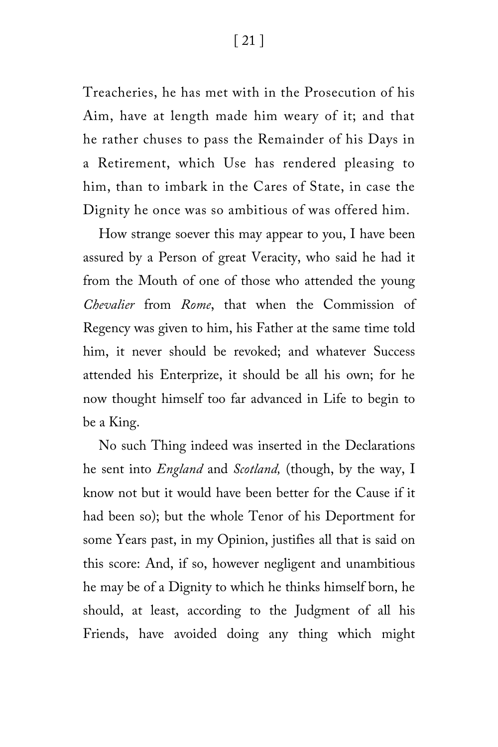Treacheries, he has met with in the Prosecution of his Aim, have at length made him weary of it; and that he rather chuses to pass the Remainder of his Days in a Retirement, which Use has rendered pleasing to him, than to imbark in the Cares of State, in case the Dignity he once was so ambitious of was offered him.

How strange soever this may appear to you, I have been assured by a Person of great Veracity, who said he had it from the Mouth of one of those who attended the young *Chevalier* from *Rome*, that when the Commission of Regency was given to him, his Father at the same time told him, it never should be revoked; and whatever Success attended his Enterprize, it should be all his own; for he now thought himself too far advanced in Life to begin to be a King.

No such Thing indeed was inserted in the Declarations he sent into *England* and *Scotland,* (though, by the way, I know not but it would have been better for the Cause if it had been so); but the whole Tenor of his Deportment for some Years past, in my Opinion, justifies all that is said on this score: And, if so, however negligent and unambitious he may be of a Dignity to which he thinks himself born, he should, at least, according to the Judgment of all his Friends, have avoided doing any thing which might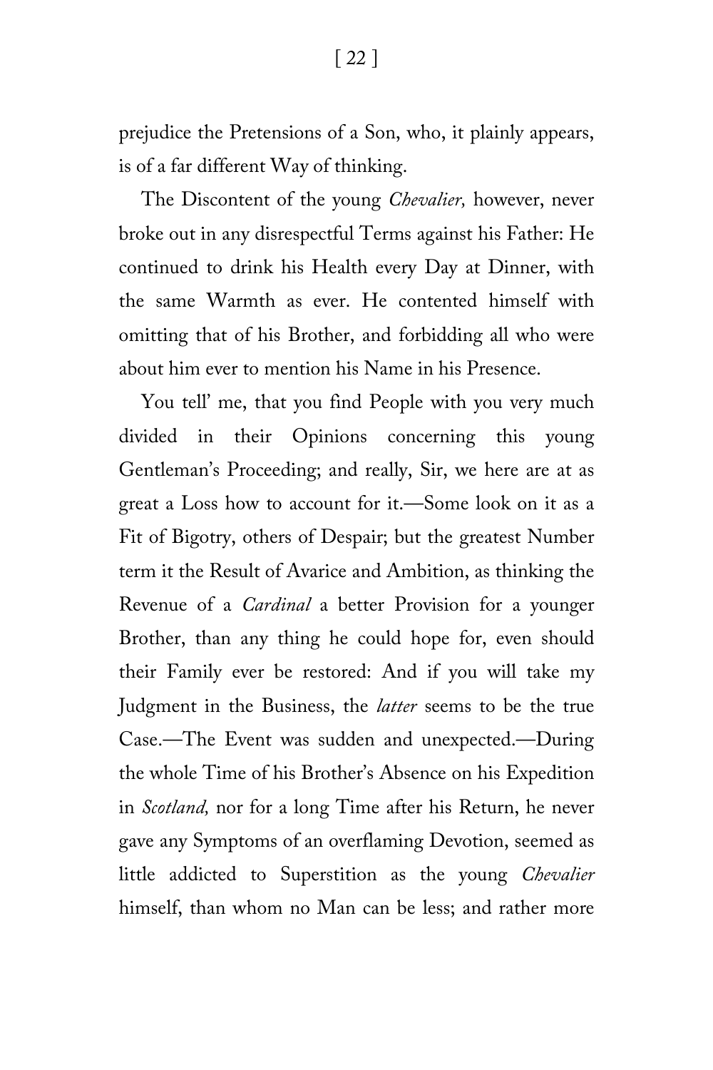prejudice the Pretensions of a Son, who, it plainly appears, is of a far different Way of thinking.

The Discontent of the young *Chevalier,* however, never broke out in any disrespectful Terms against his Father: He continued to drink his Health every Day at Dinner, with the same Warmth as ever. He contented himself with omitting that of his Brother, and forbidding all who were about him ever to mention his Name in his Presence.

You tell' me, that you find People with you very much divided in their Opinions concerning this young Gentleman's Proceeding; and really, Sir, we here are at as great a Loss how to account for it.—Some look on it as a Fit of Bigotry, others of Despair; but the greatest Number term it the Result of Avarice and Ambition, as thinking the Revenue of a *Cardinal* a better Provision for a younger Brother, than any thing he could hope for, even should their Family ever be restored: And if you will take my Judgment in the Business, the *latter* seems to be the true Case.—The Event was sudden and unexpected.—During the whole Time of his Brother's Absence on his Expedition in *Scotland,* nor for a long Time after his Return, he never gave any Symptoms of an overflaming Devotion, seemed as little addicted to Superstition as the young *Chevalier* himself, than whom no Man can be less; and rather more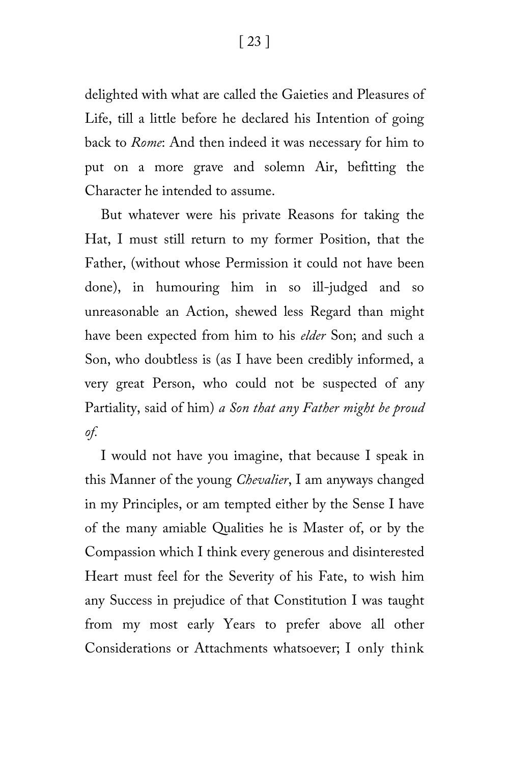delighted with what are called the Gaieties and Pleasures of Life, till a little before he declared his Intention of going back to *Rome*: And then indeed it was necessary for him to put on a more grave and solemn Air, befitting the Character he intended to assume.

But whatever were his private Reasons for taking the Hat, I must still return to my former Position, that the Father, (without whose Permission it could not have been done), in humouring him in so ill-judged and so unreasonable an Action, shewed less Regard than might have been expected from him to his *elder* Son; and such a Son, who doubtless is (as I have been credibly informed, a very great Person, who could not be suspected of any Partiality, said of him) *a Son that any Father might be proud of.*

I would not have you imagine, that because I speak in this Manner of the young *Chevalier*, I am anyways changed in my Principles, or am tempted either by the Sense I have of the many amiable Qualities he is Master of, or by the Compassion which I think every generous and disinterested Heart must feel for the Severity of his Fate, to wish him any Success in prejudice of that Constitution I was taught from my most early Years to prefer above all other Considerations or Attachments whatsoever; I only think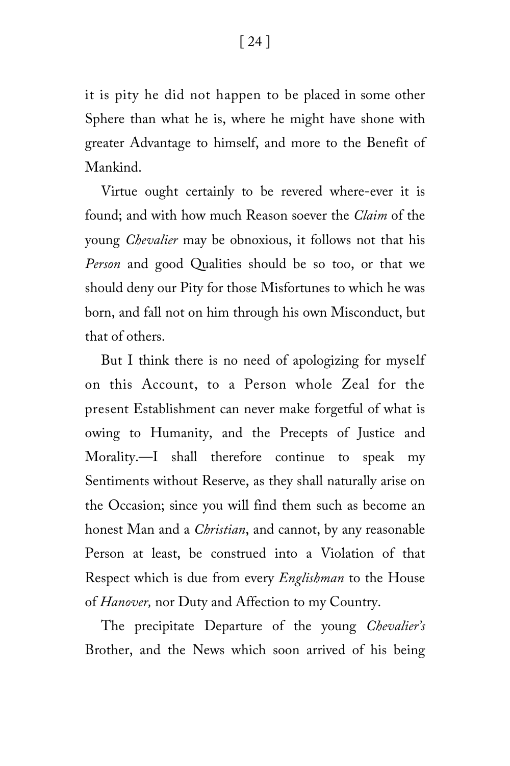it is pity he did not happen to be placed in some other Sphere than what he is, where he might have shone with greater Advantage to himself, and more to the Benefit of Mankind.

Virtue ought certainly to be revered where-ever it is found; and with how much Reason soever the *Claim* of the young *Chevalier* may be obnoxious, it follows not that his *Person* and good Qualities should be so too, or that we should deny our Pity for those Misfortunes to which he was born, and fall not on him through his own Misconduct, but that of others.

But I think there is no need of apologizing for myself on this Account, to a Person whole Zeal for the present Establishment can never make forgetful of what is owing to Humanity, and the Precepts of Justice and Morality.—I shall therefore continue to speak my Sentiments without Reserve, as they shall naturally arise on the Occasion; since you will find them such as become an honest Man and a *Christian*, and cannot, by any reasonable Person at least, be construed into a Violation of that Respect which is due from every *Englishman* to the House of *Hanover,* nor Duty and Affection to my Country.

The precipitate Departure of the young *Chevalier's* Brother, and the News which soon arrived of his being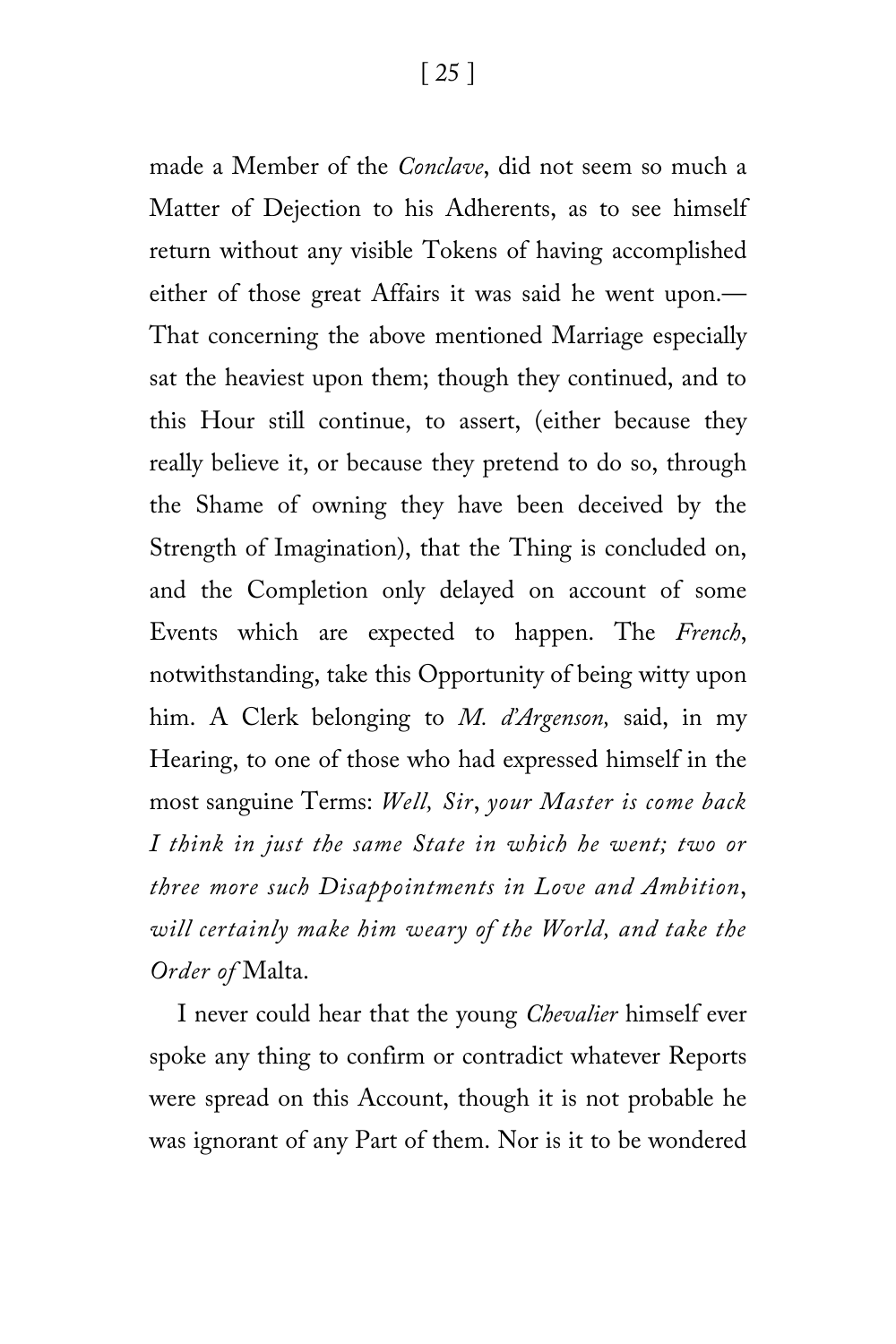made a Member of the *Conclave*, did not seem so much a Matter of Dejection to his Adherents, as to see himself return without any visible Tokens of having accomplished either of those great Affairs it was said he went upon.— That concerning the above mentioned Marriage especially sat the heaviest upon them; though they continued, and to this Hour still continue, to assert, (either because they really believe it, or because they pretend to do so, through the Shame of owning they have been deceived by the Strength of Imagination), that the Thing is concluded on, and the Completion only delayed on account of some Events which are expected to happen. The *French*, notwithstanding, take this Opportunity of being witty upon him. A Clerk belonging to *M. d'Argenson,* said, in my Hearing, to one of those who had expressed himself in the most sanguine Terms: *Well, Sir*, *your Master is come back I think in just the same State in which he went; two or three more such Disappointments in Love and Ambition*, *will certainly make him weary of the World, and take the Order of* Malta.

I never could hear that the young *Chevalier* himself ever spoke any thing to confirm or contradict whatever Reports were spread on this Account, though it is not probable he was ignorant of any Part of them. Nor is it to be wondered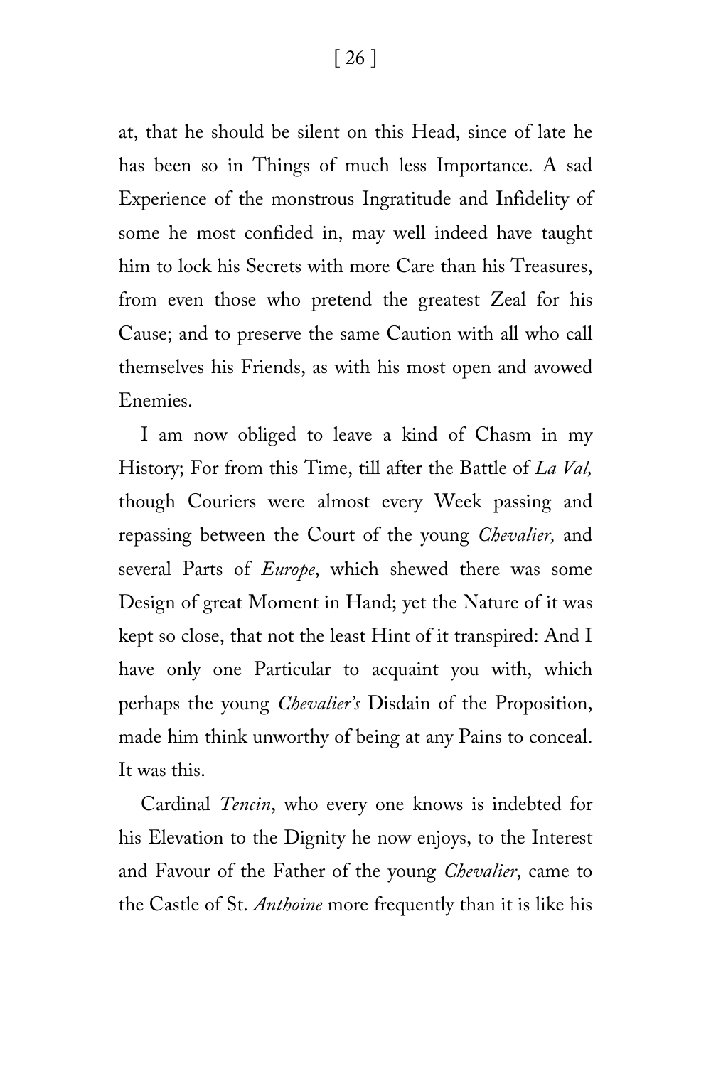at, that he should be silent on this Head, since of late he has been so in Things of much less Importance. A sad Experience of the monstrous Ingratitude and Infidelity of some he most confided in, may well indeed have taught him to lock his Secrets with more Care than his Treasures, from even those who pretend the greatest Zeal for his Cause; and to preserve the same Caution with all who call themselves his Friends, as with his most open and avowed Enemies.

I am now obliged to leave a kind of Chasm in my History; For from this Time, till after the Battle of *La Val,* though Couriers were almost every Week passing and repassing between the Court of the young *Chevalier,* and several Parts of *Europe*, which shewed there was some Design of great Moment in Hand; yet the Nature of it was kept so close, that not the least Hint of it transpired: And I have only one Particular to acquaint you with, which perhaps the young *Chevalier's* Disdain of the Proposition, made him think unworthy of being at any Pains to conceal. It was this.

Cardinal *Tencin*, who every one knows is indebted for his Elevation to the Dignity he now enjoys, to the Interest and Favour of the Father of the young *Chevalier*, came to the Castle of St. *Anthoine* more frequently than it is like his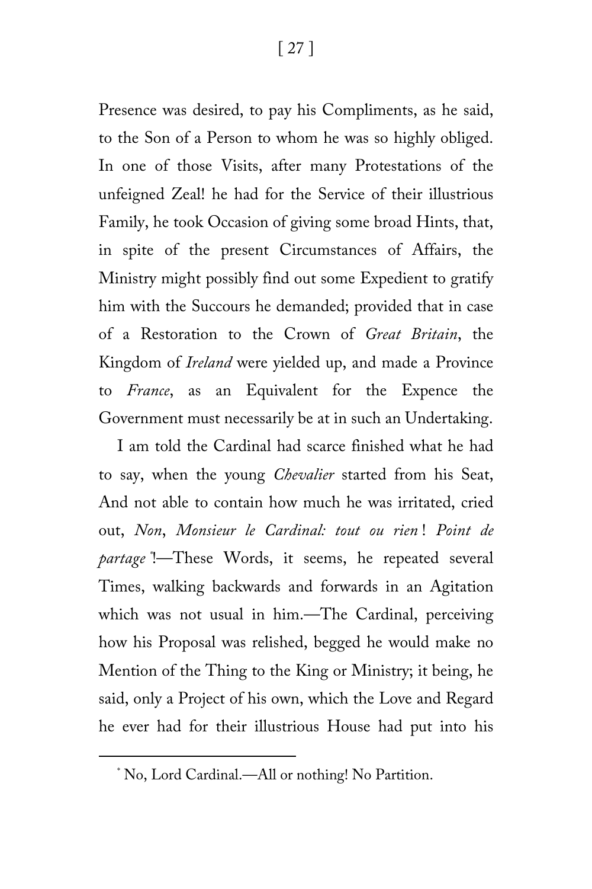Presence was desired, to pay his Compliments, as he said, to the Son of a Person to whom he was so highly obliged. In one of those Visits, after many Protestations of the unfeigned Zeal! he had for the Service of their illustrious Family, he took Occasion of giving some broad Hints, that, in spite of the present Circumstances of Affairs, the Ministry might possibly find out some Expedient to gratify him with the Succours he demanded; provided that in case of a Restoration to the Crown of *Great Britain*, the Kingdom of *Ireland* were yielded up, and made a Province to *France*, as an Equivalent for the Expence the Government must necessarily be at in such an Undertaking.

I am told the Cardinal had scarce finished what he had to say, when the young *Chevalier* started from his Seat, And not able to contain how much he was irritated, cried out, *Non*, *Monsieur le Cardinal: tout ou rien*! *Point de partage*[*]!—These Words, it seems, he repeated several Times, walking backwards and forwards in an Agitation which was not usual in him.—The Cardinal, perceiving how his Proposal was relished, begged he would make no Mention of the Thing to the King or Ministry; it being, he said, only a Project of his own, which the Love and Regard he ever had for their illustrious House had put into his

---

[*] No, Lord Cardinal.—All or nothing! No Partition.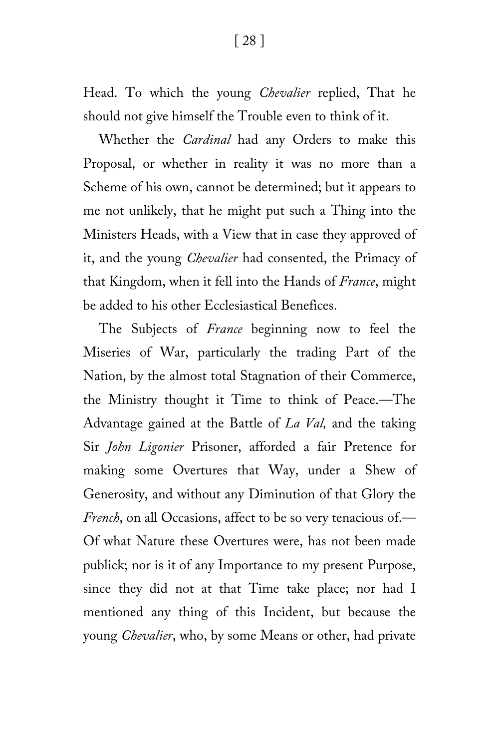Head. To which the young *Chevalier* replied, That he should not give himself the Trouble even to think of it.

Whether the *Cardinal* had any Orders to make this Proposal, or whether in reality it was no more than a Scheme of his own, cannot be determined; but it appears to me not unlikely, that he might put such a Thing into the Ministers Heads, with a View that in case they approved of it, and the young *Chevalier* had consented, the Primacy of that Kingdom, when it fell into the Hands of *France*, might be added to his other Ecclesiastical Benefices.

The Subjects of *France* beginning now to feel the Miseries of War, particularly the trading Part of the Nation, by the almost total Stagnation of their Commerce, the Ministry thought it Time to think of Peace.—The Advantage gained at the Battle of *La Val,* and the taking Sir *John Ligonier* Prisoner, afforded a fair Pretence for making some Overtures that Way, under a Shew of Generosity, and without any Diminution of that Glory the *French*, on all Occasions, affect to be so very tenacious of.—Of what Nature these Overtures were, has not been made publick; nor is it of any Importance to my present Purpose, since they did not at that Time take place; nor had I mentioned any thing of this Incident, but because the young *Chevalier*, who, by some Means or other, had private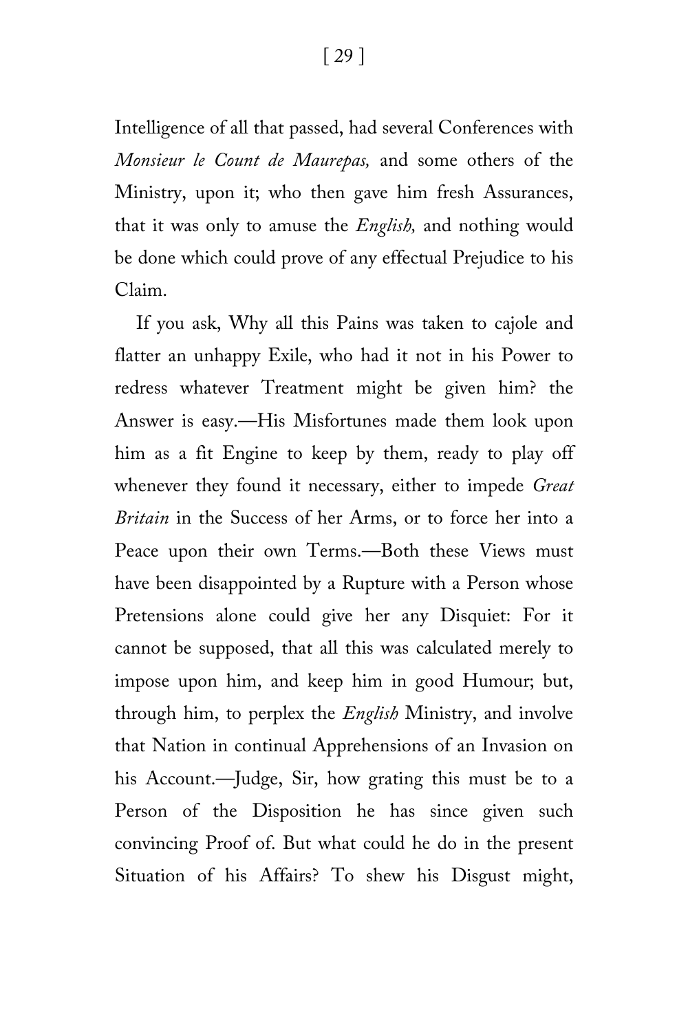Intelligence of all that passed, had several Conferences with *Monsieur le Count de Maurepas,* and some others of the Ministry, upon it; who then gave him fresh Assurances, that it was only to amuse the *English,* and nothing would be done which could prove of any effectual Prejudice to his Claim.

If you ask, Why all this Pains was taken to cajole and flatter an unhappy Exile, who had it not in his Power to redress whatever Treatment might be given him? the Answer is easy.—His Misfortunes made them look upon him as a fit Engine to keep by them, ready to play off whenever they found it necessary, either to impede *Great Britain* in the Success of her Arms, or to force her into a Peace upon their own Terms.—Both these Views must have been disappointed by a Rupture with a Person whose Pretensions alone could give her any Disquiet: For it cannot be supposed, that all this was calculated merely to impose upon him, and keep him in good Humour; but, through him, to perplex the *English* Ministry, and involve that Nation in continual Apprehensions of an Invasion on his Account.—Judge, Sir, how grating this must be to a Person of the Disposition he has since given such convincing Proof of. But what could he do in the present Situation of his Affairs? To shew his Disgust might,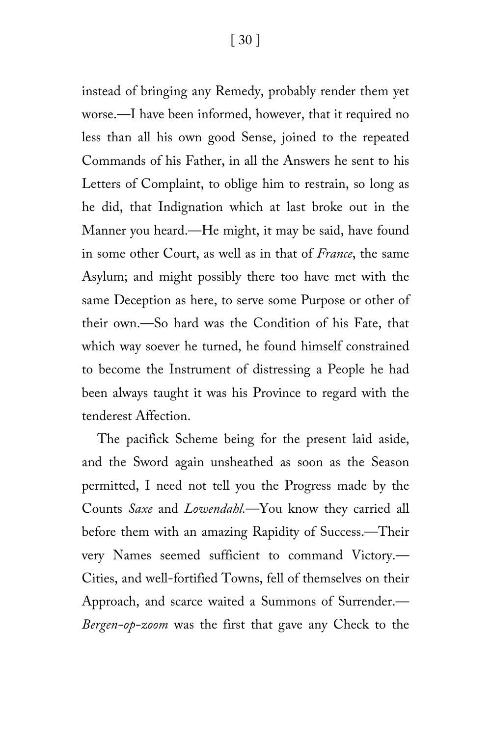instead of bringing any Remedy, probably render them yet worse.—I have been informed, however, that it required no less than all his own good Sense, joined to the repeated Commands of his Father, in all the Answers he sent to his Letters of Complaint, to oblige him to restrain, so long as he did, that Indignation which at last broke out in the Manner you heard.—He might, it may be said, have found in some other Court, as well as in that of *France*, the same Asylum; and might possibly there too have met with the same Deception as here, to serve some Purpose or other of their own.—So hard was the Condition of his Fate, that which way soever he turned, he found himself constrained to become the Instrument of distressing a People he had been always taught it was his Province to regard with the tenderest Affection.

The pacifick Scheme being for the present laid aside, and the Sword again unsheathed as soon as the Season permitted, I need not tell you the Progress made by the Counts *Saxe* and *Lowendahl*.—You know they carried all before them with an amazing Rapidity of Success.—Their very Names seemed sufficient to command Victory.—Cities, and well-fortified Towns, fell of themselves on their Approach, and scarce waited a Summons of Surrender.—*Bergen-op-zoom* was the first that gave any Check to the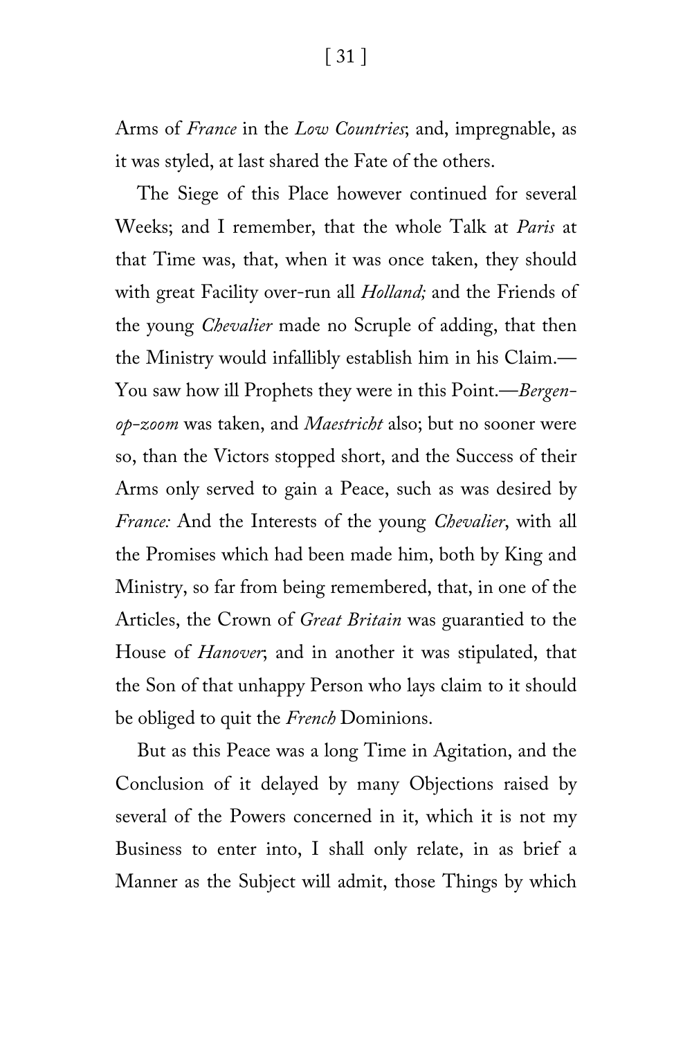Arms of *France* in the *Low Countries*; and, impregnable, as it was styled, at last shared the Fate of the others.

The Siege of this Place however continued for several Weeks; and I remember, that the whole Talk at *Paris* at that Time was, that, when it was once taken, they should with great Facility over-run all *Holland;* and the Friends of the young *Chevalier* made no Scruple of adding, that then the Ministry would infallibly establish him in his Claim.—You saw how ill Prophets they were in this Point.—*Bergen-op-zoom* was taken, and *Maestricht* also; but no sooner were so, than the Victors stopped short, and the Success of their Arms only served to gain a Peace, such as was desired by *France:* And the Interests of the young *Chevalier*, with all the Promises which had been made him, both by King and Ministry, so far from being remembered, that, in one of the Articles, the Crown of *Great Britain* was guarantied to the House of *Hanover*; and in another it was stipulated, that the Son of that unhappy Person who lays claim to it should be obliged to quit the *French* Dominions.

But as this Peace was a long Time in Agitation, and the Conclusion of it delayed by many Objections raised by several of the Powers concerned in it, which it is not my Business to enter into, I shall only relate, in as brief a Manner as the Subject will admit, those Things by which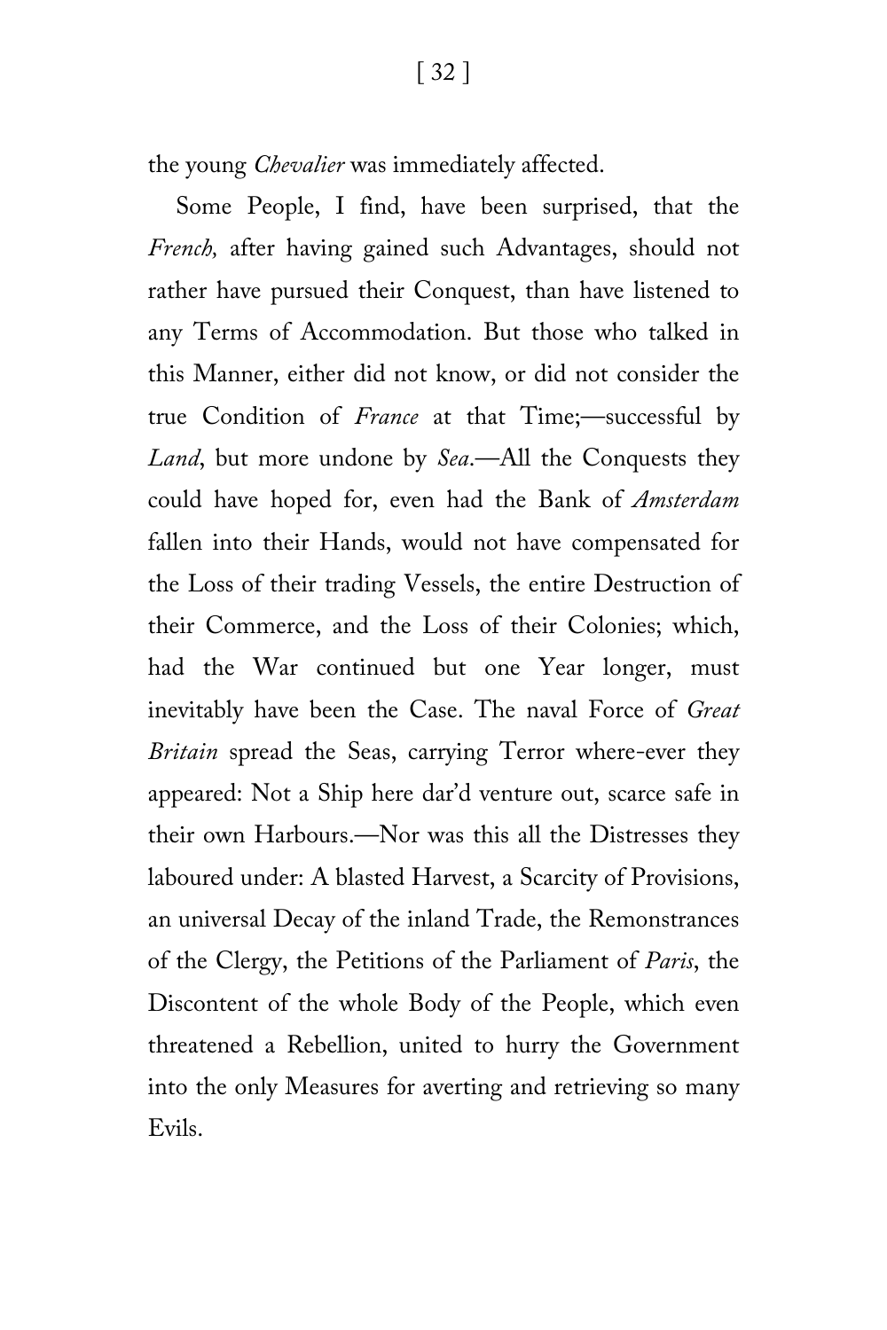the young *Chevalier* was immediately affected.

Some People, I find, have been surprised, that the *French,* after having gained such Advantages, should not rather have pursued their Conquest, than have listened to any Terms of Accommodation. But those who talked in this Manner, either did not know, or did not consider the true Condition of *France* at that Time;—successful by *Land*, but more undone by *Sea*.—All the Conquests they could have hoped for, even had the Bank of *Amsterdam* fallen into their Hands, would not have compensated for the Loss of their trading Vessels, the entire Destruction of their Commerce, and the Loss of their Colonies; which, had the War continued but one Year longer, must inevitably have been the Case. The naval Force of *Great Britain* spread the Seas, carrying Terror where-ever they appeared: Not a Ship here dar'd venture out, scarce safe in their own Harbours.—Nor was this all the Distresses they laboured under: A blasted Harvest, a Scarcity of Provisions, an universal Decay of the inland Trade, the Remonstrances of the Clergy, the Petitions of the Parliament of *Paris*, the Discontent of the whole Body of the People, which even threatened a Rebellion, united to hurry the Government into the only Measures for averting and retrieving so many Evils.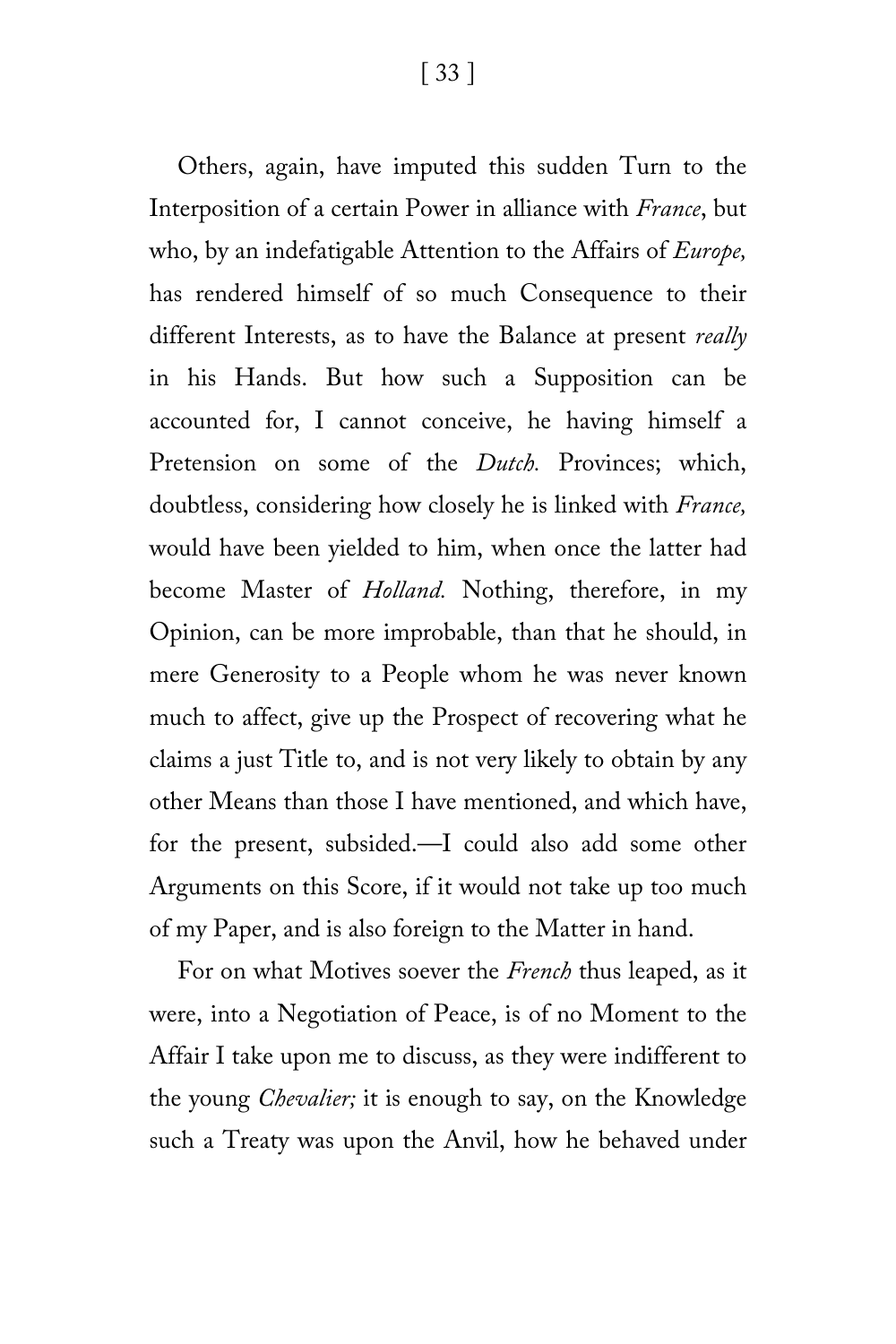Others, again, have imputed this sudden Turn to the Interposition of a certain Power in alliance with *France*, but who, by an indefatigable Attention to the Affairs of *Europe,* has rendered himself of so much Consequence to their different Interests, as to have the Balance at present *really* in his Hands. But how such a Supposition can be accounted for, I cannot conceive, he having himself a Pretension on some of the *Dutch.* Provinces; which, doubtless, considering how closely he is linked with *France,* would have been yielded to him, when once the latter had become Master of *Holland.* Nothing, therefore, in my Opinion, can be more improbable, than that he should, in mere Generosity to a People whom he was never known much to affect, give up the Prospect of recovering what he claims a just Title to, and is not very likely to obtain by any other Means than those I have mentioned, and which have, for the present, subsided.—I could also add some other Arguments on this Score, if it would not take up too much of my Paper, and is also foreign to the Matter in hand.

For on what Motives soever the *French* thus leaped, as it were, into a Negotiation of Peace, is of no Moment to the Affair I take upon me to discuss, as they were indifferent to the young *Chevalier;* it is enough to say, on the Knowledge such a Treaty was upon the Anvil, how he behaved under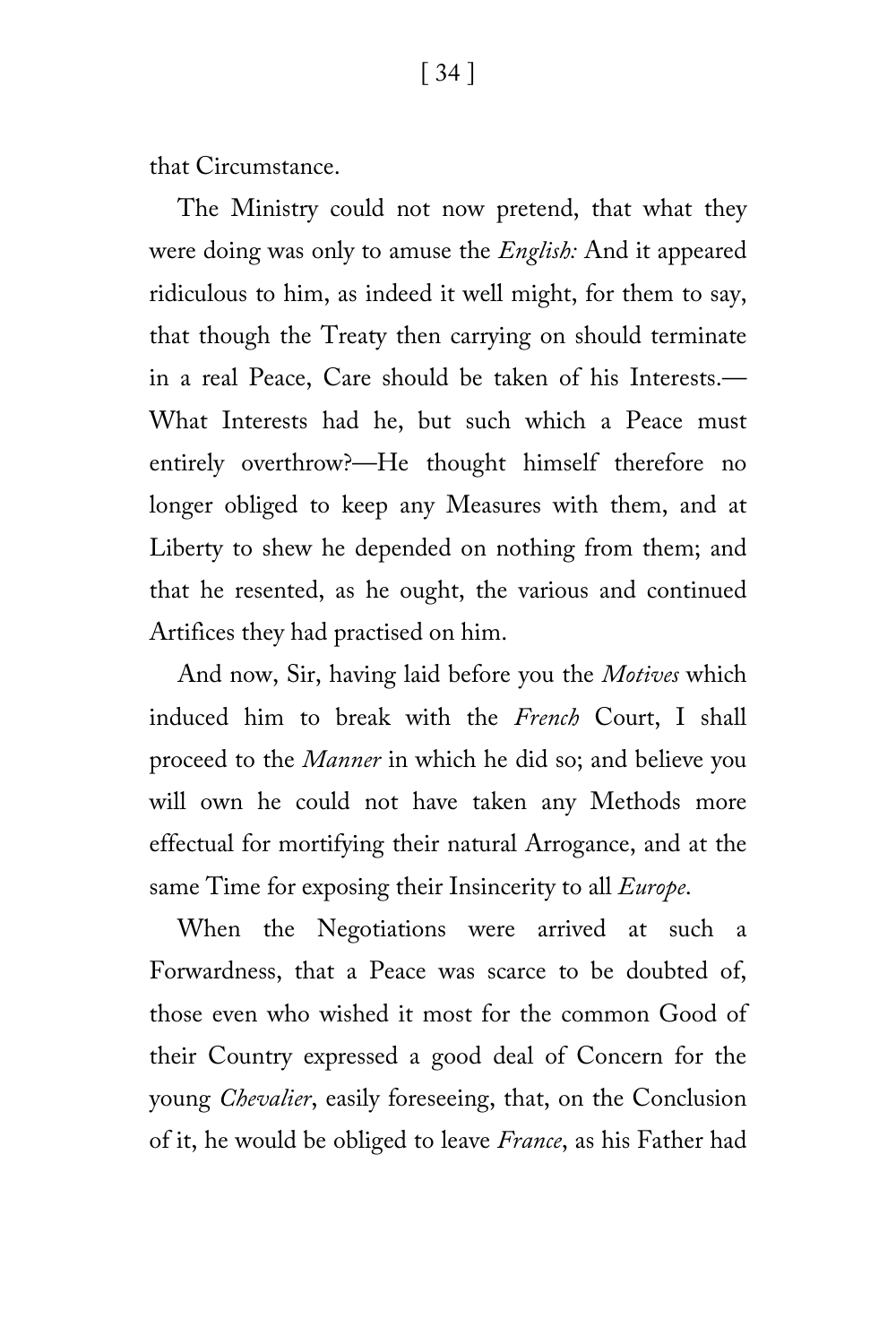that Circumstance.

The Ministry could not now pretend, that what they were doing was only to amuse the *English:* And it appeared ridiculous to him, as indeed it well might, for them to say, that though the Treaty then carrying on should terminate in a real Peace, Care should be taken of his Interests.—What Interests had he, but such which a Peace must entirely overthrow?—He thought himself therefore no longer obliged to keep any Measures with them, and at Liberty to shew he depended on nothing from them; and that he resented, as he ought, the various and continued Artifices they had practised on him.

And now, Sir, having laid before you the *Motives* which induced him to break with the *French* Court, I shall proceed to the *Manner* in which he did so; and believe you will own he could not have taken any Methods more effectual for mortifying their natural Arrogance, and at the same Time for exposing their Insincerity to all *Europe*.

When the Negotiations were arrived at such a Forwardness, that a Peace was scarce to be doubted of, those even who wished it most for the common Good of their Country expressed a good deal of Concern for the young *Chevalier*, easily foreseeing, that, on the Conclusion of it, he would be obliged to leave *France*, as his Father had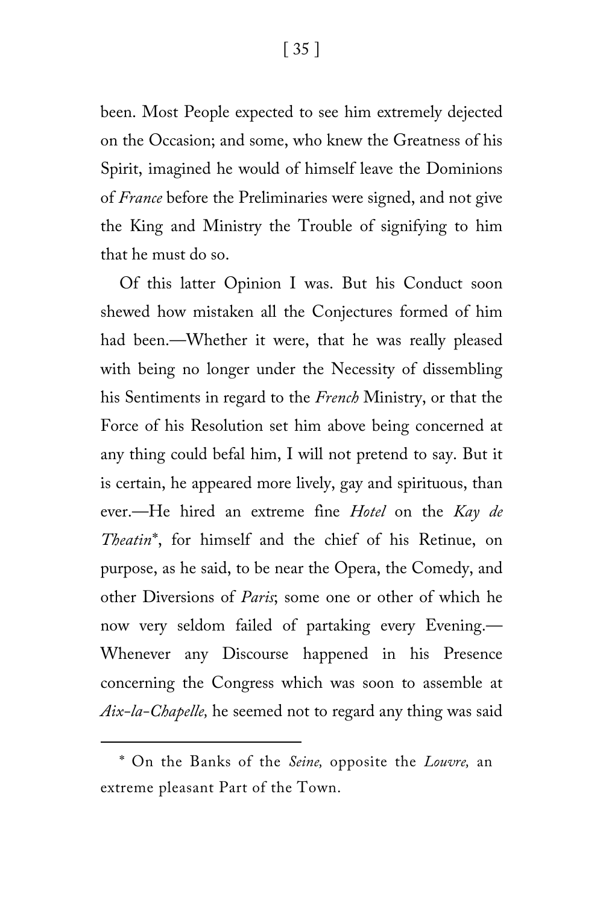been. Most People expected to see him extremely dejected on the Occasion; and some, who knew the Greatness of his Spirit, imagined he would of himself leave the Dominions of *France* before the Preliminaries were signed, and not give the King and Ministry the Trouble of signifying to him that he must do so.

Of this latter Opinion I was. But his Conduct soon shewed how mistaken all the Conjectures formed of him had been.—Whether it were, that he was really pleased with being no longer under the Necessity of dissembling his Sentiments in regard to the *French* Ministry, or that the Force of his Resolution set him above being concerned at any thing could befal him, I will not pretend to say. But it is certain, he appeared more lively, gay and spirituous, than ever.—He hired an extreme fine *Hotel* on the *Kay de Theatin*\*, for himself and the chief of his Retinue, on purpose, as he said, to be near the Opera, the Comedy, and other Diversions of *Paris*; some one or other of which he now very seldom failed of partaking every Evening.—Whenever any Discourse happened in his Presence concerning the Congress which was soon to assemble at *Aix-la-Chapelle,* he seemed not to regard any thing was said

---

\* On the Banks of the *Seine,* opposite the *Louvre,* an extreme pleasant Part of the Town.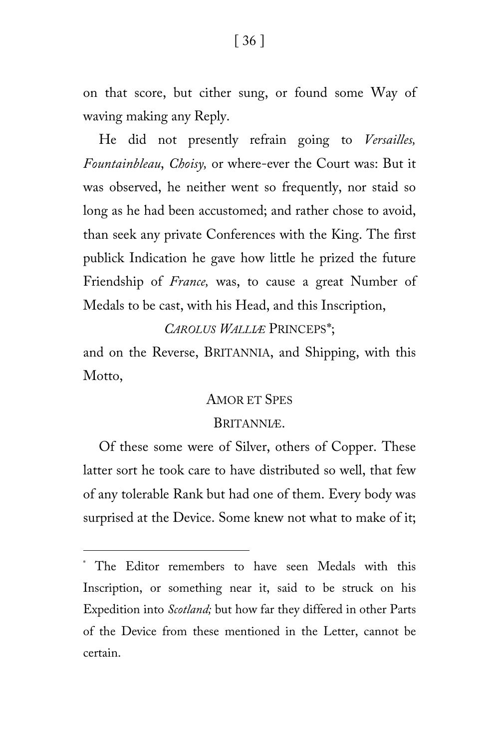on that score, but cither sung, or found some Way of waving making any Reply.

He did not presently refrain going to *Versailles, Fountainbleau*, *Choisy,* or where-ever the Court was: But it was observed, he neither went so frequently, nor staid so long as he had been accustomed; and rather chose to avoid, than seek any private Conferences with the King. The first publick Indication he gave how little he prized the future Friendship of *France,* was, to cause a great Number of Medals to be cast, with his Head, and this Inscription,

*CAROLUS WALLIÆ* PRINCEPS*;

and on the Reverse, BRITANNIA, and Shipping, with this Motto,

AMOR ET SPES

BRITANNIÆ.

Of these some were of Silver, others of Copper. These latter sort he took care to have distributed so well, that few of any tolerable Rank but had one of them. Every body was surprised at the Device. Some knew not what to make of it;

---

* The Editor remembers to have seen Medals with this Inscription, or something near it, said to be struck on his Expedition into *Scotland;* but how far they differed in other Parts of the Device from these mentioned in the Letter, cannot be certain.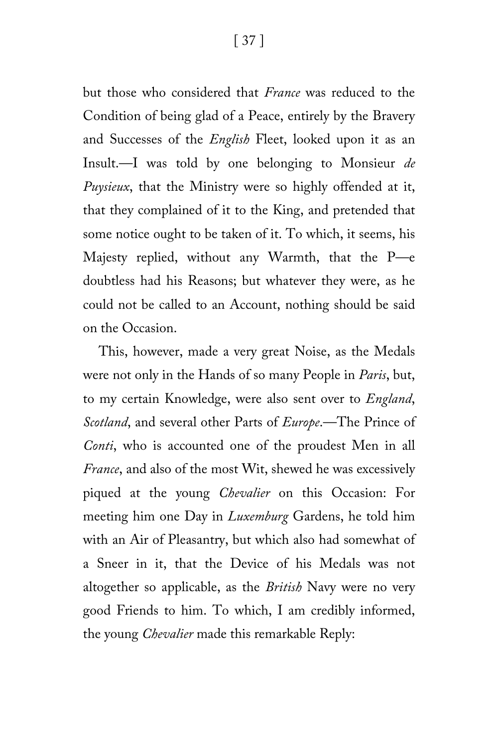but those who considered that *France* was reduced to the Condition of being glad of a Peace, entirely by the Bravery and Successes of the *English* Fleet, looked upon it as an Insult.—I was told by one belonging to Monsieur *de Puysieux*, that the Ministry were so highly offended at it, that they complained of it to the King, and pretended that some notice ought to be taken of it. To which, it seems, his Majesty replied, without any Warmth, that the P—e doubtless had his Reasons; but whatever they were, as he could not be called to an Account, nothing should be said on the Occasion.

This, however, made a very great Noise, as the Medals were not only in the Hands of so many People in *Paris*, but, to my certain Knowledge, were also sent over to *England*, *Scotland*, and several other Parts of *Europe*.—The Prince of *Conti*, who is accounted one of the proudest Men in all *France*, and also of the most Wit, shewed he was excessively piqued at the young *Chevalier* on this Occasion: For meeting him one Day in *Luxemburg* Gardens, he told him with an Air of Pleasantry, but which also had somewhat of a Sneer in it, that the Device of his Medals was not altogether so applicable, as the *British* Navy were no very good Friends to him. To which, I am credibly informed, the young *Chevalier* made this remarkable Reply: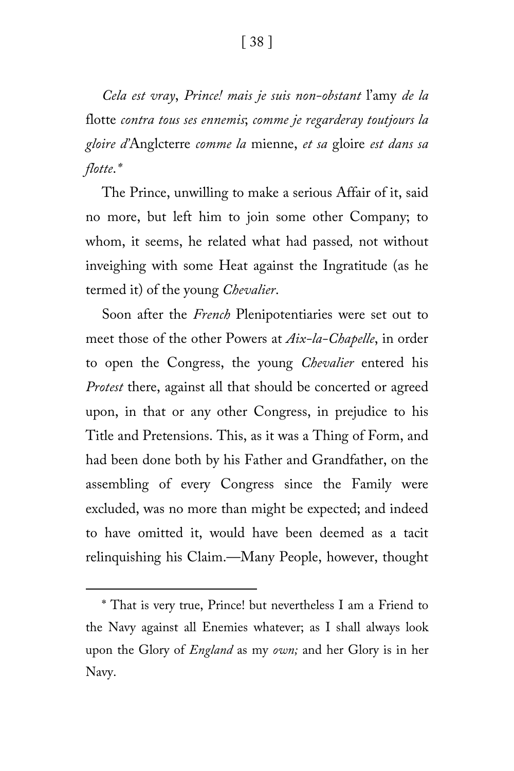*Cela est vray*, *Prince! mais je suis non-obstant* l'amy *de la* flotte *contra tous ses ennemis*; *comme je regarderay toutjours la gloire d'*Anglcterre *comme la* mienne, *et sa* gloire *est dans sa flotte*.*

The Prince, unwilling to make a serious Affair of it, said no more, but left him to join some other Company; to whom, it seems, he related what had passed, not without inveighing with some Heat against the Ingratitude (as he termed it) of the young *Chevalier*.

Soon after the *French* Plenipotentiaries were set out to meet those of the other Powers at *Aix-la-Chapelle*, in order to open the Congress, the young *Chevalier* entered his *Protest* there, against all that should be concerted or agreed upon, in that or any other Congress, in prejudice to his Title and Pretensions. This, as it was a Thing of Form, and had been done both by his Father and Grandfather, on the assembling of every Congress since the Family were excluded, was no more than might be expected; and indeed to have omitted it, would have been deemed as a tacit relinquishing his Claim.—Many People, however, thought

---

* That is very true, Prince! but nevertheless I am a Friend to the Navy against all Enemies whatever; as I shall always look upon the Glory of *England* as my *own;* and her Glory is in her Navy.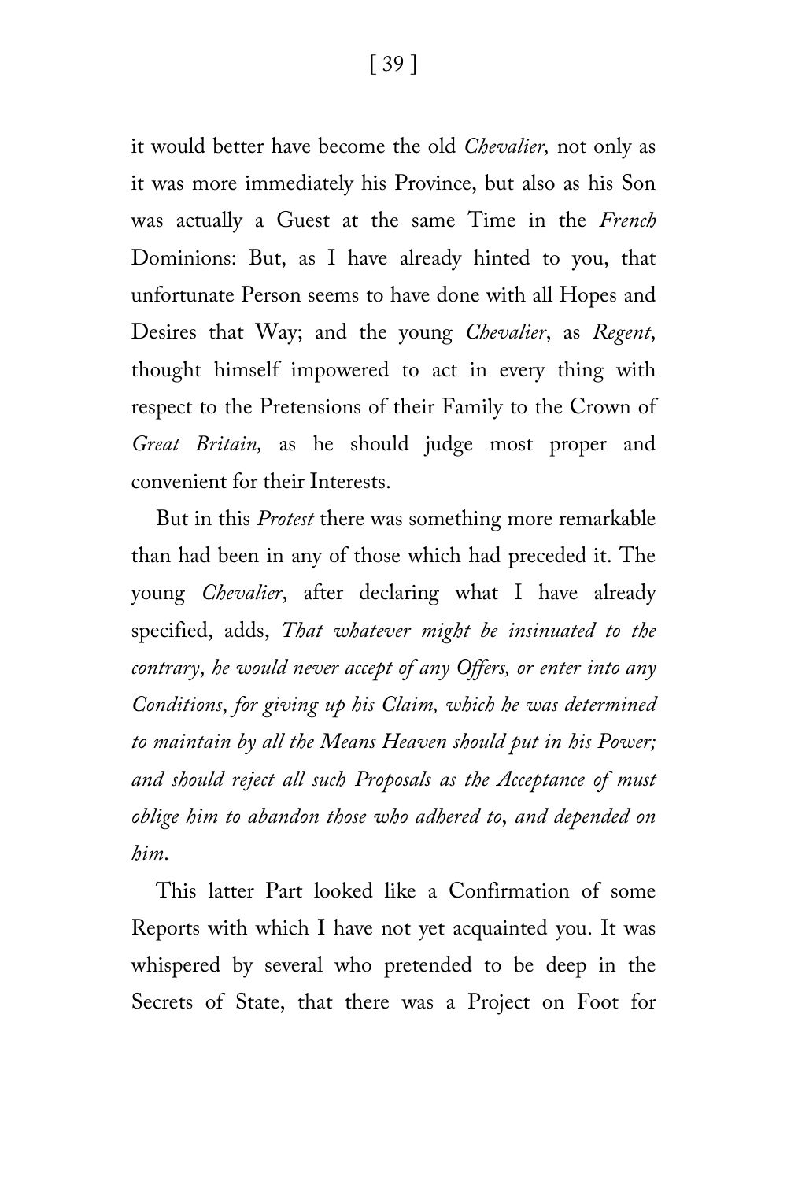it would better have become the old *Chevalier,* not only as it was more immediately his Province, but also as his Son was actually a Guest at the same Time in the *French* Dominions: But, as I have already hinted to you, that unfortunate Person seems to have done with all Hopes and Desires that Way; and the young *Chevalier*, as *Regent*, thought himself impowered to act in every thing with respect to the Pretensions of their Family to the Crown of *Great Britain,* as he should judge most proper and convenient for their Interests.

But in this *Protest* there was something more remarkable than had been in any of those which had preceded it. The young *Chevalier*, after declaring what I have already specified, adds, *That whatever might be insinuated to the contrary*, *he would never accept of any Offers, or enter into any Conditions*, *for giving up his Claim, which he was determined to maintain by all the Means Heaven should put in his Power; and should reject all such Proposals as the Acceptance of must oblige him to abandon those who adhered to*, *and depended on him*.

This latter Part looked like a Confirmation of some Reports with which I have not yet acquainted you. It was whispered by several who pretended to be deep in the Secrets of State, that there was a Project on Foot for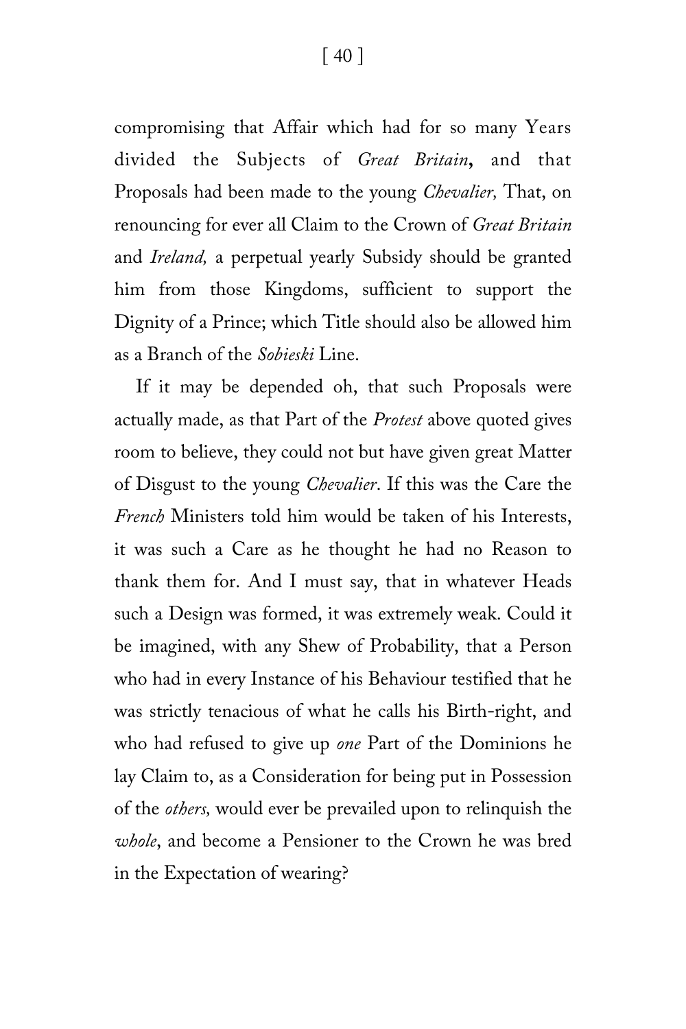compromising that Affair which had for so many Years divided the Subjects of *Great Britain*, and that Proposals had been made to the young *Chevalier,* That, on renouncing for ever all Claim to the Crown of *Great Britain* and *Ireland,* a perpetual yearly Subsidy should be granted him from those Kingdoms, sufficient to support the Dignity of a Prince; which Title should also be allowed him as a Branch of the *Sobieski* Line.

If it may be depended oh, that such Proposals were actually made, as that Part of the *Protest* above quoted gives room to believe, they could not but have given great Matter of Disgust to the young *Chevalier*. If this was the Care the *French* Ministers told him would be taken of his Interests, it was such a Care as he thought he had no Reason to thank them for. And I must say, that in whatever Heads such a Design was formed, it was extremely weak. Could it be imagined, with any Shew of Probability, that a Person who had in every Instance of his Behaviour testified that he was strictly tenacious of what he calls his Birth-right, and who had refused to give up *one* Part of the Dominions he lay Claim to, as a Consideration for being put in Possession of the *others,* would ever be prevailed upon to relinquish the *whole*, and become a Pensioner to the Crown he was bred in the Expectation of wearing?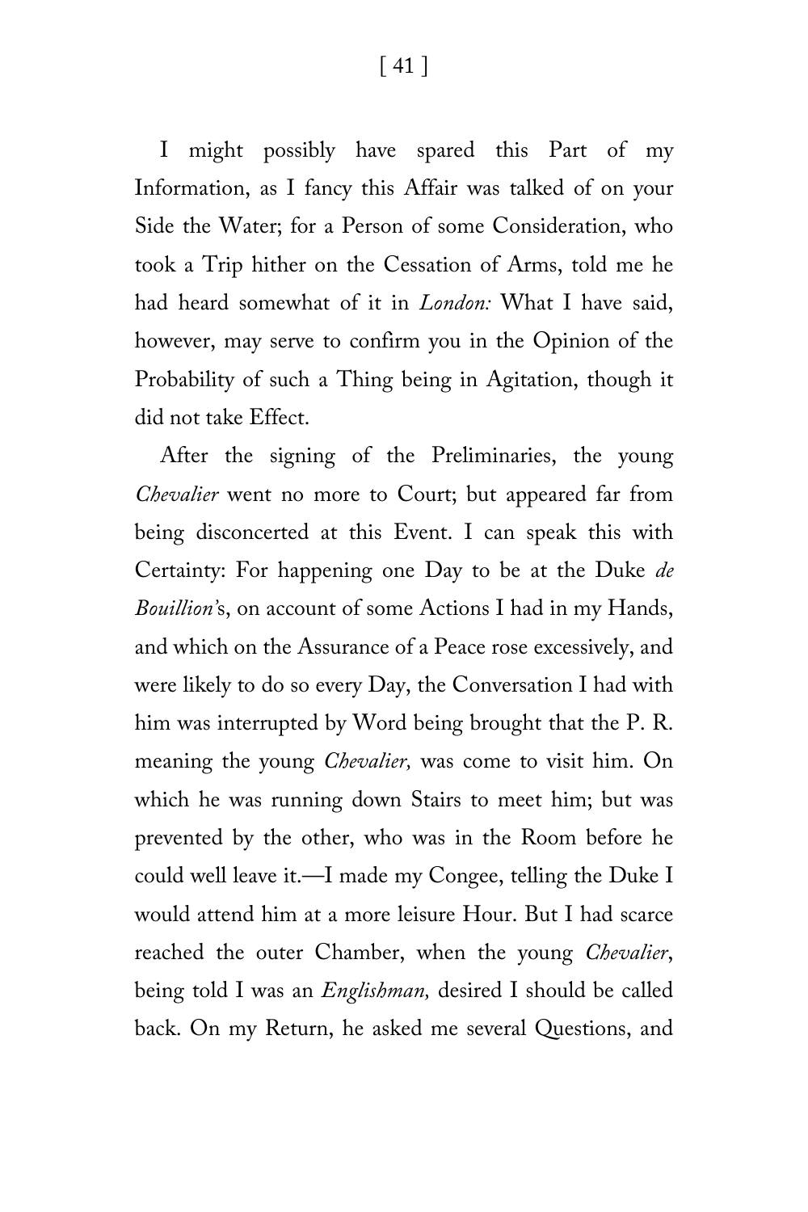I might possibly have spared this Part of my Information, as I fancy this Affair was talked of on your Side the Water; for a Person of some Consideration, who took a Trip hither on the Cessation of Arms, told me he had heard somewhat of it in *London:* What I have said, however, may serve to confirm you in the Opinion of the Probability of such a Thing being in Agitation, though it did not take Effect.

After the signing of the Preliminaries, the young *Chevalier* went no more to Court; but appeared far from being disconcerted at this Event. I can speak this with Certainty: For happening one Day to be at the Duke *de Bouillion*'s, on account of some Actions I had in my Hands, and which on the Assurance of a Peace rose excessively, and were likely to do so every Day, the Conversation I had with him was interrupted by Word being brought that the P. R. meaning the young *Chevalier,* was come to visit him. On which he was running down Stairs to meet him; but was prevented by the other, who was in the Room before he could well leave it.—I made my Congee, telling the Duke I would attend him at a more leisure Hour. But I had scarce reached the outer Chamber, when the young *Chevalier*, being told I was an *Englishman,* desired I should be called back. On my Return, he asked me several Questions, and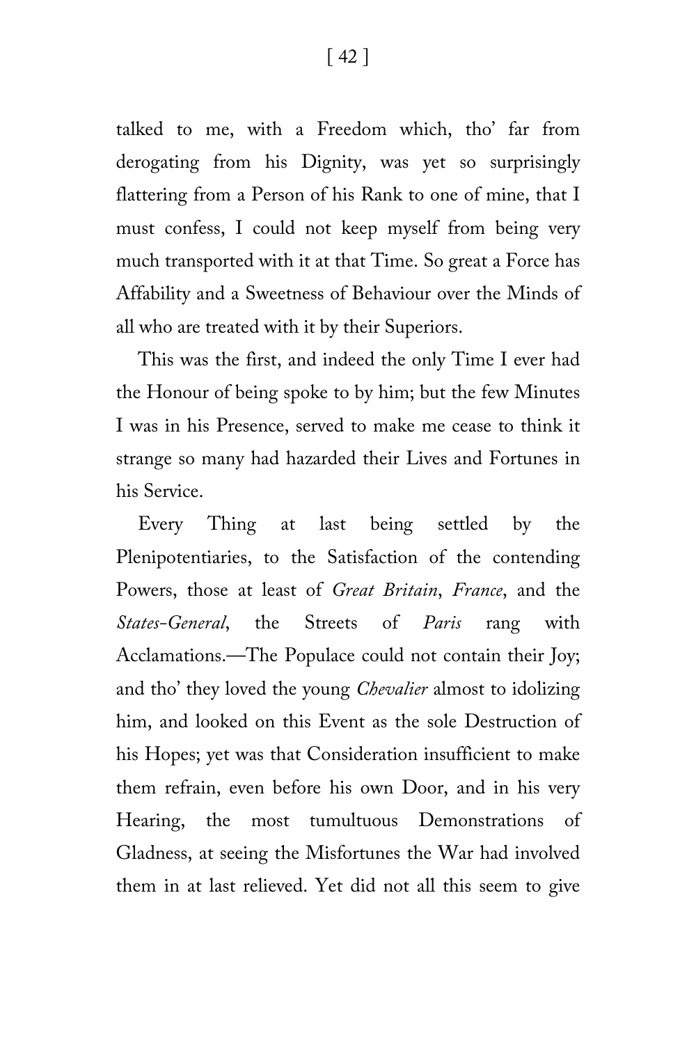talked to me, with a Freedom which, tho' far from derogating from his Dignity, was yet so surprisingly flattering from a Person of his Rank to one of mine, that I must confess, I could not keep myself from being very much transported with it at that Time. So great a Force has Affability and a Sweetness of Behaviour over the Minds of all who are treated with it by their Superiors.

This was the first, and indeed the only Time I ever had the Honour of being spoke to by him; but the few Minutes I was in his Presence, served to make me cease to think it strange so many had hazarded their Lives and Fortunes in his Service.

Every Thing at last being settled by the Plenipotentiaries, to the Satisfaction of the contending Powers, those at least of *Great Britain*, *France*, and the *States-General*, the Streets of *Paris* rang with Acclamations.—The Populace could not contain their Joy; and tho' they loved the young *Chevalier* almost to idolizing him, and looked on this Event as the sole Destruction of his Hopes; yet was that Consideration insufficient to make them refrain, even before his own Door, and in his very Hearing, the most tumultuous Demonstrations of Gladness, at seeing the Misfortunes the War had involved them in at last relieved. Yet did not all this seem to give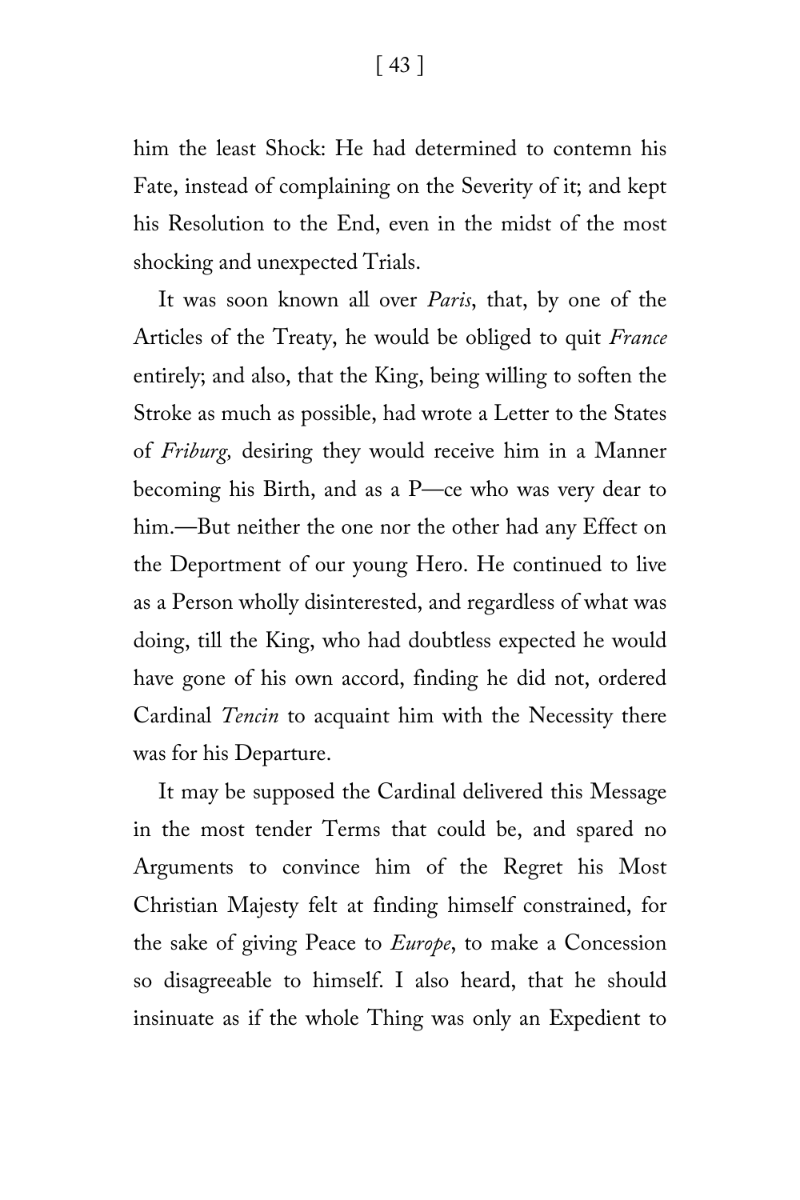him the least Shock: He had determined to contemn his Fate, instead of complaining on the Severity of it; and kept his Resolution to the End, even in the midst of the most shocking and unexpected Trials.

It was soon known all over *Paris*, that, by one of the Articles of the Treaty, he would be obliged to quit *France* entirely; and also, that the King, being willing to soften the Stroke as much as possible, had wrote a Letter to the States of *Friburg,* desiring they would receive him in a Manner becoming his Birth, and as a P—ce who was very dear to him.—But neither the one nor the other had any Effect on the Deportment of our young Hero. He continued to live as a Person wholly disinterested, and regardless of what was doing, till the King, who had doubtless expected he would have gone of his own accord, finding he did not, ordered Cardinal *Tencin* to acquaint him with the Necessity there was for his Departure.

It may be supposed the Cardinal delivered this Message in the most tender Terms that could be, and spared no Arguments to convince him of the Regret his Most Christian Majesty felt at finding himself constrained, for the sake of giving Peace to *Europe*, to make a Concession so disagreeable to himself. I also heard, that he should insinuate as if the whole Thing was only an Expedient to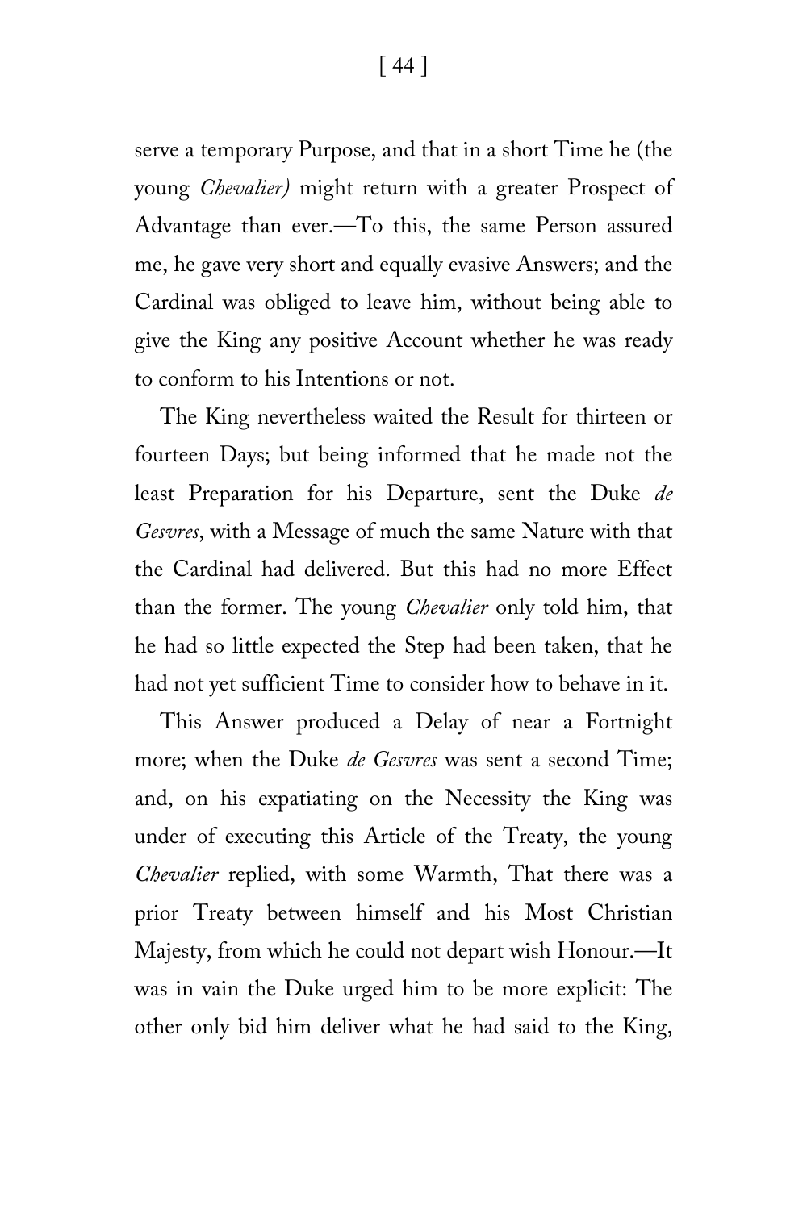serve a temporary Purpose, and that in a short Time he (the young *Chevalier)* might return with a greater Prospect of Advantage than ever.—To this, the same Person assured me, he gave very short and equally evasive Answers; and the Cardinal was obliged to leave him, without being able to give the King any positive Account whether he was ready to conform to his Intentions or not.

The King nevertheless waited the Result for thirteen or fourteen Days; but being informed that he made not the least Preparation for his Departure, sent the Duke *de Gesvres*, with a Message of much the same Nature with that the Cardinal had delivered. But this had no more Effect than the former. The young *Chevalier* only told him, that he had so little expected the Step had been taken, that he had not yet sufficient Time to consider how to behave in it.

This Answer produced a Delay of near a Fortnight more; when the Duke *de Gesvres* was sent a second Time; and, on his expatiating on the Necessity the King was under of executing this Article of the Treaty, the young *Chevalier* replied, with some Warmth, That there was a prior Treaty between himself and his Most Christian Majesty, from which he could not depart wish Honour.—It was in vain the Duke urged him to be more explicit: The other only bid him deliver what he had said to the King,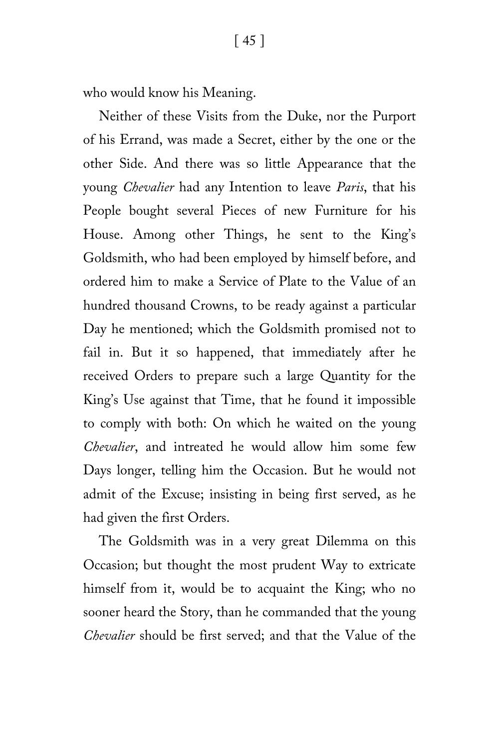who would know his Meaning.

Neither of these Visits from the Duke, nor the Purport of his Errand, was made a Secret, either by the one or the other Side. And there was so little Appearance that the young *Chevalier* had any Intention to leave *Paris*, that his People bought several Pieces of new Furniture for his House. Among other Things, he sent to the King's Goldsmith, who had been employed by himself before, and ordered him to make a Service of Plate to the Value of an hundred thousand Crowns, to be ready against a particular Day he mentioned; which the Goldsmith promised not to fail in. But it so happened, that immediately after he received Orders to prepare such a large Quantity for the King's Use against that Time, that he found it impossible to comply with both: On which he waited on the young *Chevalier*, and intreated he would allow him some few Days longer, telling him the Occasion. But he would not admit of the Excuse; insisting in being first served, as he had given the first Orders.

The Goldsmith was in a very great Dilemma on this Occasion; but thought the most prudent Way to extricate himself from it, would be to acquaint the King; who no sooner heard the Story, than he commanded that the young *Chevalier* should be first served; and that the Value of the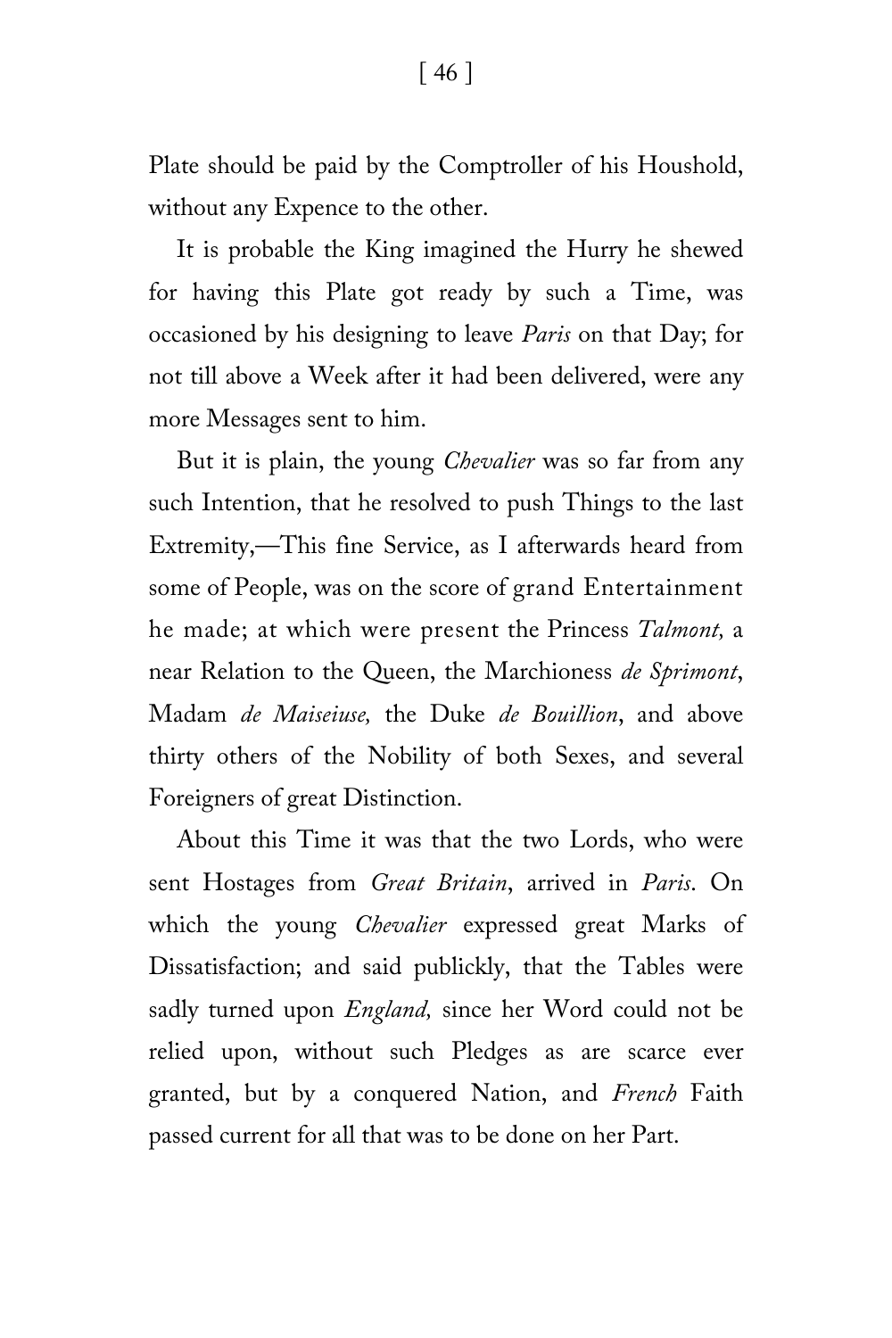Plate should be paid by the Comptroller of his Houshold, without any Expence to the other.

It is probable the King imagined the Hurry he shewed for having this Plate got ready by such a Time, was occasioned by his designing to leave *Paris* on that Day; for not till above a Week after it had been delivered, were any more Messages sent to him.

But it is plain, the young *Chevalier* was so far from any such Intention, that he resolved to push Things to the last Extremity,—This fine Service, as I afterwards heard from some of People, was on the score of grand Entertainment he made; at which were present the Princess *Talmont,* a near Relation to the Queen, the Marchioness *de Sprimont*, Madam *de Maiseiuse,* the Duke *de Bouillion*, and above thirty others of the Nobility of both Sexes, and several Foreigners of great Distinction.

About this Time it was that the two Lords, who were sent Hostages from *Great Britain*, arrived in *Paris.* On which the young *Chevalier* expressed great Marks of Dissatisfaction; and said publickly, that the Tables were sadly turned upon *England,* since her Word could not be relied upon, without such Pledges as are scarce ever granted, but by a conquered Nation, and *French* Faith passed current for all that was to be done on her Part.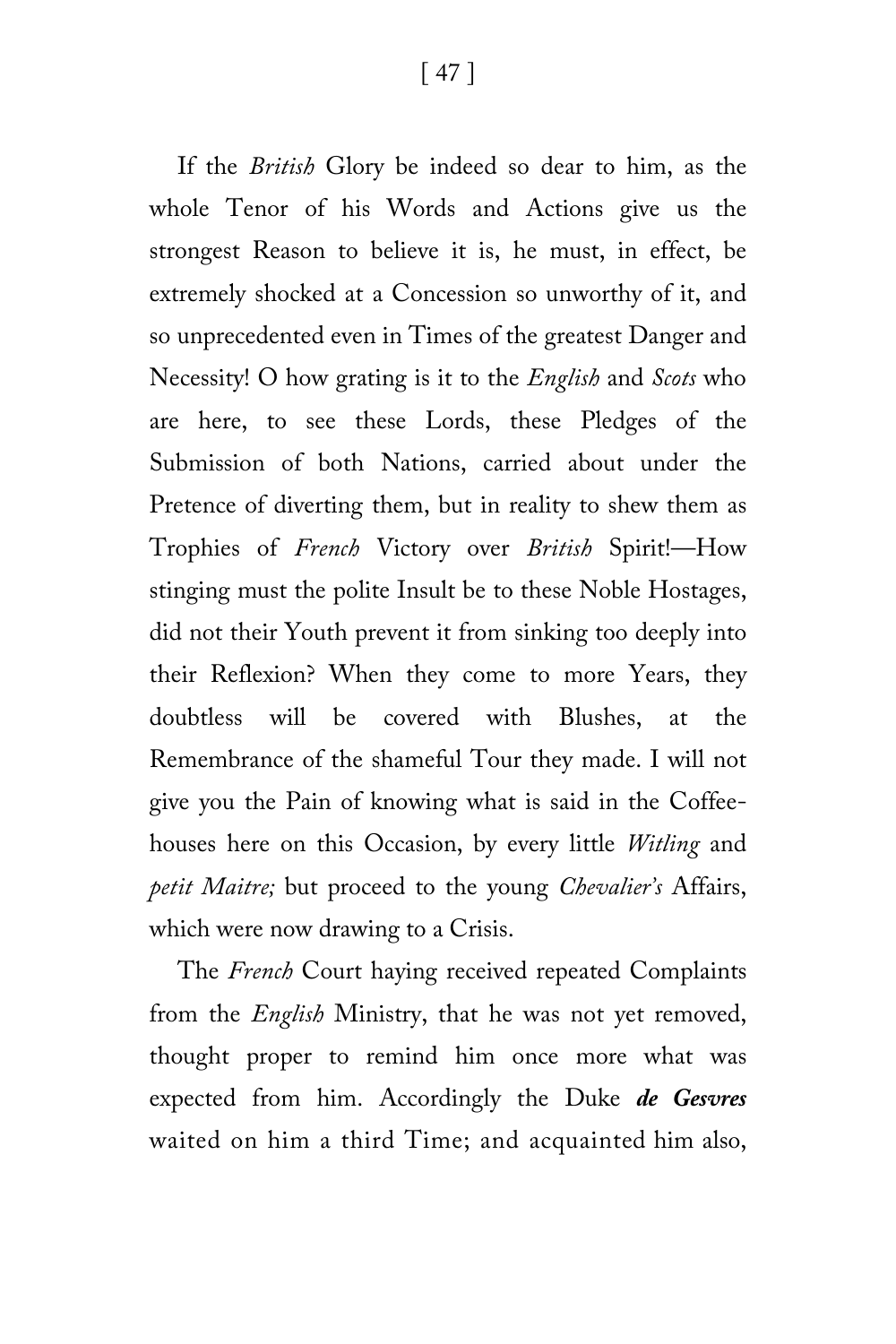If the *British* Glory be indeed so dear to him, as the whole Tenor of his Words and Actions give us the strongest Reason to believe it is, he must, in effect, be extremely shocked at a Concession so unworthy of it, and so unprecedented even in Times of the greatest Danger and Necessity! O how grating is it to the *English* and *Scots* who are here, to see these Lords, these Pledges of the Submission of both Nations, carried about under the Pretence of diverting them, but in reality to shew them as Trophies of *French* Victory over *British* Spirit!—How stinging must the polite Insult be to these Noble Hostages, did not their Youth prevent it from sinking too deeply into their Reflexion? When they come to more Years, they doubtless will be covered with Blushes, at the Remembrance of the shameful Tour they made. I will not give you the Pain of knowing what is said in the Coffee-houses here on this Occasion, by every little *Witling* and *petit Maitre;* but proceed to the young *Chevalier's* Affairs, which were now drawing to a Crisis.

The *French* Court haying received repeated Complaints from the *English* Ministry, that he was not yet removed, thought proper to remind him once more what was expected from him. Accordingly the Duke ***de Gesvres*** waited on him a third Time; and acquainted him also,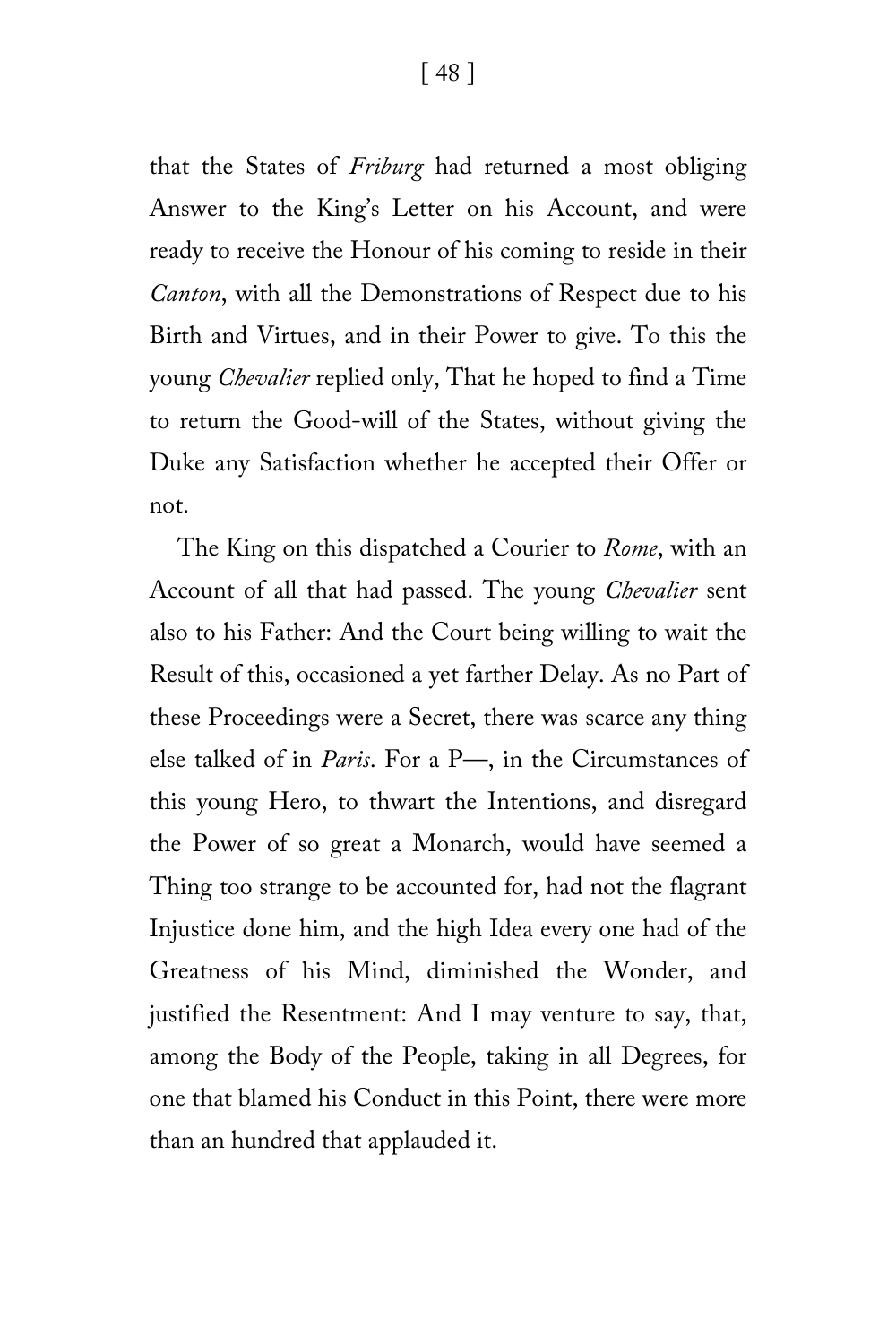that the States of *Friburg* had returned a most obliging Answer to the King's Letter on his Account, and were ready to receive the Honour of his coming to reside in their *Canton*, with all the Demonstrations of Respect due to his Birth and Virtues, and in their Power to give. To this the young *Chevalier* replied only, That he hoped to find a Time to return the Good-will of the States, without giving the Duke any Satisfaction whether he accepted their Offer or not.

The King on this dispatched a Courier to *Rome*, with an Account of all that had passed. The young *Chevalier* sent also to his Father: And the Court being willing to wait the Result of this, occasioned a yet farther Delay. As no Part of these Proceedings were a Secret, there was scarce any thing else talked of in *Paris*. For a P—, in the Circumstances of this young Hero, to thwart the Intentions, and disregard the Power of so great a Monarch, would have seemed a Thing too strange to be accounted for, had not the flagrant Injustice done him, and the high Idea every one had of the Greatness of his Mind, diminished the Wonder, and justified the Resentment: And I may venture to say, that, among the Body of the People, taking in all Degrees, for one that blamed his Conduct in this Point, there were more than an hundred that applauded it.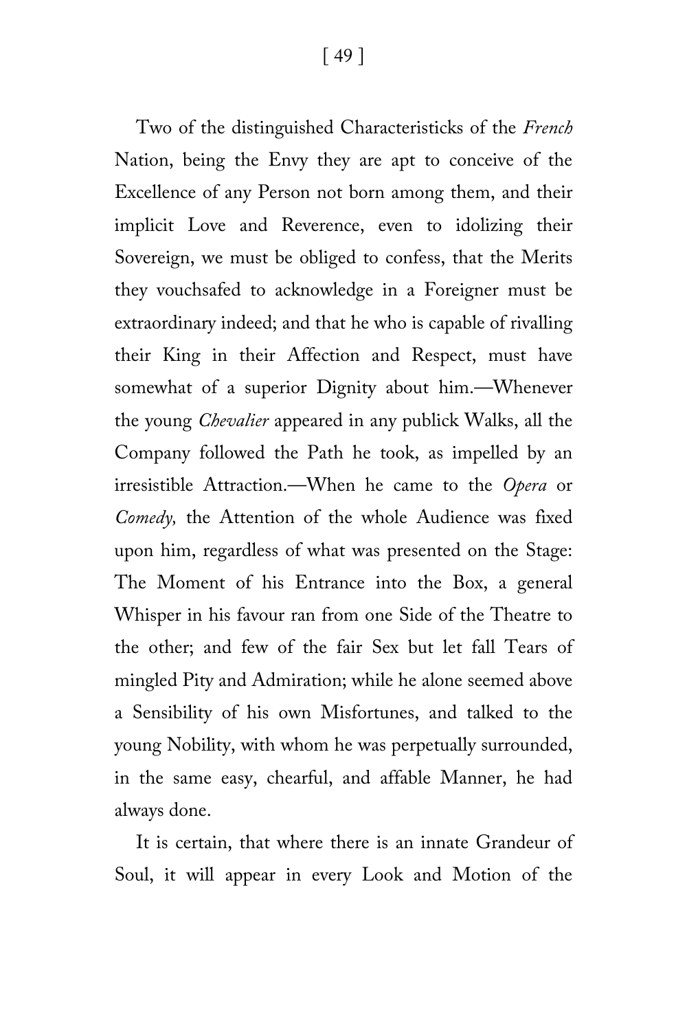Two of the distinguished Characteristicks of the *French* Nation, being the Envy they are apt to conceive of the Excellence of any Person not born among them, and their implicit Love and Reverence, even to idolizing their Sovereign, we must be obliged to confess, that the Merits they vouchsafed to acknowledge in a Foreigner must be extraordinary indeed; and that he who is capable of rivalling their King in their Affection and Respect, must have somewhat of a superior Dignity about him.—Whenever the young *Chevalier* appeared in any publick Walks, all the Company followed the Path he took, as impelled by an irresistible Attraction.—When he came to the *Opera* or *Comedy,* the Attention of the whole Audience was fixed upon him, regardless of what was presented on the Stage: The Moment of his Entrance into the Box, a general Whisper in his favour ran from one Side of the Theatre to the other; and few of the fair Sex but let fall Tears of mingled Pity and Admiration; while he alone seemed above a Sensibility of his own Misfortunes, and talked to the young Nobility, with whom he was perpetually surrounded, in the same easy, chearful, and affable Manner, he had always done.

It is certain, that where there is an innate Grandeur of Soul, it will appear in every Look and Motion of the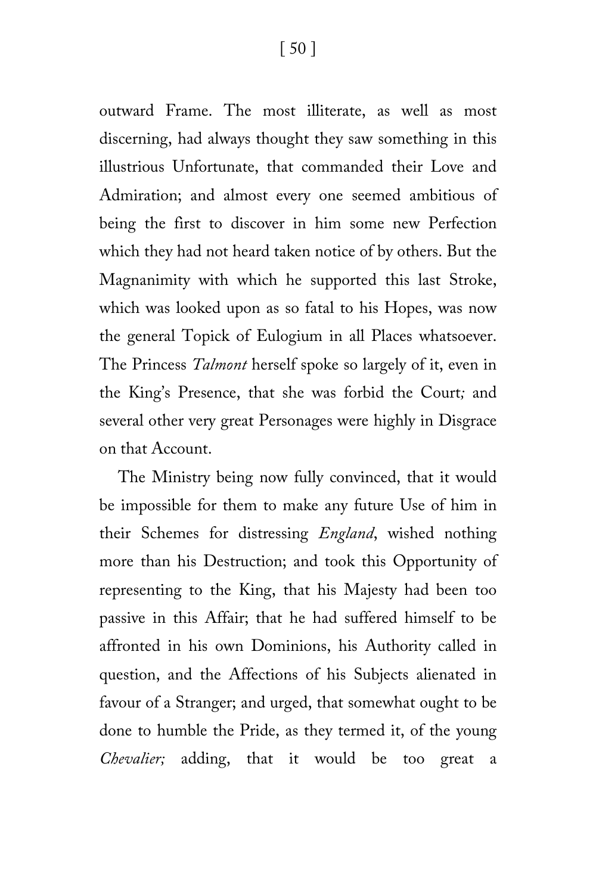outward Frame. The most illiterate, as well as most discerning, had always thought they saw something in this illustrious Unfortunate, that commanded their Love and Admiration; and almost every one seemed ambitious of being the first to discover in him some new Perfection which they had not heard taken notice of by others. But the Magnanimity with which he supported this last Stroke, which was looked upon as so fatal to his Hopes, was now the general Topick of Eulogium in all Places whatsoever. The Princess *Talmont* herself spoke so largely of it, even in the King's Presence, that she was forbid the Court*;* and several other very great Personages were highly in Disgrace on that Account.

The Ministry being now fully convinced, that it would be impossible for them to make any future Use of him in their Schemes for distressing *England*, wished nothing more than his Destruction; and took this Opportunity of representing to the King, that his Majesty had been too passive in this Affair; that he had suffered himself to be affronted in his own Dominions, his Authority called in question, and the Affections of his Subjects alienated in favour of a Stranger; and urged, that somewhat ought to be done to humble the Pride, as they termed it, of the young *Chevalier;* adding, that it would be too great a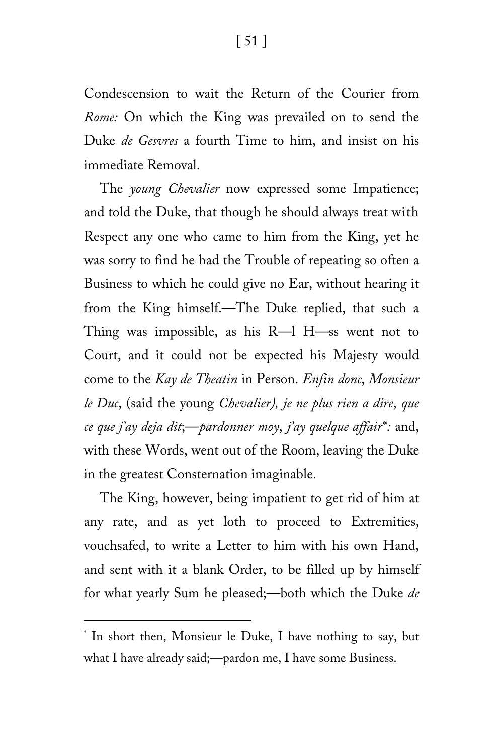Condescension to wait the Return of the Courier from *Rome:* On which the King was prevailed on to send the Duke *de Gesvres* a fourth Time to him, and insist on his immediate Removal.

The *young Chevalier* now expressed some Impatience; and told the Duke, that though he should always treat with Respect any one who came to him from the King, yet he was sorry to find he had the Trouble of repeating so often a Business to which he could give no Ear, without hearing it from the King himself.—The Duke replied, that such a Thing was impossible, as his R—l H—ss went not to Court, and it could not be expected his Majesty would come to the *Kay de Theatin* in Person. *Enfin donc*, *Monsieur le Duc*, (said the young *Chevalier), je ne plus rien a dire*, *que ce que j'ay deja dit*;—*pardonner moy*, *j'ay quelque affair*\*: and, with these Words, went out of the Room, leaving the Duke in the greatest Consternation imaginable.

The King, however, being impatient to get rid of him at any rate, and as yet loth to proceed to Extremities, vouchsafed, to write a Letter to him with his own Hand, and sent with it a blank Order, to be filled up by himself for what yearly Sum he pleased;—both which the Duke *de*

---

\* In short then, Monsieur le Duke, I have nothing to say, but what I have already said;—pardon me, I have some Business.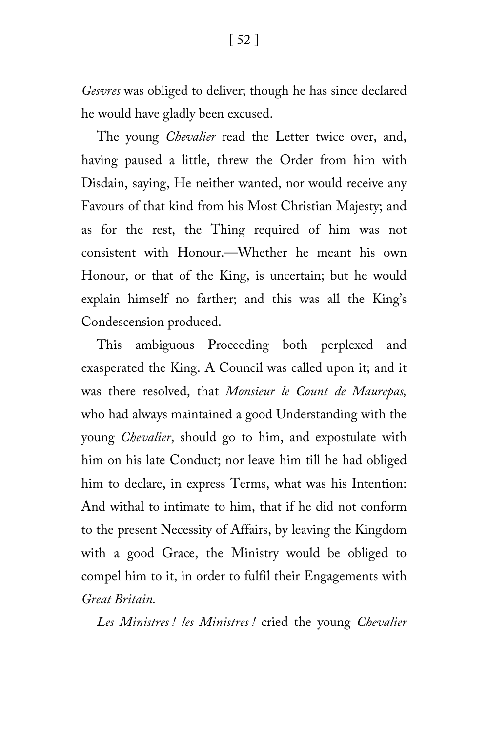*Gesvres* was obliged to deliver; though he has since declared he would have gladly been excused.

The young *Chevalier* read the Letter twice over, and, having paused a little, threw the Order from him with Disdain, saying, He neither wanted, nor would receive any Favours of that kind from his Most Christian Majesty; and as for the rest, the Thing required of him was not consistent with Honour.—Whether he meant his own Honour, or that of the King, is uncertain; but he would explain himself no farther; and this was all the King's Condescension produced.

This ambiguous Proceeding both perplexed and exasperated the King. A Council was called upon it; and it was there resolved, that *Monsieur le Count de Maurepas,* who had always maintained a good Understanding with the young *Chevalier*, should go to him, and expostulate with him on his late Conduct; nor leave him till he had obliged him to declare, in express Terms, what was his Intention: And withal to intimate to him, that if he did not conform to the present Necessity of Affairs, by leaving the Kingdom with a good Grace, the Ministry would be obliged to compel him to it, in order to fulfil their Engagements with *Great Britain.*

*Les Ministres ! les Ministres !* cried the young *Chevalier*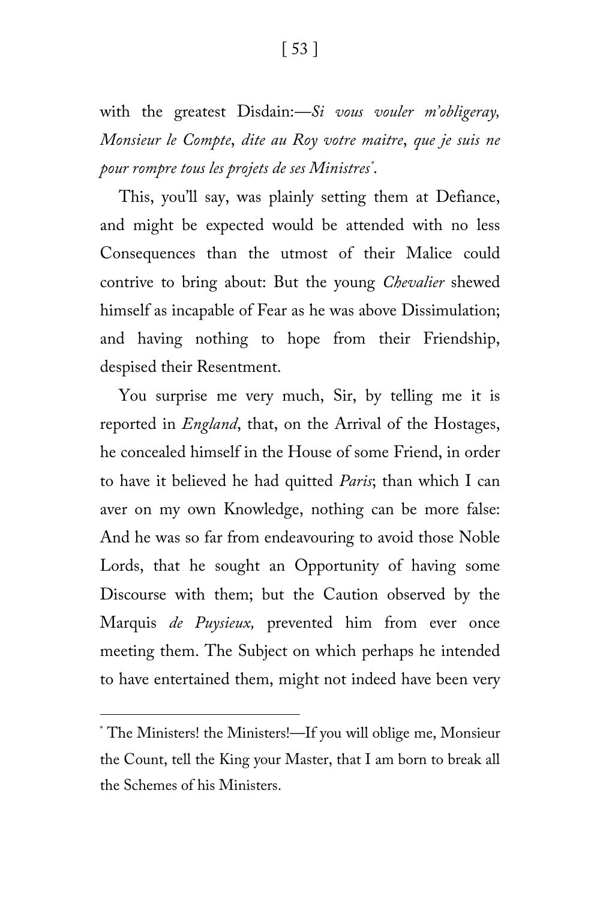with the greatest Disdain:—*Si vous vouler m'obligeray, Monsieur le Compte*, *dite au Roy votre maitre*, *que je suis ne pour rompre tous les projets de ses Ministres*[*].

This, you'll say, was plainly setting them at Defiance, and might be expected would be attended with no less Consequences than the utmost of their Malice could contrive to bring about: But the young *Chevalier* shewed himself as incapable of Fear as he was above Dissimulation; and having nothing to hope from their Friendship, despised their Resentment.

You surprise me very much, Sir, by telling me it is reported in *England*, that, on the Arrival of the Hostages, he concealed himself in the House of some Friend, in order to have it believed he had quitted *Paris*; than which I can aver on my own Knowledge, nothing can be more false: And he was so far from endeavouring to avoid those Noble Lords, that he sought an Opportunity of having some Discourse with them; but the Caution observed by the Marquis *de Puysieux,* prevented him from ever once meeting them. The Subject on which perhaps he intended to have entertained them, might not indeed have been very

---

[*] The Ministers! the Ministers!—If you will oblige me, Monsieur the Count, tell the King your Master, that I am born to break all the Schemes of his Ministers.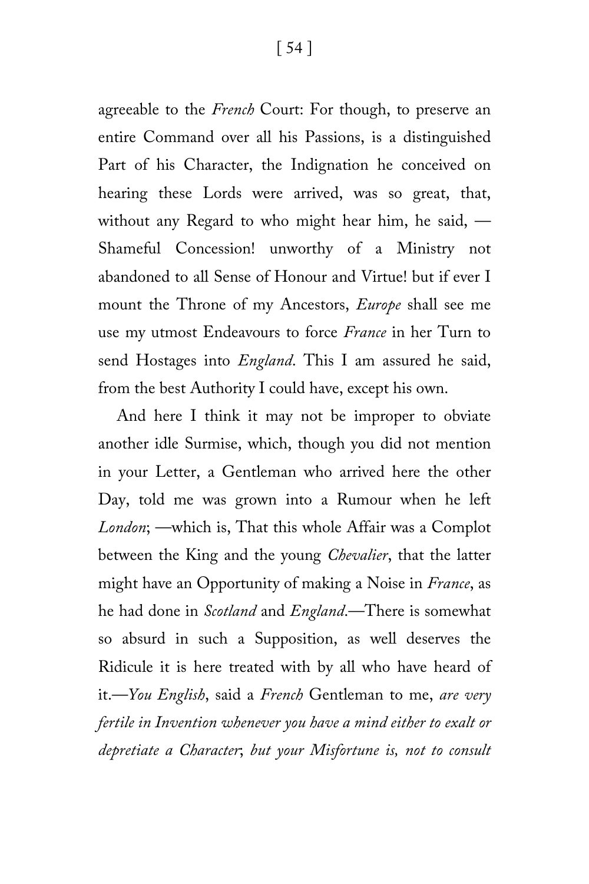agreeable to the *French* Court: For though, to preserve an entire Command over all his Passions, is a distinguished Part of his Character, the Indignation he conceived on hearing these Lords were arrived, was so great, that, without any Regard to who might hear him, he said, —Shameful Concession! unworthy of a Ministry not abandoned to all Sense of Honour and Virtue! but if ever I mount the Throne of my Ancestors, *Europe* shall see me use my utmost Endeavours to force *France* in her Turn to send Hostages into *England*. This I am assured he said, from the best Authority I could have, except his own.

And here I think it may not be improper to obviate another idle Surmise, which, though you did not mention in your Letter, a Gentleman who arrived here the other Day, told me was grown into a Rumour when he left *London*; —which is, That this whole Affair was a Complot between the King and the young *Chevalier*, that the latter might have an Opportunity of making a Noise in *France*, as he had done in *Scotland* and *England*.—There is somewhat so absurd in such a Supposition, as well deserves the Ridicule it is here treated with by all who have heard of it.—*You English*, said a *French* Gentleman to me, *are very fertile in Invention whenever you have a mind either to exalt or depretiate a Character*; *but your Misfortune is, not to consult*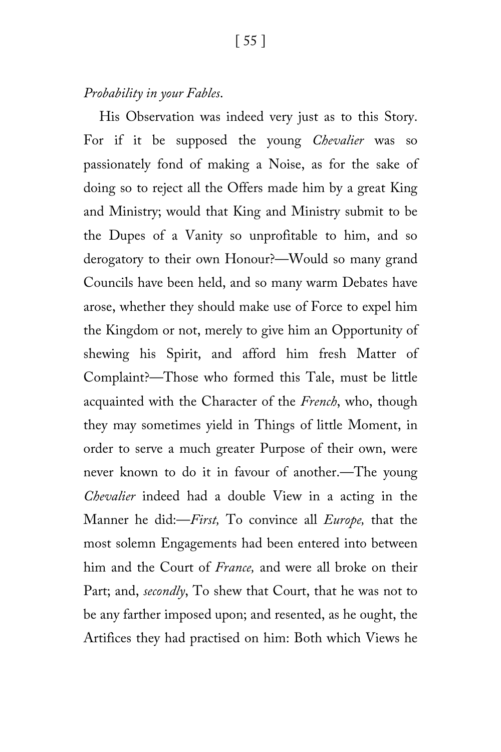*Probability in your Fables.*

His Observation was indeed very just as to this Story. For if it be supposed the young *Chevalier* was so passionately fond of making a Noise, as for the sake of doing so to reject all the Offers made him by a great King and Ministry; would that King and Ministry submit to be the Dupes of a Vanity so unprofitable to him, and so derogatory to their own Honour?—Would so many grand Councils have been held, and so many warm Debates have arose, whether they should make use of Force to expel him the Kingdom or not, merely to give him an Opportunity of shewing his Spirit, and afford him fresh Matter of Complaint?—Those who formed this Tale, must be little acquainted with the Character of the *French*, who, though they may sometimes yield in Things of little Moment, in order to serve a much greater Purpose of their own, were never known to do it in favour of another.—The young *Chevalier* indeed had a double View in a acting in the Manner he did:—*First,* To convince all *Europe,* that the most solemn Engagements had been entered into between him and the Court of *France,* and were all broke on their Part; and, *secondly*, To shew that Court, that he was not to be any farther imposed upon; and resented, as he ought, the Artifices they had practised on him: Both which Views he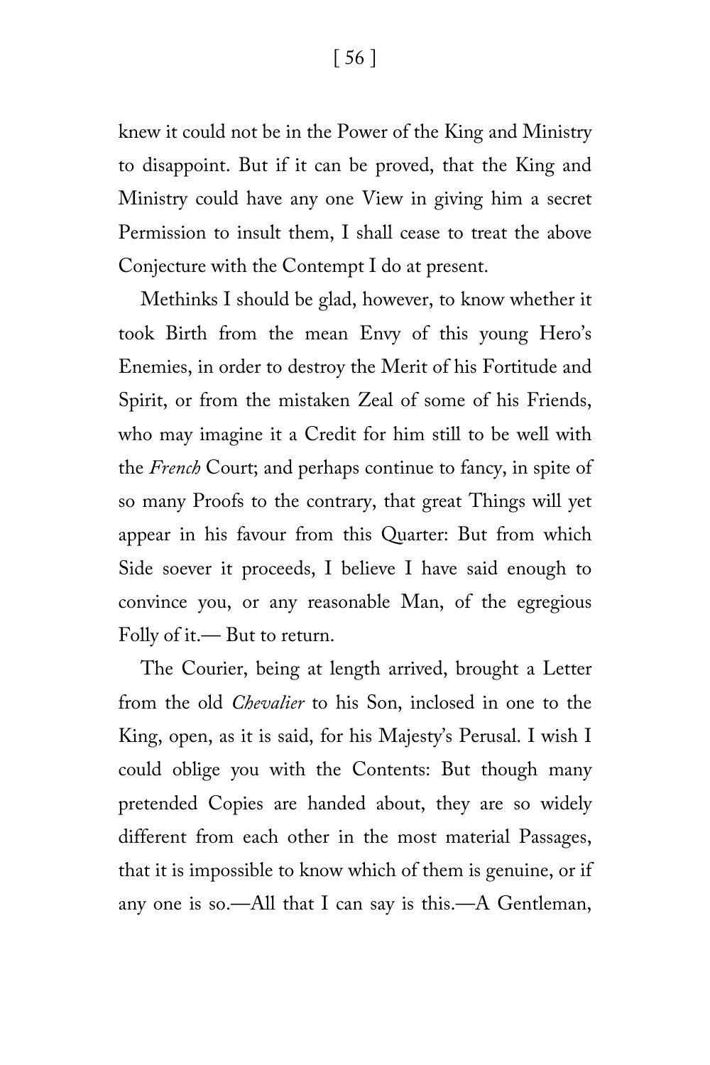knew it could not be in the Power of the King and Ministry to disappoint. But if it can be proved, that the King and Ministry could have any one View in giving him a secret Permission to insult them, I shall cease to treat the above Conjecture with the Contempt I do at present.

Methinks I should be glad, however, to know whether it took Birth from the mean Envy of this young Hero's Enemies, in order to destroy the Merit of his Fortitude and Spirit, or from the mistaken Zeal of some of his Friends, who may imagine it a Credit for him still to be well with the *French* Court; and perhaps continue to fancy, in spite of so many Proofs to the contrary, that great Things will yet appear in his favour from this Quarter: But from which Side soever it proceeds, I believe I have said enough to convince you, or any reasonable Man, of the egregious Folly of it.— But to return.

The Courier, being at length arrived, brought a Letter from the old *Chevalier* to his Son, inclosed in one to the King, open, as it is said, for his Majesty's Perusal. I wish I could oblige you with the Contents: But though many pretended Copies are handed about, they are so widely different from each other in the most material Passages, that it is impossible to know which of them is genuine, or if any one is so.—All that I can say is this.—A Gentleman,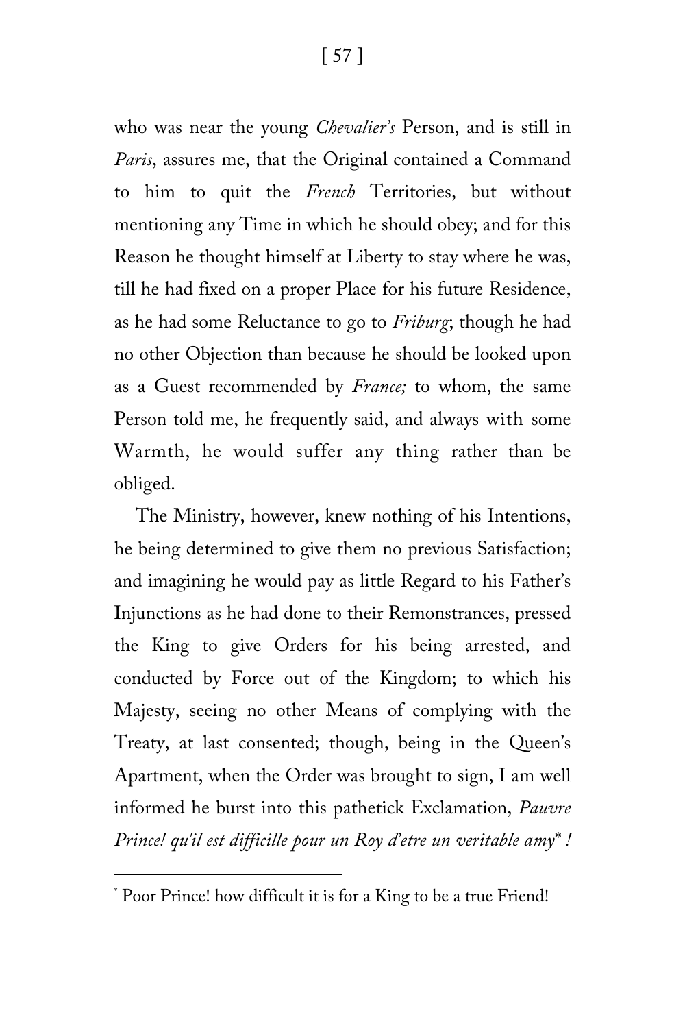who was near the young *Chevalier's* Person, and is still in *Paris*, assures me, that the Original contained a Command to him to quit the *French* Territories, but without mentioning any Time in which he should obey; and for this Reason he thought himself at Liberty to stay where he was, till he had fixed on a proper Place for his future Residence, as he had some Reluctance to go to *Friburg*; though he had no other Objection than because he should be looked upon as a Guest recommended by *France;* to whom, the same Person told me, he frequently said, and always with some Warmth, he would suffer any thing rather than be obliged.

The Ministry, however, knew nothing of his Intentions, he being determined to give them no previous Satisfaction; and imagining he would pay as little Regard to his Father's Injunctions as he had done to their Remonstrances, pressed the King to give Orders for his being arrested, and conducted by Force out of the Kingdom; to which his Majesty, seeing no other Means of complying with the Treaty, at last consented; though, being in the Queen's Apartment, when the Order was brought to sign, I am well informed he burst into this pathetick Exclamation, *Pauvre Prince! qu'il est difficille pour un Roy d'etre un veritable amy*\* *!*

---

\* Poor Prince! how difficult it is for a King to be a true Friend!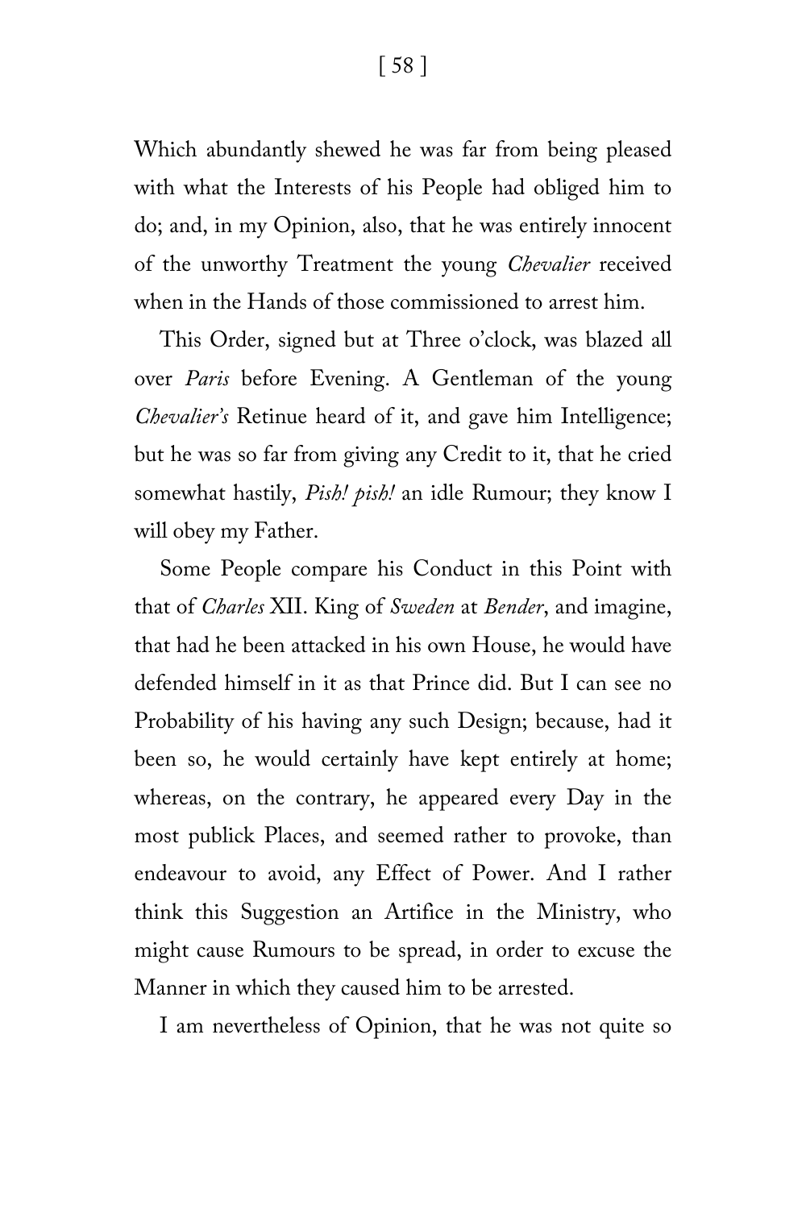Which abundantly shewed he was far from being pleased with what the Interests of his People had obliged him to do; and, in my Opinion, also, that he was entirely innocent of the unworthy Treatment the young *Chevalier* received when in the Hands of those commissioned to arrest him.

This Order, signed but at Three o'clock, was blazed all over *Paris* before Evening. A Gentleman of the young *Chevalier's* Retinue heard of it, and gave him Intelligence; but he was so far from giving any Credit to it, that he cried somewhat hastily, *Pish! pish!* an idle Rumour; they know I will obey my Father.

Some People compare his Conduct in this Point with that of *Charles* XII. King of *Sweden* at *Bender*, and imagine, that had he been attacked in his own House, he would have defended himself in it as that Prince did. But I can see no Probability of his having any such Design; because, had it been so, he would certainly have kept entirely at home; whereas, on the contrary, he appeared every Day in the most publick Places, and seemed rather to provoke, than endeavour to avoid, any Effect of Power. And I rather think this Suggestion an Artifice in the Ministry, who might cause Rumours to be spread, in order to excuse the Manner in which they caused him to be arrested.

I am nevertheless of Opinion, that he was not quite so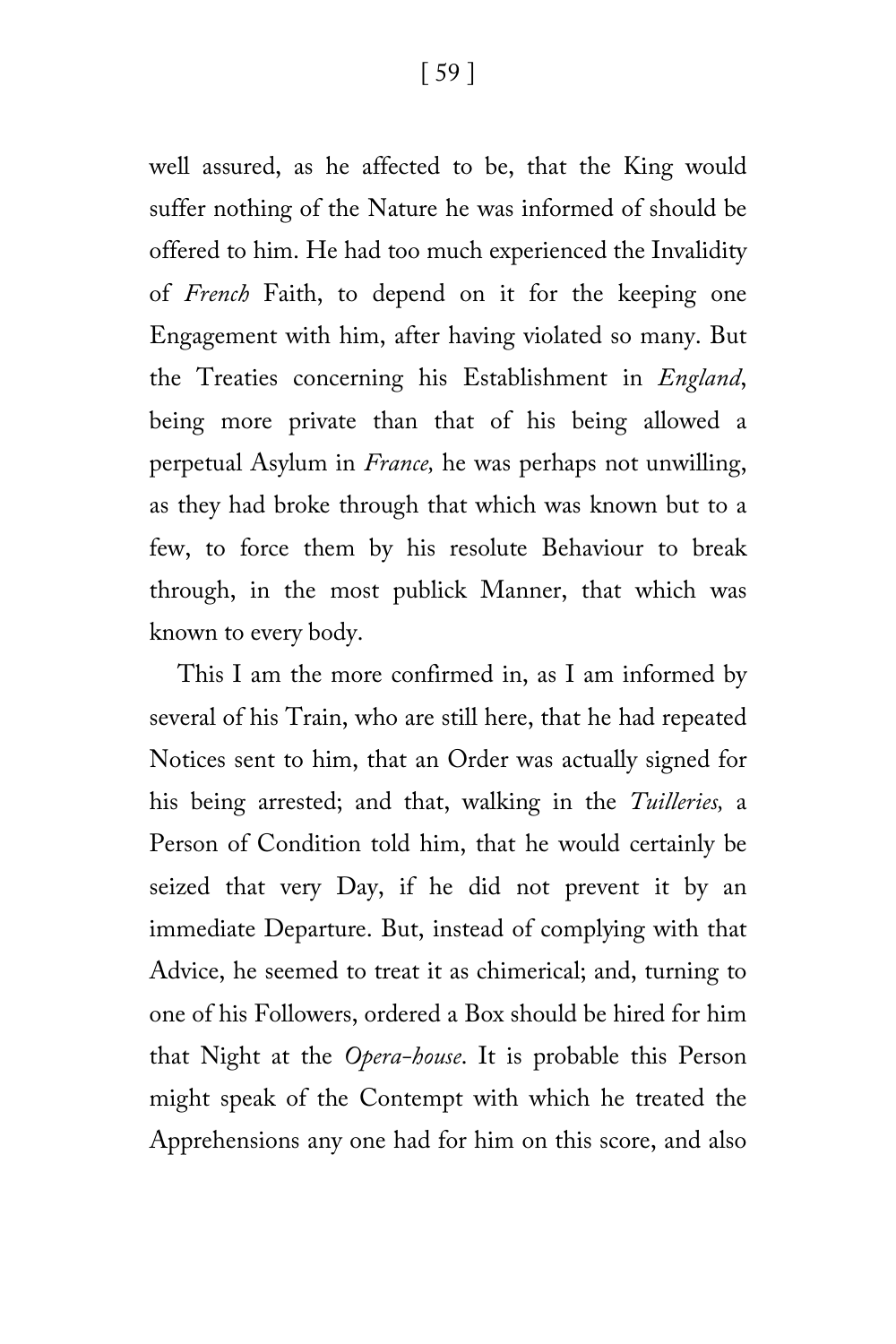well assured, as he affected to be, that the King would suffer nothing of the Nature he was informed of should be offered to him. He had too much experienced the Invalidity of *French* Faith, to depend on it for the keeping one Engagement with him, after having violated so many. But the Treaties concerning his Establishment in *England*, being more private than that of his being allowed a perpetual Asylum in *France,* he was perhaps not unwilling, as they had broke through that which was known but to a few, to force them by his resolute Behaviour to break through, in the most publick Manner, that which was known to every body.

This I am the more confirmed in, as I am informed by several of his Train, who are still here, that he had repeated Notices sent to him, that an Order was actually signed for his being arrested; and that, walking in the *Tuilleries,* a Person of Condition told him, that he would certainly be seized that very Day, if he did not prevent it by an immediate Departure. But, instead of complying with that Advice, he seemed to treat it as chimerical; and, turning to one of his Followers, ordered a Box should be hired for him that Night at the *Opera-house*. It is probable this Person might speak of the Contempt with which he treated the Apprehensions any one had for him on this score, and also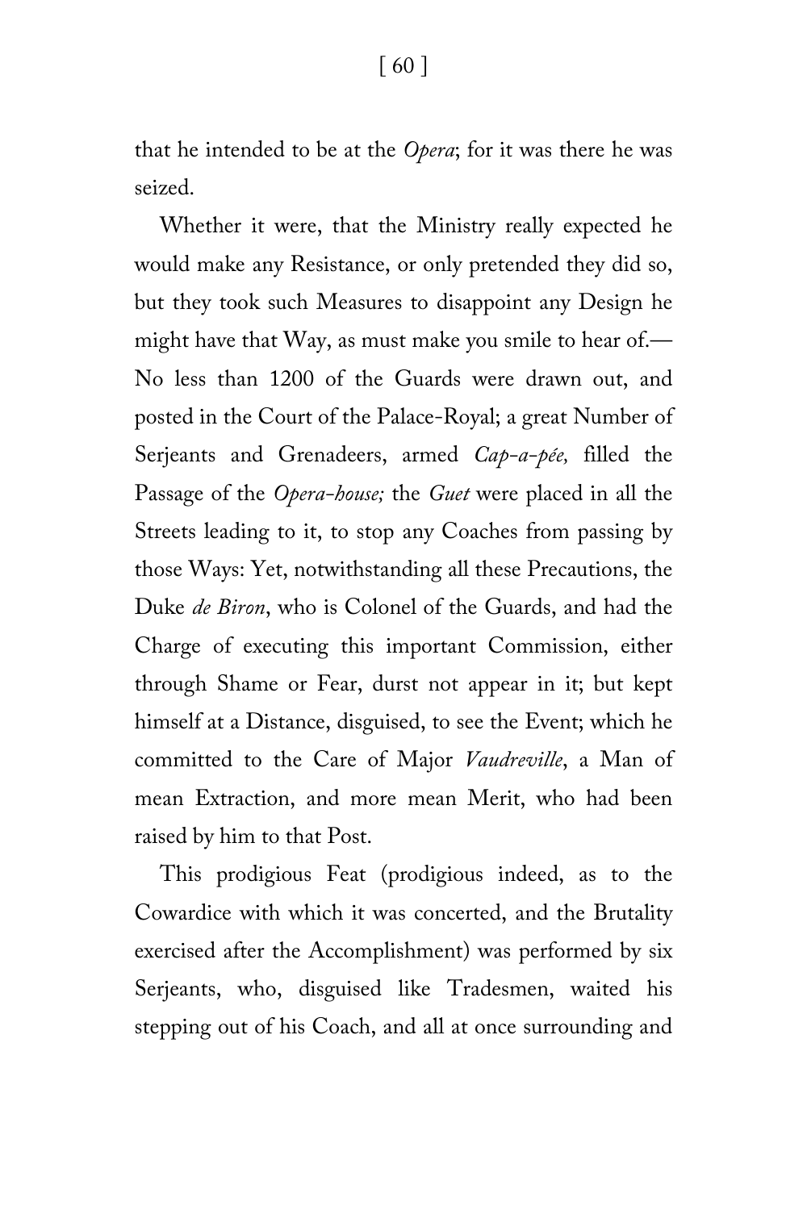that he intended to be at the *Opera*; for it was there he was seized.

Whether it were, that the Ministry really expected he would make any Resistance, or only pretended they did so, but they took such Measures to disappoint any Design he might have that Way, as must make you smile to hear of.—No less than 1200 of the Guards were drawn out, and posted in the Court of the Palace-Royal; a great Number of Serjeants and Grenadeers, armed *Cap-a-pée,* filled the Passage of the *Opera-house;* the *Guet* were placed in all the Streets leading to it, to stop any Coaches from passing by those Ways: Yet, notwithstanding all these Precautions, the Duke *de Biron*, who is Colonel of the Guards, and had the Charge of executing this important Commission, either through Shame or Fear, durst not appear in it; but kept himself at a Distance, disguised, to see the Event; which he committed to the Care of Major *Vaudreville*, a Man of mean Extraction, and more mean Merit, who had been raised by him to that Post.

This prodigious Feat (prodigious indeed, as to the Cowardice with which it was concerted, and the Brutality exercised after the Accomplishment) was performed by six Serjeants, who, disguised like Tradesmen, waited his stepping out of his Coach, and all at once surrounding and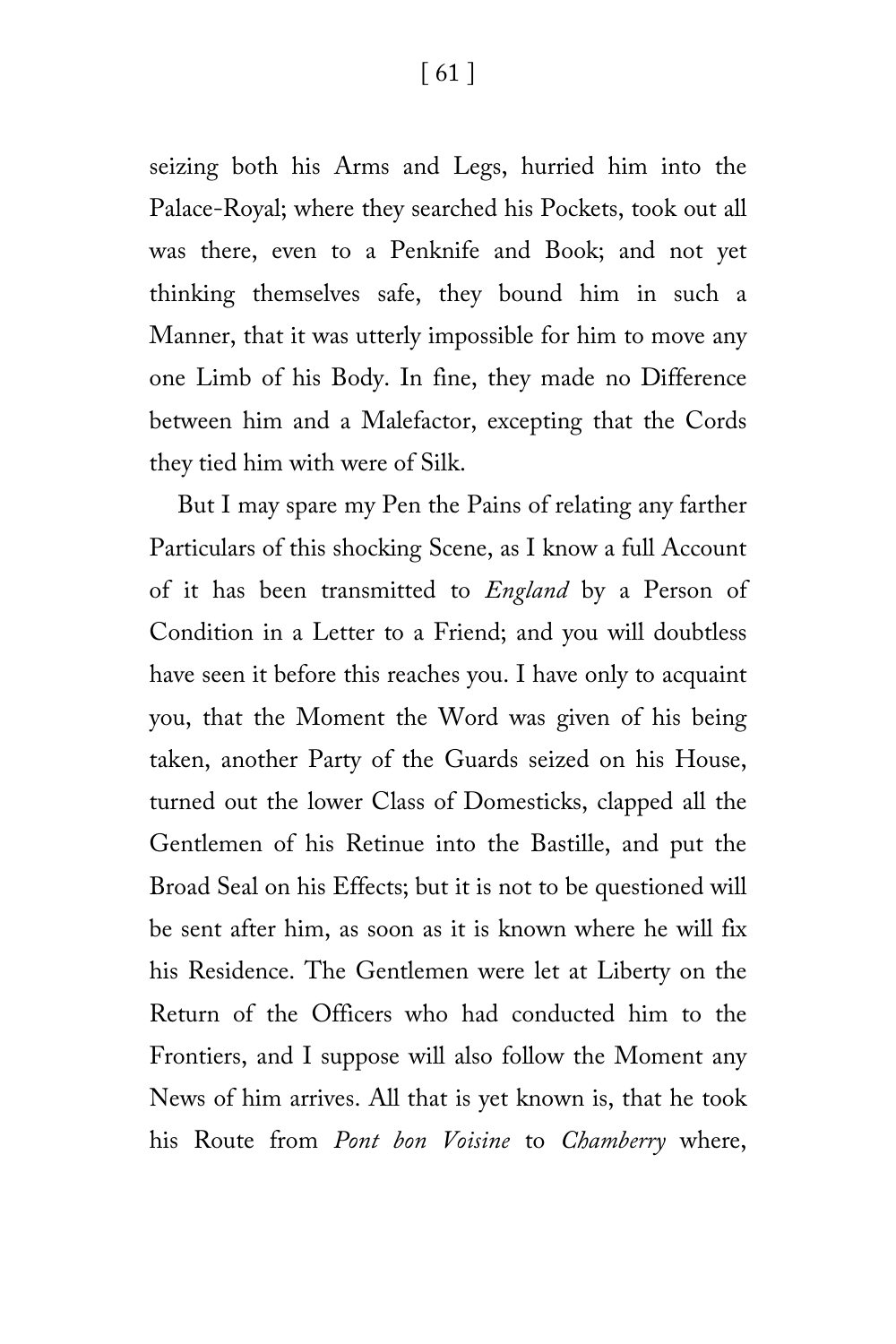seizing both his Arms and Legs, hurried him into the Palace-Royal; where they searched his Pockets, took out all was there, even to a Penknife and Book; and not yet thinking themselves safe, they bound him in such a Manner, that it was utterly impossible for him to move any one Limb of his Body. In fine, they made no Difference between him and a Malefactor, excepting that the Cords they tied him with were of Silk.

But I may spare my Pen the Pains of relating any farther Particulars of this shocking Scene, as I know a full Account of it has been transmitted to *England* by a Person of Condition in a Letter to a Friend; and you will doubtless have seen it before this reaches you. I have only to acquaint you, that the Moment the Word was given of his being taken, another Party of the Guards seized on his House, turned out the lower Class of Domesticks, clapped all the Gentlemen of his Retinue into the Bastille, and put the Broad Seal on his Effects; but it is not to be questioned will be sent after him, as soon as it is known where he will fix his Residence. The Gentlemen were let at Liberty on the Return of the Officers who had conducted him to the Frontiers, and I suppose will also follow the Moment any News of him arrives. All that is yet known is, that he took his Route from *Pont bon Voisine* to *Chamberry* where,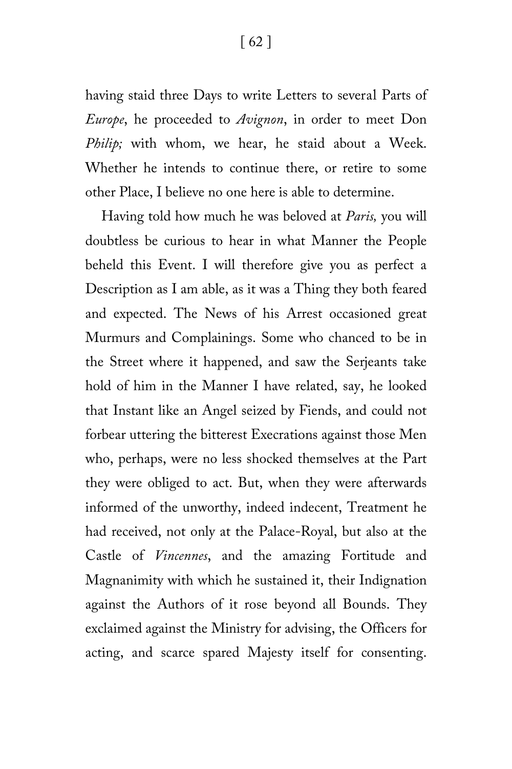having staid three Days to write Letters to several Parts of *Europe*, he proceeded to *Avignon*, in order to meet Don *Philip;* with whom, we hear, he staid about a Week. Whether he intends to continue there, or retire to some other Place, I believe no one here is able to determine.

Having told how much he was beloved at *Paris,* you will doubtless be curious to hear in what Manner the People beheld this Event. I will therefore give you as perfect a Description as I am able, as it was a Thing they both feared and expected. The News of his Arrest occasioned great Murmurs and Complainings. Some who chanced to be in the Street where it happened, and saw the Serjeants take hold of him in the Manner I have related, say, he looked that Instant like an Angel seized by Fiends, and could not forbear uttering the bitterest Execrations against those Men who, perhaps, were no less shocked themselves at the Part they were obliged to act. But, when they were afterwards informed of the unworthy, indeed indecent, Treatment he had received, not only at the Palace-Royal, but also at the Castle of *Vincennes*, and the amazing Fortitude and Magnanimity with which he sustained it, their Indignation against the Authors of it rose beyond all Bounds. They exclaimed against the Ministry for advising, the Officers for acting, and scarce spared Majesty itself for consenting.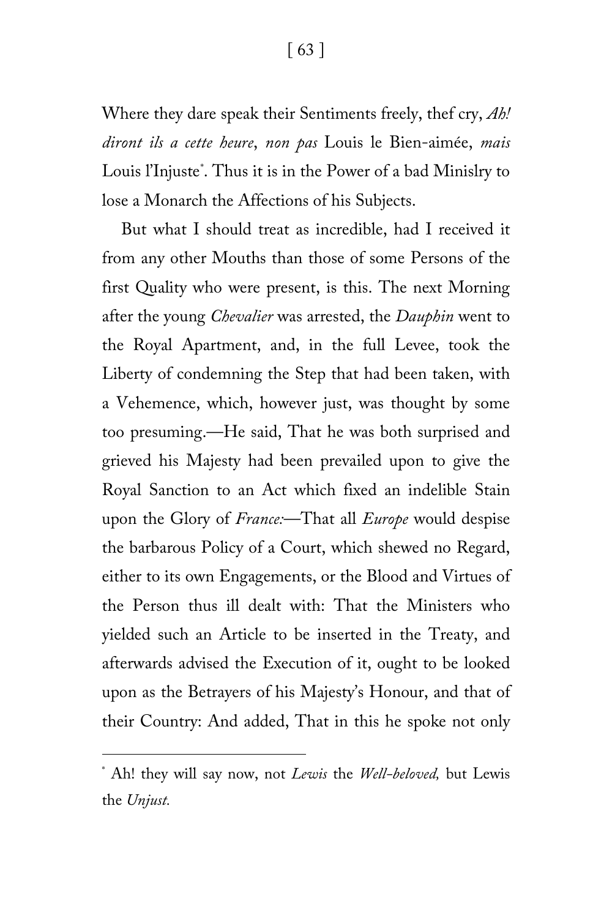Where they dare speak their Sentiments freely, thef cry, *Ah! diront ils a cette heure*, *non pas* Louis le Bien-aimée, *mais* Louis l'Injuste[*]. Thus it is in the Power of a bad Minislry to lose a Monarch the Affections of his Subjects.

But what I should treat as incredible, had I received it from any other Mouths than those of some Persons of the first Quality who were present, is this. The next Morning after the young *Chevalier* was arrested, the *Dauphin* went to the Royal Apartment, and, in the full Levee, took the Liberty of condemning the Step that had been taken, with a Vehemence, which, however just, was thought by some too presuming.—He said, That he was both surprised and grieved his Majesty had been prevailed upon to give the Royal Sanction to an Act which fixed an indelible Stain upon the Glory of *France:*—That all *Europe* would despise the barbarous Policy of a Court, which shewed no Regard, either to its own Engagements, or the Blood and Virtues of the Person thus ill dealt with: That the Ministers who yielded such an Article to be inserted in the Treaty, and afterwards advised the Execution of it, ought to be looked upon as the Betrayers of his Majesty's Honour, and that of their Country: And added, That in this he spoke not only

---

[*] Ah! they will say now, not *Lewis* the *Well-beloved,* but Lewis the *Unjust.*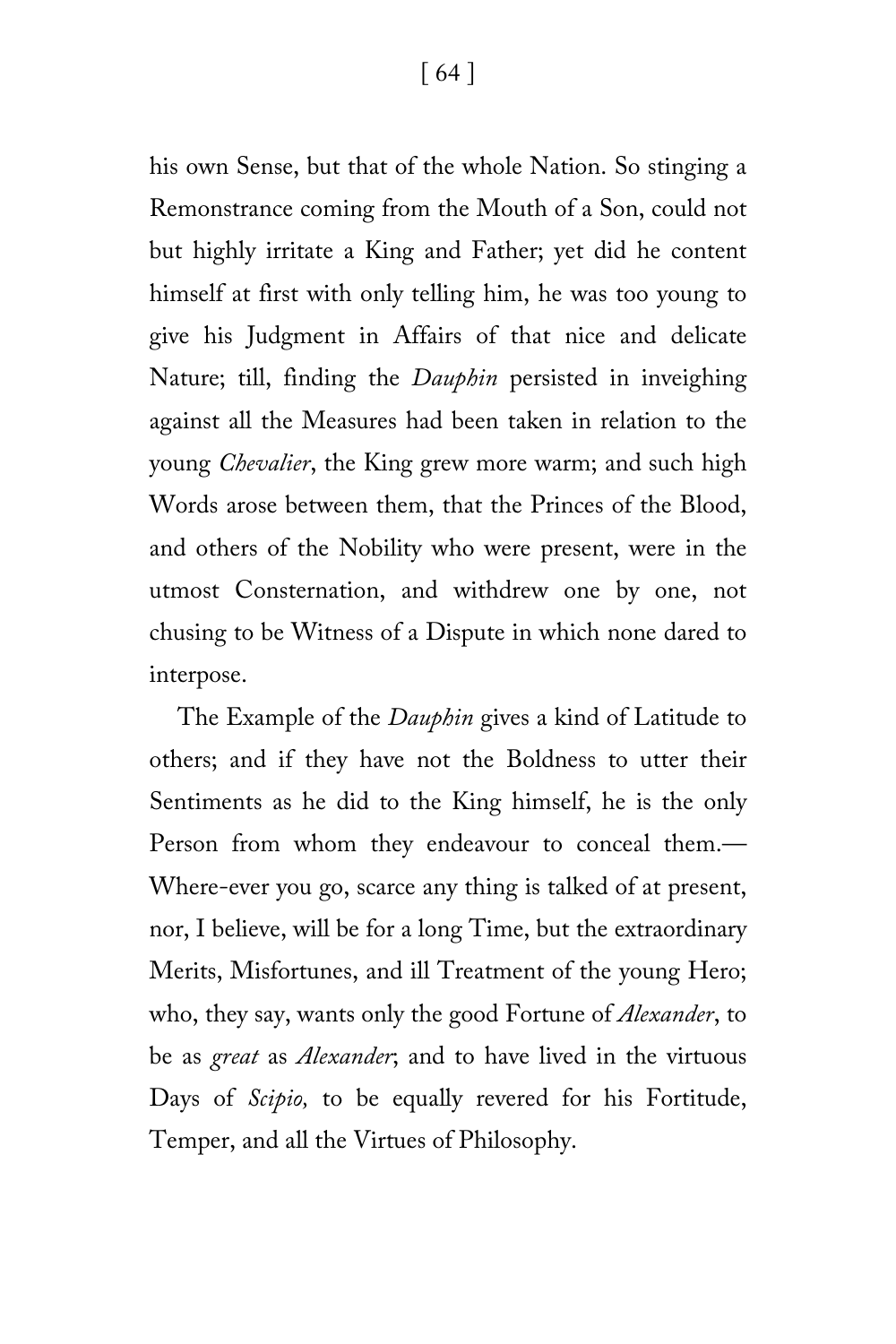his own Sense, but that of the whole Nation. So stinging a Remonstrance coming from the Mouth of a Son, could not but highly irritate a King and Father; yet did he content himself at first with only telling him, he was too young to give his Judgment in Affairs of that nice and delicate Nature; till, finding the *Dauphin* persisted in inveighing against all the Measures had been taken in relation to the young *Chevalier*, the King grew more warm; and such high Words arose between them, that the Princes of the Blood, and others of the Nobility who were present, were in the utmost Consternation, and withdrew one by one, not chusing to be Witness of a Dispute in which none dared to interpose.

The Example of the *Dauphin* gives a kind of Latitude to others; and if they have not the Boldness to utter their Sentiments as he did to the King himself, he is the only Person from whom they endeavour to conceal them.—Where-ever you go, scarce any thing is talked of at present, nor, I believe, will be for a long Time, but the extraordinary Merits, Misfortunes, and ill Treatment of the young Hero; who, they say, wants only the good Fortune of *Alexander*, to be as *great* as *Alexander*; and to have lived in the virtuous Days of *Scipio,* to be equally revered for his Fortitude, Temper, and all the Virtues of Philosophy.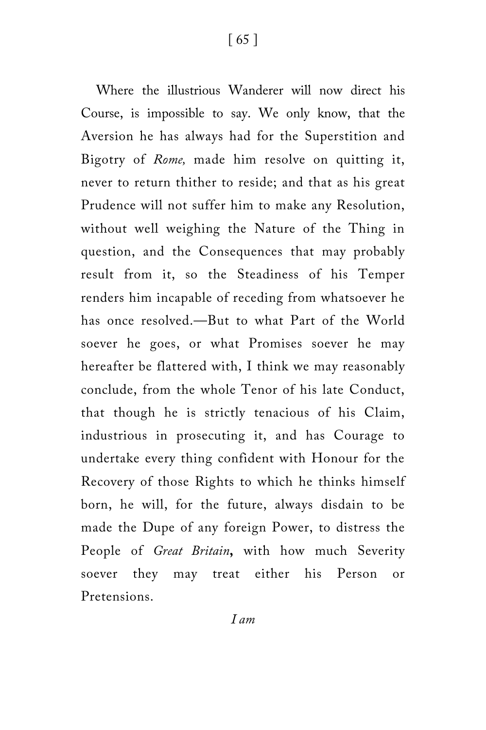Where the illustrious Wanderer will now direct his Course, is impossible to say. We only know, that the Aversion he has always had for the Superstition and Bigotry of *Rome,* made him resolve on quitting it, never to return thither to reside; and that as his great Prudence will not suffer him to make any Resolution, without well weighing the Nature of the Thing in question, and the Consequences that may probably result from it, so the Steadiness of his Temper renders him incapable of receding from whatsoever he has once resolved.—But to what Part of the World soever he goes, or what Promises soever he may hereafter be flattered with, I think we may reasonably conclude, from the whole Tenor of his late Conduct, that though he is strictly tenacious of his Claim, industrious in prosecuting it, and has Courage to undertake every thing confident with Honour for the Recovery of those Rights to which he thinks himself born, he will, for the future, always disdain to be made the Dupe of any foreign Power, to distress the People of *Great Britain*, with how much Severity soever they may treat either his Person or Pretensions.

*I am*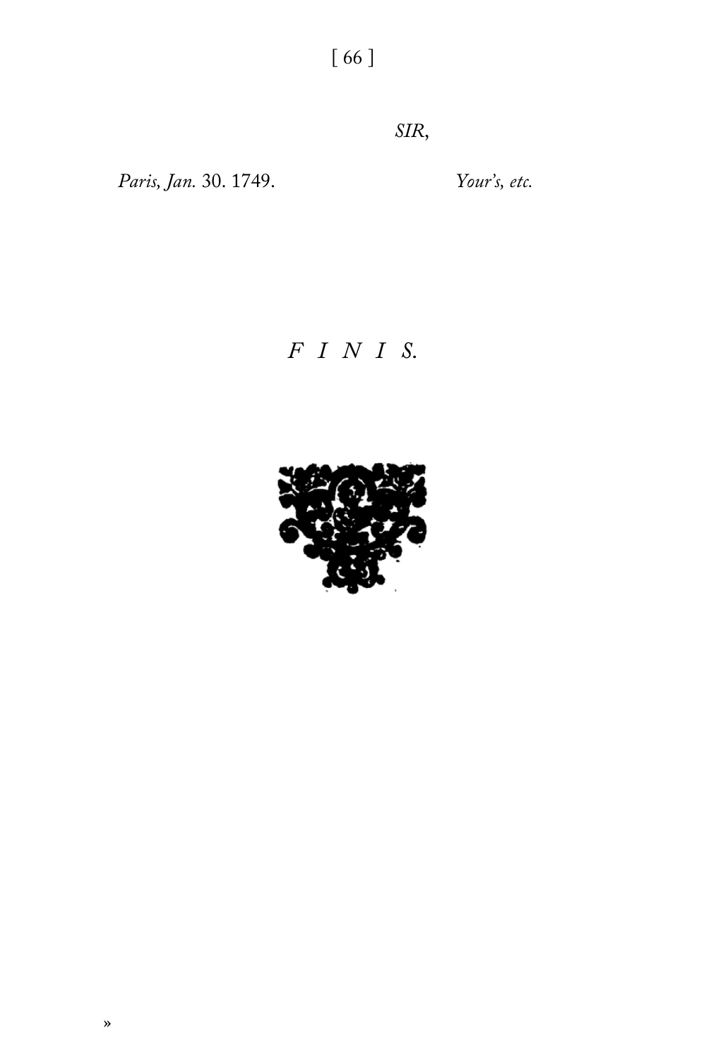*SIR*,

*Paris, Jan.* 30. 1749. *Your's, etc.*

*F I N I S.*

»